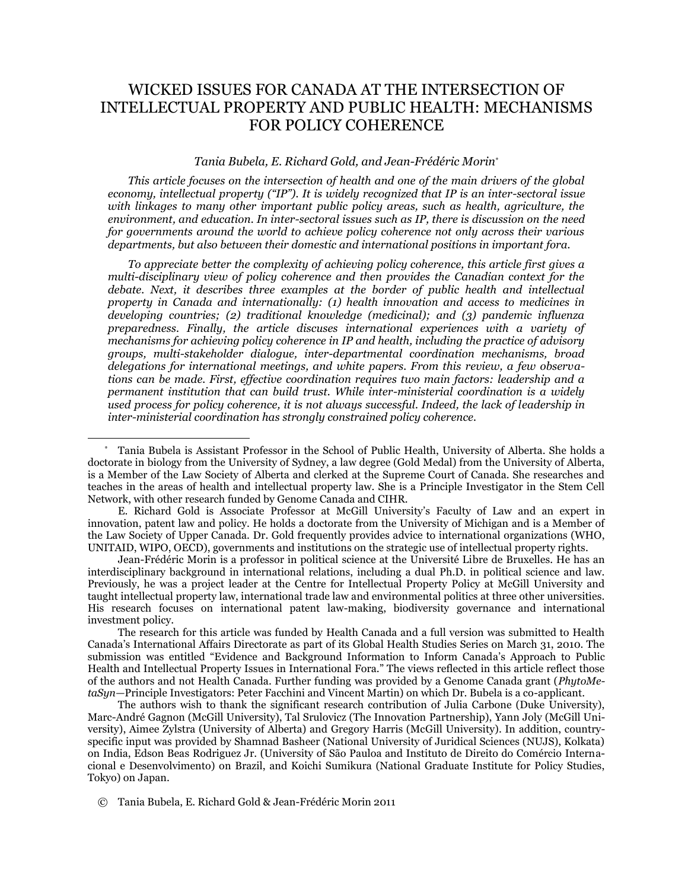# WICKED ISSUES FOR CANADA AT THE INTERSECTION OF INTELLECTUAL PROPERTY AND PUBLIC HEALTH: MECHANISMS FOR POLICY COHERENCE

*Tania Bubela, E. Richard Gold, and Jean-Frédéric Morin*[*]

*This article focuses on the intersection of health and one of the main drivers of the global economy, intellectual property ("IP"). It is widely recognized that IP is an inter-sectoral issue with linkages to many other important public policy areas, such as health, agriculture, the environment, and education. In inter-sectoral issues such as IP, there is discussion on the need for governments around the world to achieve policy coherence not only across their various departments, but also between their domestic and international positions in important fora.*

*To appreciate better the complexity of achieving policy coherence, this article first gives a multi-disciplinary view of policy coherence and then provides the Canadian context for the debate. Next, it describes three examples at the border of public health and intellectual property in Canada and internationally: (1) health innovation and access to medicines in developing countries; (2) traditional knowledge (medicinal); and (3) pandemic influenza preparedness. Finally, the article discuses international experiences with a variety of mechanisms for achieving policy coherence in IP and health, including the practice of advisory groups, multi-stakeholder dialogue, inter-departmental coordination mechanisms, broad delegations for international meetings, and white papers. From this review, a few observations can be made. First, effective coordination requires two main factors: leadership and a permanent institution that can build trust. While inter-ministerial coordination is a widely used process for policy coherence, it is not always successful. Indeed, the lack of leadership in inter-ministerial coordination has strongly constrained policy coherence.*

---

[*] Tania Bubela is Assistant Professor in the School of Public Health, University of Alberta. She holds a doctorate in biology from the University of Sydney, a law degree (Gold Medal) from the University of Alberta, is a Member of the Law Society of Alberta and clerked at the Supreme Court of Canada. She researches and teaches in the areas of health and intellectual property law. She is a Principle Investigator in the Stem Cell Network, with other research funded by Genome Canada and CIHR.

E. Richard Gold is Associate Professor at McGill University's Faculty of Law and an expert in innovation, patent law and policy. He holds a doctorate from the University of Michigan and is a Member of the Law Society of Upper Canada. Dr. Gold frequently provides advice to international organizations (WHO, UNITAID, WIPO, OECD), governments and institutions on the strategic use of intellectual property rights.

Jean-Frédéric Morin is a professor in political science at the Université Libre de Bruxelles. He has an interdisciplinary background in international relations, including a dual Ph.D. in political science and law. Previously, he was a project leader at the Centre for Intellectual Property Policy at McGill University and taught intellectual property law, international trade law and environmental politics at three other universities. His research focuses on international patent law-making, biodiversity governance and international investment policy.

The research for this article was funded by Health Canada and a full version was submitted to Health Canada's International Affairs Directorate as part of its Global Health Studies Series on March 31, 2010. The submission was entitled "Evidence and Background Information to Inform Canada's Approach to Public Health and Intellectual Property Issues in International Fora." The views reflected in this article reflect those of the authors and not Health Canada. Further funding was provided by a Genome Canada grant (*PhytoMetaSyn*—Principle Investigators: Peter Facchini and Vincent Martin) on which Dr. Bubela is a co-applicant.

The authors wish to thank the significant research contribution of Julia Carbone (Duke University), Marc-André Gagnon (McGill University), Tal Srulovicz (The Innovation Partnership), Yann Joly (McGill University), Aimee Zylstra (University of Alberta) and Gregory Harris (McGill University). In addition, country-specific input was provided by Shamnad Basheer (National University of Juridical Sciences (NUJS), Kolkata) on India, Edson Beas Rodriguez Jr. (University of São Pauloa and Instituto de Direito do Comércio Internacional e Desenvolvimento) on Brazil, and Koichi Sumikura (National Graduate Institute for Policy Studies, Tokyo) on Japan.

© Tania Bubela, E. Richard Gold & Jean-Frédéric Morin 2011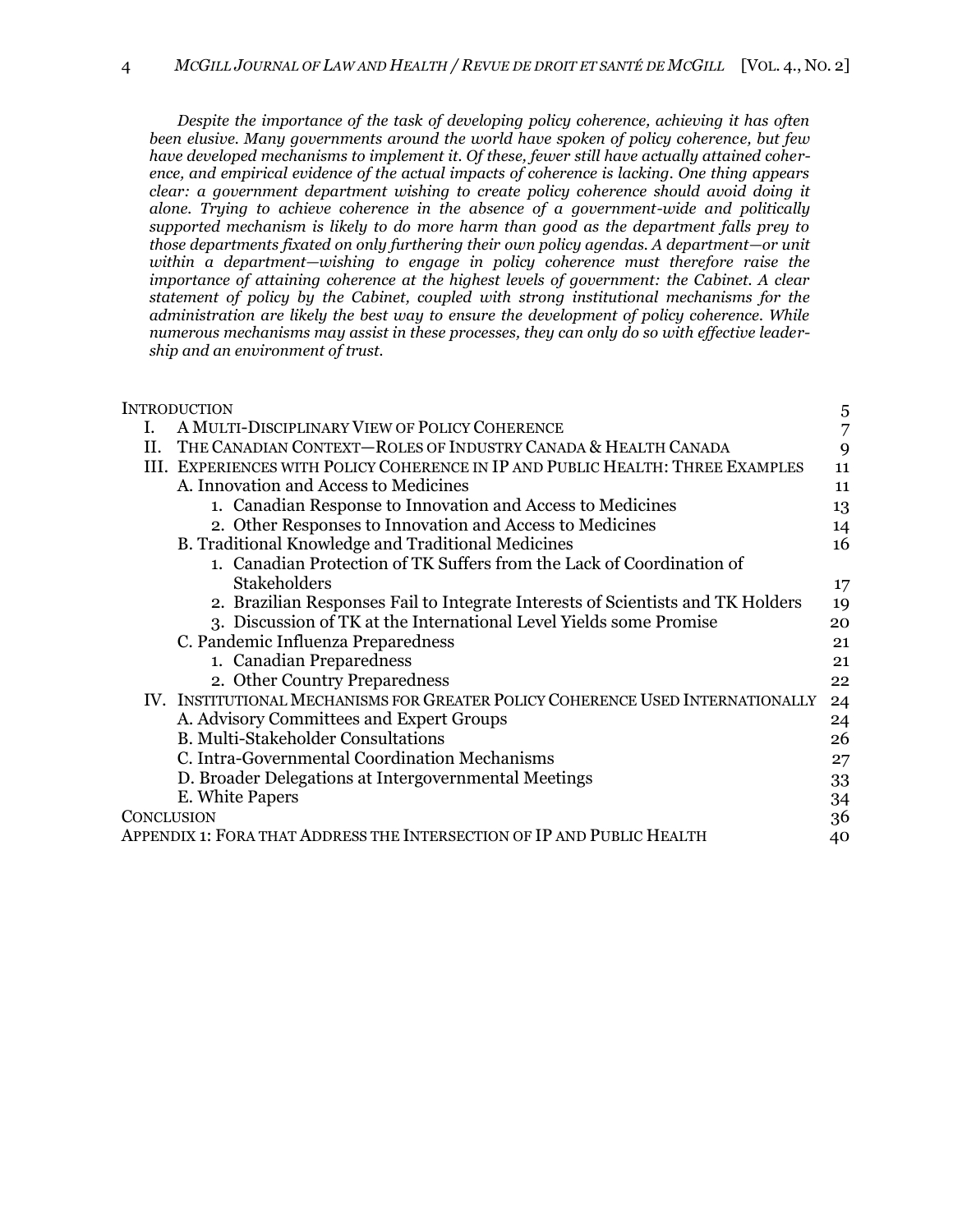*Despite the importance of the task of developing policy coherence, achieving it has often been elusive. Many governments around the world have spoken of policy coherence, but few have developed mechanisms to implement it. Of these, fewer still have actually attained coherence, and empirical evidence of the actual impacts of coherence is lacking. One thing appears clear: a government department wishing to create policy coherence should avoid doing it alone. Trying to achieve coherence in the absence of a government-wide and politically supported mechanism is likely to do more harm than good as the department falls prey to those departments fixated on only furthering their own policy agendas. A department—or unit within a department—wishing to engage in policy coherence must therefore raise the importance of attaining coherence at the highest levels of government: the Cabinet. A clear statement of policy by the Cabinet, coupled with strong institutional mechanisms for the administration are likely the best way to ensure the development of policy coherence. While numerous mechanisms may assist in these processes, they can only do so with effective leadership and an environment of trust.*

| | |
|---|---|
| INTRODUCTION | 5 |
| I. A MULTI-DISCIPLINARY VIEW OF POLICY COHERENCE | 7 |
| II. THE CANADIAN CONTEXT—ROLES OF INDUSTRY CANADA & HEALTH CANADA | 9 |
| III. EXPERIENCES WITH POLICY COHERENCE IN IP AND PUBLIC HEALTH: THREE EXAMPLES | 11 |
| A. Innovation and Access to Medicines | 11 |
| 1. Canadian Response to Innovation and Access to Medicines | 13 |
| 2. Other Responses to Innovation and Access to Medicines | 14 |
| B. Traditional Knowledge and Traditional Medicines | 16 |
| 1. Canadian Protection of TK Suffers from the Lack of Coordination of Stakeholders | 17 |
| 2. Brazilian Responses Fail to Integrate Interests of Scientists and TK Holders | 19 |
| 3. Discussion of TK at the International Level Yields some Promise | 20 |
| C. Pandemic Influenza Preparedness | 21 |
| 1. Canadian Preparedness | 21 |
| 2. Other Country Preparedness | 22 |
| IV. INSTITUTIONAL MECHANISMS FOR GREATER POLICY COHERENCE USED INTERNATIONALLY | 24 |
| A. Advisory Committees and Expert Groups | 24 |
| B. Multi-Stakeholder Consultations | 26 |
| C. Intra-Governmental Coordination Mechanisms | 27 |
| D. Broader Delegations at Intergovernmental Meetings | 33 |
| E. White Papers | 34 |
| CONCLUSION | 36 |
| APPENDIX 1: FORA THAT ADDRESS THE INTERSECTION OF IP AND PUBLIC HEALTH | 40 |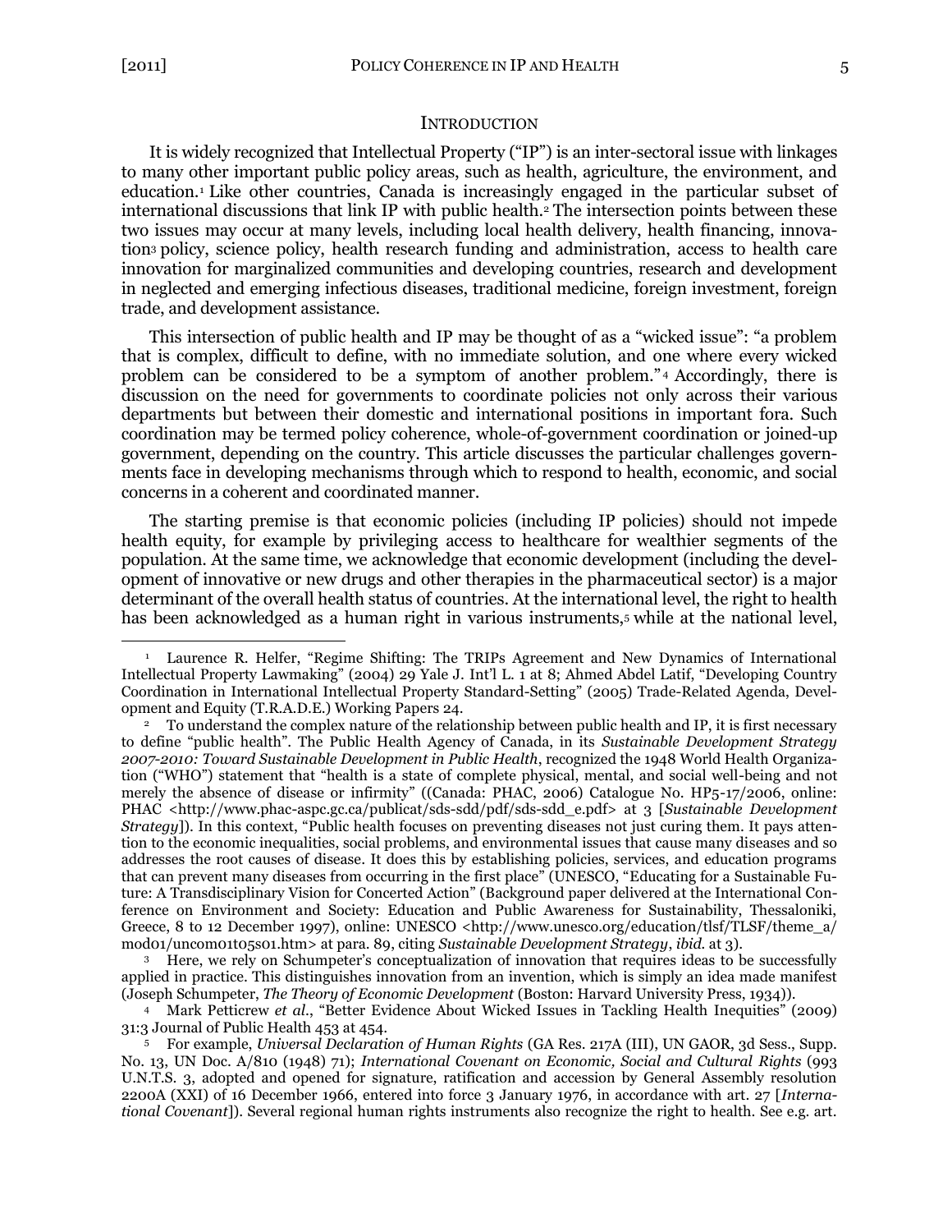## INTRODUCTION

It is widely recognized that Intellectual Property ("IP") is an inter-sectoral issue with linkages to many other important public policy areas, such as health, agriculture, the environment, and education.[1] Like other countries, Canada is increasingly engaged in the particular subset of international discussions that link IP with public health.[2] The intersection points between these two issues may occur at many levels, including local health delivery, health financing, innovation[3] policy, science policy, health research funding and administration, access to health care innovation for marginalized communities and developing countries, research and development in neglected and emerging infectious diseases, traditional medicine, foreign investment, foreign trade, and development assistance.

This intersection of public health and IP may be thought of as a "wicked issue": "a problem that is complex, difficult to define, with no immediate solution, and one where every wicked problem can be considered to be a symptom of another problem."[4] Accordingly, there is discussion on the need for governments to coordinate policies not only across their various departments but between their domestic and international positions in important fora. Such coordination may be termed policy coherence, whole-of-government coordination or joined-up government, depending on the country. This article discusses the particular challenges governments face in developing mechanisms through which to respond to health, economic, and social concerns in a coherent and coordinated manner.

The starting premise is that economic policies (including IP policies) should not impede health equity, for example by privileging access to healthcare for wealthier segments of the population. At the same time, we acknowledge that economic development (including the development of innovative or new drugs and other therapies in the pharmaceutical sector) is a major determinant of the overall health status of countries. At the international level, the right to health has been acknowledged as a human right in various instruments,[5] while at the national level,

---

[1] Laurence R. Helfer, "Regime Shifting: The TRIPs Agreement and New Dynamics of International Intellectual Property Lawmaking" (2004) 29 Yale J. Int'l L. 1 at 8; Ahmed Abdel Latif, "Developing Country Coordination in International Intellectual Property Standard-Setting" (2005) Trade-Related Agenda, Development and Equity (T.R.A.D.E.) Working Papers 24.

[2] To understand the complex nature of the relationship between public health and IP, it is first necessary to define "public health". The Public Health Agency of Canada, in its *Sustainable Development Strategy 2007-2010: Toward Sustainable Development in Public Health*, recognized the 1948 World Health Organization ("WHO") statement that "health is a state of complete physical, mental, and social well-being and not merely the absence of disease or infirmity" ((Canada: PHAC, 2006) Catalogue No. HP5-17/2006, online: PHAC <http://www.phac-aspc.gc.ca/publicat/sds-sdd/pdf/sds-sdd_e.pdf> at 3 [*Sustainable Development Strategy*]). In this context, "Public health focuses on preventing diseases not just curing them. It pays attention to the economic inequalities, social problems, and environmental issues that cause many diseases and so addresses the root causes of disease. It does this by establishing policies, services, and education programs that can prevent many diseases from occurring in the first place" (UNESCO, "Educating for a Sustainable Future: A Transdisciplinary Vision for Concerted Action" (Background paper delivered at the International Conference on Environment and Society: Education and Public Awareness for Sustainability, Thessaloniki, Greece, 8 to 12 December 1997), online: UNESCO <http://www.unesco.org/education/tlsf/TLSF/theme_a/mod01/uncom01t05s01.htm> at para. 89, citing *Sustainable Development Strategy*, *ibid.* at 3).

[3] Here, we rely on Schumpeter's conceptualization of innovation that requires ideas to be successfully applied in practice. This distinguishes innovation from an invention, which is simply an idea made manifest (Joseph Schumpeter, *The Theory of Economic Development* (Boston: Harvard University Press, 1934)).

[4] Mark Petticrew *et al.*, "Better Evidence About Wicked Issues in Tackling Health Inequities" (2009) 31:3 Journal of Public Health 453 at 454.

[5] For example, *Universal Declaration of Human Rights* (GA Res. 217A (III), UN GAOR, 3d Sess., Supp. No. 13, UN Doc. A/810 (1948) 71); *International Covenant on Economic, Social and Cultural Rights* (993 U.N.T.S. 3, adopted and opened for signature, ratification and accession by General Assembly resolution 2200A (XXI) of 16 December 1966, entered into force 3 January 1976, in accordance with art. 27 [*International Covenant*]). Several regional human rights instruments also recognize the right to health. See e.g. art.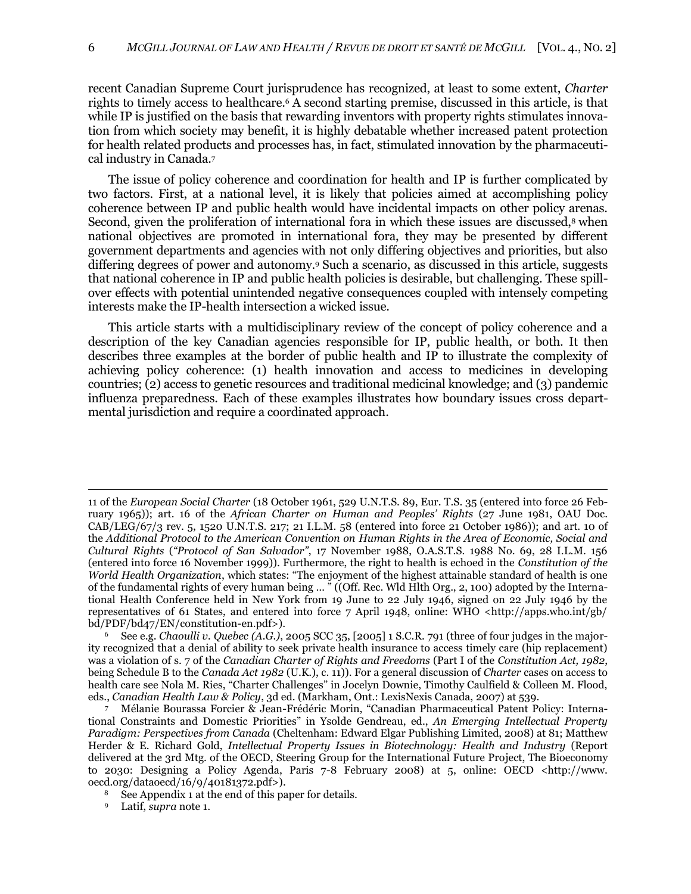recent Canadian Supreme Court jurisprudence has recognized, at least to some extent, *Charter* rights to timely access to healthcare.[6] A second starting premise, discussed in this article, is that while IP is justified on the basis that rewarding inventors with property rights stimulates innovation from which society may benefit, it is highly debatable whether increased patent protection for health related products and processes has, in fact, stimulated innovation by the pharmaceutical industry in Canada.[7]

The issue of policy coherence and coordination for health and IP is further complicated by two factors. First, at a national level, it is likely that policies aimed at accomplishing policy coherence between IP and public health would have incidental impacts on other policy arenas. Second, given the proliferation of international fora in which these issues are discussed,[8] when national objectives are promoted in international fora, they may be presented by different government departments and agencies with not only differing objectives and priorities, but also differing degrees of power and autonomy.[9] Such a scenario, as discussed in this article, suggests that national coherence in IP and public health policies is desirable, but challenging. These spill-over effects with potential unintended negative consequences coupled with intensely competing interests make the IP-health intersection a wicked issue.

This article starts with a multidisciplinary review of the concept of policy coherence and a description of the key Canadian agencies responsible for IP, public health, or both. It then describes three examples at the border of public health and IP to illustrate the complexity of achieving policy coherence: (1) health innovation and access to medicines in developing countries; (2) access to genetic resources and traditional medicinal knowledge; and (3) pandemic influenza preparedness. Each of these examples illustrates how boundary issues cross departmental jurisdiction and require a coordinated approach.

---

11 of the *European Social Charter* (18 October 1961, 529 U.N.T.S. 89, Eur. T.S. 35 (entered into force 26 February 1965)); art. 16 of the *African Charter on Human and Peoples' Rights* (27 June 1981, OAU Doc. CAB/LEG/67/3 rev. 5, 1520 U.N.T.S. 217; 21 I.L.M. 58 (entered into force 21 October 1986)); and art. 10 of the *Additional Protocol to the American Convention on Human Rights in the Area of Economic, Social and Cultural Rights* (*"Protocol of San Salvador"*, 17 November 1988, O.A.S.T.S. 1988 No. 69, 28 I.L.M. 156 (entered into force 16 November 1999)). Furthermore, the right to health is echoed in the *Constitution of the World Health Organization*, which states: "The enjoyment of the highest attainable standard of health is one of the fundamental rights of every human being ... " ((Off. Rec. Wld Hlth Org., 2, 100) adopted by the International Health Conference held in New York from 19 June to 22 July 1946, signed on 22 July 1946 by the representatives of 61 States, and entered into force 7 April 1948, online: WHO <http://apps.who.int/gb/bd/PDF/bd47/EN/constitution-en.pdf>).

[6] See e.g. *Chaoulli v. Quebec (A.G.)*, 2005 SCC 35, [2005] 1 S.C.R. 791 (three of four judges in the majority recognized that a denial of ability to seek private health insurance to access timely care (hip replacement) was a violation of s. 7 of the *Canadian Charter of Rights and Freedoms* (Part I of the *Constitution Act, 1982*, being Schedule B to the *Canada Act 1982* (U.K.), c. 11)). For a general discussion of *Charter* cases on access to health care see Nola M. Ries, "Charter Challenges" in Jocelyn Downie, Timothy Caulfield & Colleen M. Flood, eds., *Canadian Health Law & Policy*, 3d ed. (Markham, Ont.: LexisNexis Canada, 2007) at 539.

[7] Mélanie Bourassa Forcier & Jean-Frédéric Morin, "Canadian Pharmaceutical Patent Policy: International Constraints and Domestic Priorities" in Ysolde Gendreau, ed., *An Emerging Intellectual Property Paradigm: Perspectives from Canada* (Cheltenham: Edward Elgar Publishing Limited, 2008) at 81; Matthew Herder & E. Richard Gold, *Intellectual Property Issues in Biotechnology: Health and Industry* (Report delivered at the 3rd Mtg. of the OECD, Steering Group for the International Future Project, The Bioeconomy to 2030: Designing a Policy Agenda, Paris 7-8 February 2008) at 5, online: OECD <http://www.oecd.org/dataoecd/16/9/40181372.pdf>).

[8] See Appendix 1 at the end of this paper for details.

[9] Latif, *supra* note 1.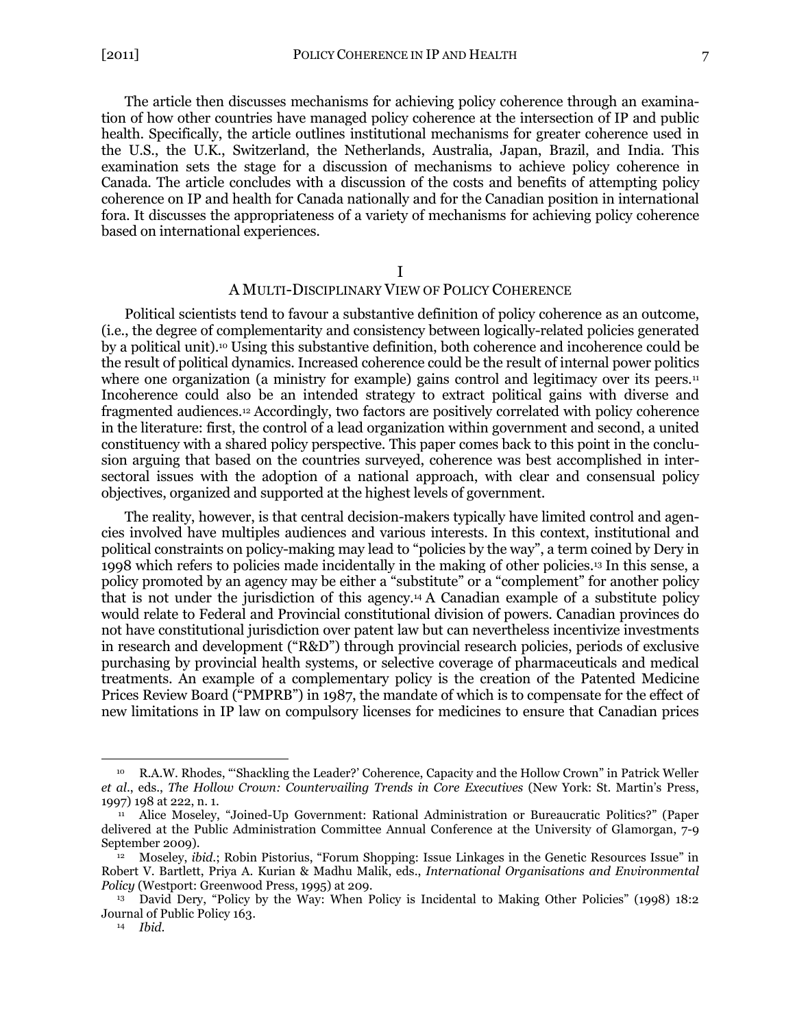The article then discusses mechanisms for achieving policy coherence through an examination of how other countries have managed policy coherence at the intersection of IP and public health. Specifically, the article outlines institutional mechanisms for greater coherence used in the U.S., the U.K., Switzerland, the Netherlands, Australia, Japan, Brazil, and India. This examination sets the stage for a discussion of mechanisms to achieve policy coherence in Canada. The article concludes with a discussion of the costs and benefits of attempting policy coherence on IP and health for Canada nationally and for the Canadian position in international fora. It discusses the appropriateness of a variety of mechanisms for achieving policy coherence based on international experiences.

## I
## A MULTI-DISCIPLINARY VIEW OF POLICY COHERENCE

Political scientists tend to favour a substantive definition of policy coherence as an outcome, (i.e., the degree of complementarity and consistency between logically-related policies generated by a political unit).[10] Using this substantive definition, both coherence and incoherence could be the result of political dynamics. Increased coherence could be the result of internal power politics where one organization (a ministry for example) gains control and legitimacy over its peers.[11] Incoherence could also be an intended strategy to extract political gains with diverse and fragmented audiences.[12] Accordingly, two factors are positively correlated with policy coherence in the literature: first, the control of a lead organization within government and second, a united constituency with a shared policy perspective. This paper comes back to this point in the conclusion arguing that based on the countries surveyed, coherence was best accomplished in intersectoral issues with the adoption of a national approach, with clear and consensual policy objectives, organized and supported at the highest levels of government.

The reality, however, is that central decision-makers typically have limited control and agencies involved have multiples audiences and various interests. In this context, institutional and political constraints on policy-making may lead to "policies by the way", a term coined by Dery in 1998 which refers to policies made incidentally in the making of other policies.[13] In this sense, a policy promoted by an agency may be either a "substitute" or a "complement" for another policy that is not under the jurisdiction of this agency.[14] A Canadian example of a substitute policy would relate to Federal and Provincial constitutional division of powers. Canadian provinces do not have constitutional jurisdiction over patent law but can nevertheless incentivize investments in research and development ("R&D") through provincial research policies, periods of exclusive purchasing by provincial health systems, or selective coverage of pharmaceuticals and medical treatments. An example of a complementary policy is the creation of the Patented Medicine Prices Review Board ("PMPRB") in 1987, the mandate of which is to compensate for the effect of new limitations in IP law on compulsory licenses for medicines to ensure that Canadian prices

---

[10] R.A.W. Rhodes, "'Shackling the Leader?' Coherence, Capacity and the Hollow Crown" in Patrick Weller *et al*., eds., *The Hollow Crown: Countervailing Trends in Core Executives* (New York: St. Martin's Press, 1997) 198 at 222, n. 1.

[11] Alice Moseley, "Joined-Up Government: Rational Administration or Bureaucratic Politics?" (Paper delivered at the Public Administration Committee Annual Conference at the University of Glamorgan, 7-9 September 2009).

[12] Moseley, *ibid*.; Robin Pistorius, "Forum Shopping: Issue Linkages in the Genetic Resources Issue" in Robert V. Bartlett, Priya A. Kurian & Madhu Malik, eds., *International Organisations and Environmental Policy* (Westport: Greenwood Press, 1995) at 209.

[13] David Dery, "Policy by the Way: When Policy is Incidental to Making Other Policies" (1998) 18:2 Journal of Public Policy 163.

[14] *Ibid.*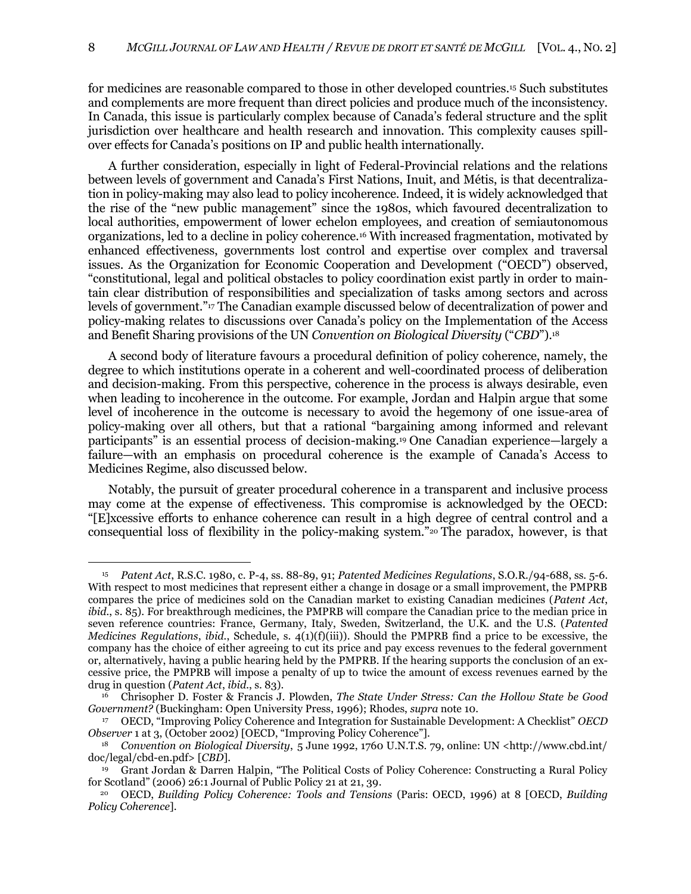for medicines are reasonable compared to those in other developed countries.[15] Such substitutes and complements are more frequent than direct policies and produce much of the inconsistency. In Canada, this issue is particularly complex because of Canada's federal structure and the split jurisdiction over healthcare and health research and innovation. This complexity causes spill-over effects for Canada's positions on IP and public health internationally.

A further consideration, especially in light of Federal-Provincial relations and the relations between levels of government and Canada's First Nations, Inuit, and Métis, is that decentralization in policy-making may also lead to policy incoherence. Indeed, it is widely acknowledged that the rise of the "new public management" since the 1980s, which favoured decentralization to local authorities, empowerment of lower echelon employees, and creation of semiautonomous organizations, led to a decline in policy coherence.[16] With increased fragmentation, motivated by enhanced effectiveness, governments lost control and expertise over complex and traversal issues. As the Organization for Economic Cooperation and Development ("OECD") observed, "constitutional, legal and political obstacles to policy coordination exist partly in order to maintain clear distribution of responsibilities and specialization of tasks among sectors and across levels of government."[17] The Canadian example discussed below of decentralization of power and policy-making relates to discussions over Canada's policy on the Implementation of the Access and Benefit Sharing provisions of the UN *Convention on Biological Diversity* ("*CBD*").[18]

A second body of literature favours a procedural definition of policy coherence, namely, the degree to which institutions operate in a coherent and well-coordinated process of deliberation and decision-making. From this perspective, coherence in the process is always desirable, even when leading to incoherence in the outcome. For example, Jordan and Halpin argue that some level of incoherence in the outcome is necessary to avoid the hegemony of one issue-area of policy-making over all others, but that a rational "bargaining among informed and relevant participants" is an essential process of decision-making.[19] One Canadian experience—largely a failure—with an emphasis on procedural coherence is the example of Canada's Access to Medicines Regime, also discussed below.

Notably, the pursuit of greater procedural coherence in a transparent and inclusive process may come at the expense of effectiveness. This compromise is acknowledged by the OECD: "[E]xcessive efforts to enhance coherence can result in a high degree of central control and a consequential loss of flexibility in the policy-making system."[20] The paradox, however, is that

---

[15] *Patent Act*, R.S.C. 1980, c. P-4, ss. 88-89, 91; *Patented Medicines Regulations*, S.O.R./94-688, ss. 5-6. With respect to most medicines that represent either a change in dosage or a small improvement, the PMPRB compares the price of medicines sold on the Canadian market to existing Canadian medicines (*Patent Act*, *ibid.*, s. 85). For breakthrough medicines, the PMPRB will compare the Canadian price to the median price in seven reference countries: France, Germany, Italy, Sweden, Switzerland, the U.K. and the U.S. (*Patented Medicines Regulations*, *ibid.*, Schedule, s. 4(1)(f)(iii)). Should the PMPRB find a price to be excessive, the company has the choice of either agreeing to cut its price and pay excess revenues to the federal government or, alternatively, having a public hearing held by the PMPRB. If the hearing supports the conclusion of an excessive price, the PMPRB will impose a penalty of up to twice the amount of excess revenues earned by the drug in question (*Patent Act*, *ibid.*, s. 83).

[16] Chrisopher D. Foster & Francis J. Plowden, *The State Under Stress: Can the Hollow State be Good Government?* (Buckingham: Open University Press, 1996); Rhodes, *supra* note 10.

[17] OECD, "Improving Policy Coherence and Integration for Sustainable Development: A Checklist" *OECD Observer* 1 at 3, (October 2002) [OECD, "Improving Policy Coherence"].

[18] *Convention on Biological Diversity*, 5 June 1992, 1760 U.N.T.S. 79, online: UN <http://www.cbd.int/doc/legal/cbd-en.pdf> [*CBD*].

[19] Grant Jordan & Darren Halpin, "The Political Costs of Policy Coherence: Constructing a Rural Policy for Scotland" (2006) 26:1 Journal of Public Policy 21 at 21, 39.

[20] OECD, *Building Policy Coherence: Tools and Tensions* (Paris: OECD, 1996) at 8 [OECD, *Building Policy Coherence*].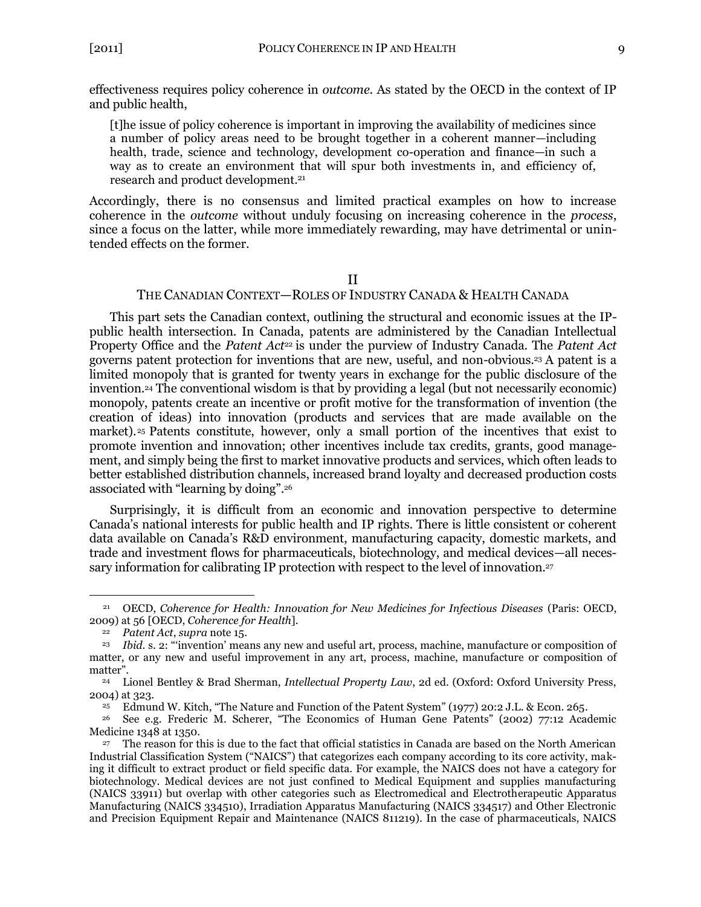effectiveness requires policy coherence in *outcome*. As stated by the OECD in the context of IP and public health,

> [t]he issue of policy coherence is important in improving the availability of medicines since a number of policy areas need to be brought together in a coherent manner—including health, trade, science and technology, development co-operation and finance—in such a way as to create an environment that will spur both investments in, and efficiency of, research and product development.[21]

Accordingly, there is no consensus and limited practical examples on how to increase coherence in the *outcome* without unduly focusing on increasing coherence in the *process*, since a focus on the latter, while more immediately rewarding, may have detrimental or unintended effects on the former.

## II
## THE CANADIAN CONTEXT—ROLES OF INDUSTRY CANADA & HEALTH CANADA

This part sets the Canadian context, outlining the structural and economic issues at the IP-public health intersection. In Canada, patents are administered by the Canadian Intellectual Property Office and the *Patent Act*[22] is under the purview of Industry Canada. The *Patent Act* governs patent protection for inventions that are new, useful, and non-obvious.[23] A patent is a limited monopoly that is granted for twenty years in exchange for the public disclosure of the invention.[24] The conventional wisdom is that by providing a legal (but not necessarily economic) monopoly, patents create an incentive or profit motive for the transformation of invention (the creation of ideas) into innovation (products and services that are made available on the market).[25] Patents constitute, however, only a small portion of the incentives that exist to promote invention and innovation; other incentives include tax credits, grants, good management, and simply being the first to market innovative products and services, which often leads to better established distribution channels, increased brand loyalty and decreased production costs associated with "learning by doing".[26]

Surprisingly, it is difficult from an economic and innovation perspective to determine Canada's national interests for public health and IP rights. There is little consistent or coherent data available on Canada's R&D environment, manufacturing capacity, domestic markets, and trade and investment flows for pharmaceuticals, biotechnology, and medical devices—all necessary information for calibrating IP protection with respect to the level of innovation.[27]

---

[21] OECD, *Coherence for Health: Innovation for New Medicines for Infectious Diseases* (Paris: OECD, 2009) at 56 [OECD, *Coherence for Health*].

[22] *Patent Act*, *supra* note 15.

[23] *Ibid.* s. 2: "'invention' means any new and useful art, process, machine, manufacture or composition of matter, or any new and useful improvement in any art, process, machine, manufacture or composition of matter".

[24] Lionel Bentley & Brad Sherman, *Intellectual Property Law*, 2d ed. (Oxford: Oxford University Press, 2004) at 323.

[25] Edmund W. Kitch, "The Nature and Function of the Patent System" (1977) 20:2 J.L. & Econ. 265.

[26] See e.g. Frederic M. Scherer, "The Economics of Human Gene Patents" (2002) 77:12 Academic Medicine 1348 at 1350.

[27] The reason for this is due to the fact that official statistics in Canada are based on the North American Industrial Classification System ("NAICS") that categorizes each company according to its core activity, making it difficult to extract product or field specific data. For example, the NAICS does not have a category for biotechnology. Medical devices are not just confined to Medical Equipment and supplies manufacturing (NAICS 33911) but overlap with other categories such as Electromedical and Electrotherapeutic Apparatus Manufacturing (NAICS 334510), Irradiation Apparatus Manufacturing (NAICS 334517) and Other Electronic and Precision Equipment Repair and Maintenance (NAICS 811219). In the case of pharmaceuticals, NAICS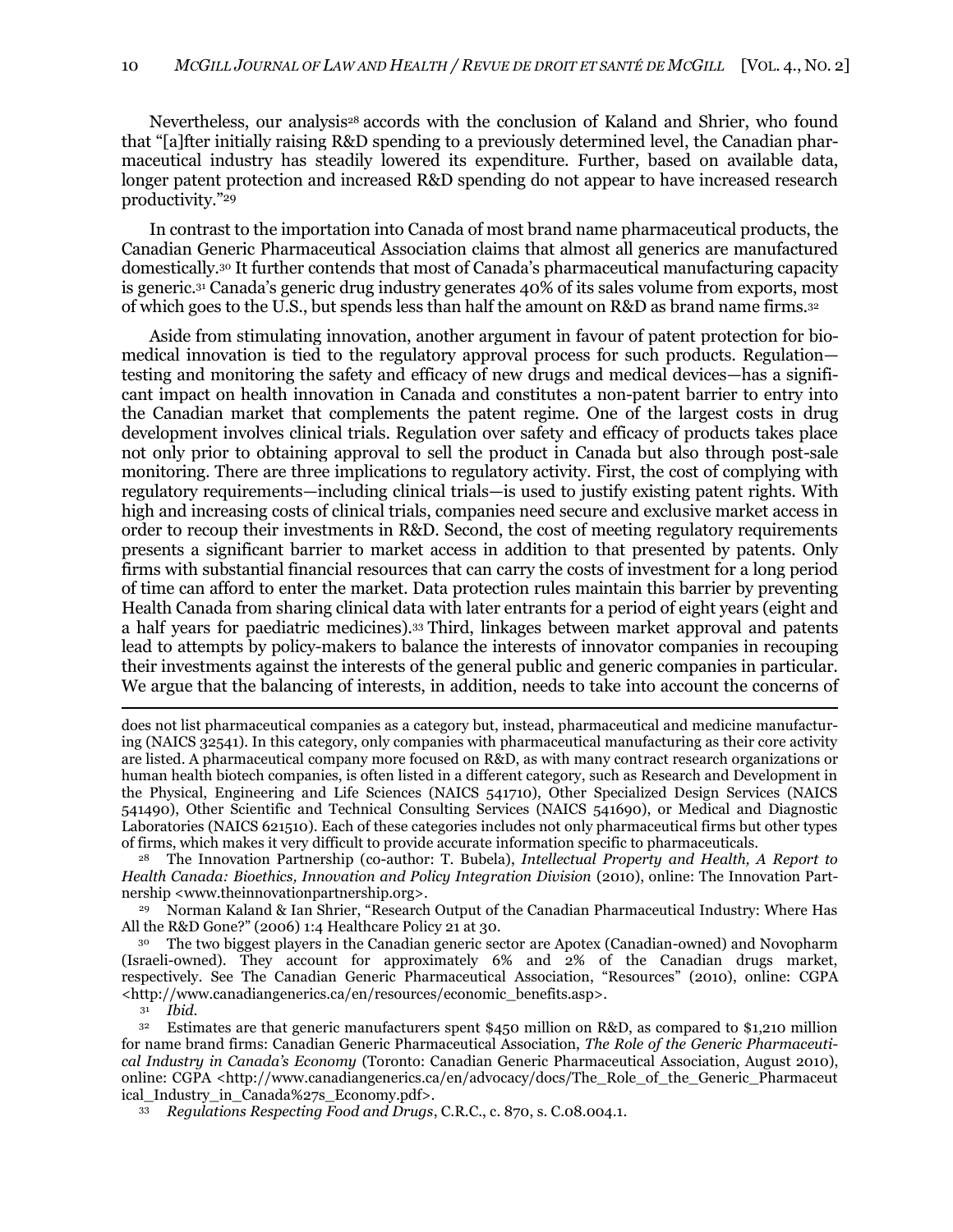Nevertheless, our analysis[28] accords with the conclusion of Kaland and Shrier, who found that "[a]fter initially raising R&D spending to a previously determined level, the Canadian pharmaceutical industry has steadily lowered its expenditure. Further, based on available data, longer patent protection and increased R&D spending do not appear to have increased research productivity."[29]

In contrast to the importation into Canada of most brand name pharmaceutical products, the Canadian Generic Pharmaceutical Association claims that almost all generics are manufactured domestically.[30] It further contends that most of Canada's pharmaceutical manufacturing capacity is generic.[31] Canada's generic drug industry generates 40% of its sales volume from exports, most of which goes to the U.S., but spends less than half the amount on R&D as brand name firms.[32]

Aside from stimulating innovation, another argument in favour of patent protection for biomedical innovation is tied to the regulatory approval process for such products. Regulation—testing and monitoring the safety and efficacy of new drugs and medical devices—has a significant impact on health innovation in Canada and constitutes a non-patent barrier to entry into the Canadian market that complements the patent regime. One of the largest costs in drug development involves clinical trials. Regulation over safety and efficacy of products takes place not only prior to obtaining approval to sell the product in Canada but also through post-sale monitoring. There are three implications to regulatory activity. First, the cost of complying with regulatory requirements—including clinical trials—is used to justify existing patent rights. With high and increasing costs of clinical trials, companies need secure and exclusive market access in order to recoup their investments in R&D. Second, the cost of meeting regulatory requirements presents a significant barrier to market access in addition to that presented by patents. Only firms with substantial financial resources that can carry the costs of investment for a long period of time can afford to enter the market. Data protection rules maintain this barrier by preventing Health Canada from sharing clinical data with later entrants for a period of eight years (eight and a half years for paediatric medicines).[33] Third, linkages between market approval and patents lead to attempts by policy-makers to balance the interests of innovator companies in recouping their investments against the interests of the general public and generic companies in particular. We argue that the balancing of interests, in addition, needs to take into account the concerns of

---

does not list pharmaceutical companies as a category but, instead, pharmaceutical and medicine manufacturing (NAICS 32541). In this category, only companies with pharmaceutical manufacturing as their core activity are listed. A pharmaceutical company more focused on R&D, as with many contract research organizations or human health biotech companies, is often listed in a different category, such as Research and Development in the Physical, Engineering and Life Sciences (NAICS 541710), Other Specialized Design Services (NAICS 541490), Other Scientific and Technical Consulting Services (NAICS 541690), or Medical and Diagnostic Laboratories (NAICS 621510). Each of these categories includes not only pharmaceutical firms but other types of firms, which makes it very difficult to provide accurate information specific to pharmaceuticals.

[28] The Innovation Partnership (co-author: T. Bubela), *Intellectual Property and Health, A Report to Health Canada: Bioethics, Innovation and Policy Integration Division* (2010), online: The Innovation Partnership <www.theinnovationpartnership.org>.

[29] Norman Kaland & Ian Shrier, "Research Output of the Canadian Pharmaceutical Industry: Where Has All the R&D Gone?" (2006) 1:4 Healthcare Policy 21 at 30.

[30] The two biggest players in the Canadian generic sector are Apotex (Canadian-owned) and Novopharm (Israeli-owned). They account for approximately 6% and 2% of the Canadian drugs market, respectively. See The Canadian Generic Pharmaceutical Association, "Resources" (2010), online: CGPA <http://www.canadiangenerics.ca/en/resources/economic_benefits.asp>.

[31] *Ibid.*

[32] Estimates are that generic manufacturers spent $450 million on R&D, as compared to $1,210 million for name brand firms: Canadian Generic Pharmaceutical Association, *The Role of the Generic Pharmaceutical Industry in Canada's Economy* (Toronto: Canadian Generic Pharmaceutical Association, August 2010), online: CGPA <http://www.canadiangenerics.ca/en/advocacy/docs/The_Role_of_the_Generic_Pharmaceutical_Industry_in_Canada%27s_Economy.pdf>.

[33] *Regulations Respecting Food and Drugs*, C.R.C., c. 870, s. C.08.004.1.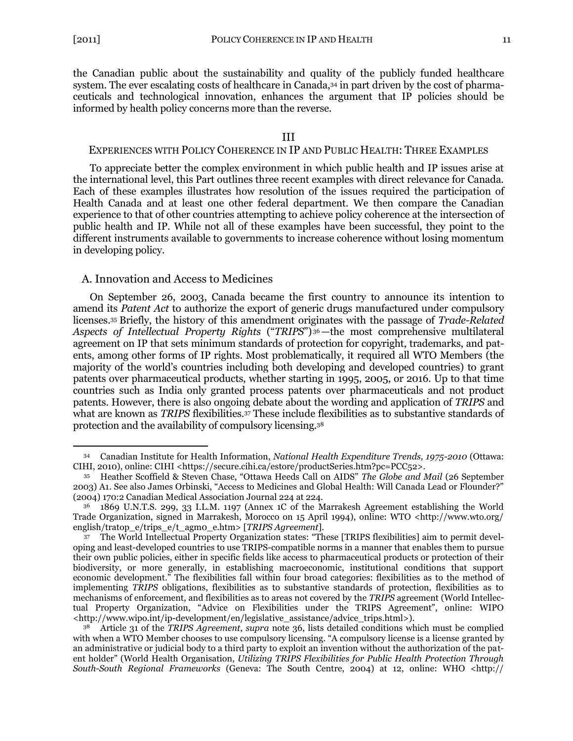the Canadian public about the sustainability and quality of the publicly funded healthcare system. The ever escalating costs of healthcare in Canada,[34] in part driven by the cost of pharmaceuticals and technological innovation, enhances the argument that IP policies should be informed by health policy concerns more than the reverse.

## III

## EXPERIENCES WITH POLICY COHERENCE IN IP AND PUBLIC HEALTH: THREE EXAMPLES

To appreciate better the complex environment in which public health and IP issues arise at the international level, this Part outlines three recent examples with direct relevance for Canada. Each of these examples illustrates how resolution of the issues required the participation of Health Canada and at least one other federal department. We then compare the Canadian experience to that of other countries attempting to achieve policy coherence at the intersection of public health and IP. While not all of these examples have been successful, they point to the different instruments available to governments to increase coherence without losing momentum in developing policy.

### A. Innovation and Access to Medicines

On September 26, 2003, Canada became the first country to announce its intention to amend its *Patent Act* to authorize the export of generic drugs manufactured under compulsory licenses.[35] Briefly, the history of this amendment originates with the passage of *Trade-Related Aspects of Intellectual Property Rights* ("*TRIPS*")[36]—the most comprehensive multilateral agreement on IP that sets minimum standards of protection for copyright, trademarks, and patents, among other forms of IP rights. Most problematically, it required all WTO Members (the majority of the world's countries including both developing and developed countries) to grant patents over pharmaceutical products, whether starting in 1995, 2005, or 2016. Up to that time countries such as India only granted process patents over pharmaceuticals and not product patents. However, there is also ongoing debate about the wording and application of *TRIPS* and what are known as *TRIPS* flexibilities.[37] These include flexibilities as to substantive standards of protection and the availability of compulsory licensing.[38]

---

[34] Canadian Institute for Health Information, *National Health Expenditure Trends, 1975-2010* (Ottawa: CIHI, 2010), online: CIHI <https://secure.cihi.ca/estore/productSeries.htm?pc=PCC52>.

[35] Heather Scoffield & Steven Chase, "Ottawa Heeds Call on AIDS" *The Globe and Mail* (26 September 2003) A1. See also James Orbinski, "Access to Medicines and Global Health: Will Canada Lead or Flounder?" (2004) 170:2 Canadian Medical Association Journal 224 at 224.

[36] 1869 U.N.T.S. 299, 33 I.L.M. 1197 (Annex 1C of the Marrakesh Agreement establishing the World Trade Organization, signed in Marrakesh, Morocco on 15 April 1994), online: WTO <http://www.wto.org/english/tratop_e/trips_e/t_agm0_e.htm> [*TRIPS Agreement*].

[37] The World Intellectual Property Organization states: "These [TRIPS flexibilities] aim to permit developing and least-developed countries to use TRIPS-compatible norms in a manner that enables them to pursue their own public policies, either in specific fields like access to pharmaceutical products or protection of their biodiversity, or more generally, in establishing macroeconomic, institutional conditions that support economic development." The flexibilities fall within four broad categories: flexibilities as to the method of implementing *TRIPS* obligations, flexibilities as to substantive standards of protection, flexibilities as to mechanisms of enforcement, and flexibilities as to areas not covered by the *TRIPS* agreement (World Intellectual Property Organization, "Advice on Flexibilities under the TRIPS Agreement", online: WIPO <http://www.wipo.int/ip-development/en/legislative_assistance/advice_trips.html>).

[38] Article 31 of the *TRIPS Agreement*, *supra* note 36, lists detailed conditions which must be complied with when a WTO Member chooses to use compulsory licensing. "A compulsory license is a license granted by an administrative or judicial body to a third party to exploit an invention without the authorization of the patent holder" (World Health Organisation, *Utilizing TRIPS Flexibilities for Public Health Protection Through South-South Regional Frameworks* (Geneva: The South Centre, 2004) at 12, online: WHO <http://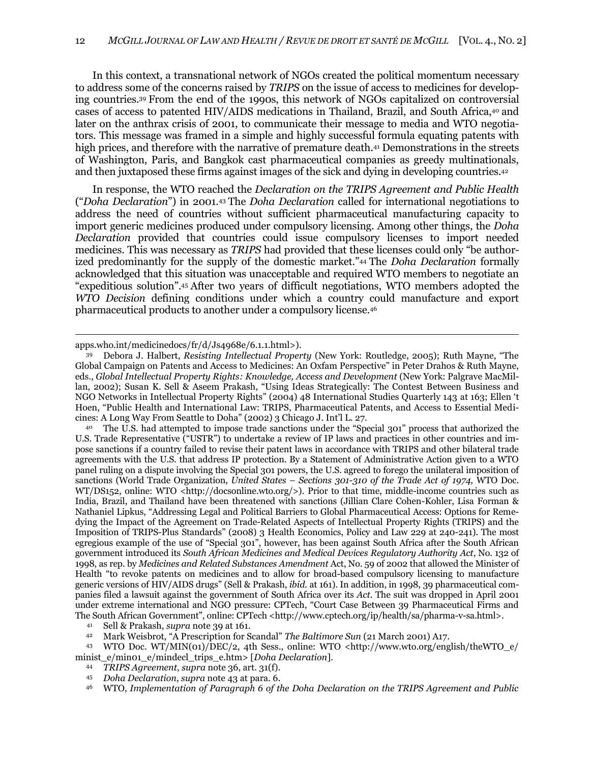In this context, a transnational network of NGOs created the political momentum necessary to address some of the concerns raised by *TRIPS* on the issue of access to medicines for developing countries.[39] From the end of the 1990s, this network of NGOs capitalized on controversial cases of access to patented HIV/AIDS medications in Thailand, Brazil, and South Africa,[40] and later on the anthrax crisis of 2001, to communicate their message to media and WTO negotiators. This message was framed in a simple and highly successful formula equating patents with high prices, and therefore with the narrative of premature death.[41] Demonstrations in the streets of Washington, Paris, and Bangkok cast pharmaceutical companies as greedy multinationals, and then juxtaposed these firms against images of the sick and dying in developing countries.[42]

In response, the WTO reached the *Declaration on the TRIPS Agreement and Public Health* ("*Doha Declaration*") in 2001.[43] The *Doha Declaration* called for international negotiations to address the need of countries without sufficient pharmaceutical manufacturing capacity to import generic medicines produced under compulsory licensing. Among other things, the *Doha Declaration* provided that countries could issue compulsory licenses to import needed medicines. This was necessary as *TRIPS* had provided that these licenses could only "be authorized predominantly for the supply of the domestic market."[44] The *Doha Declaration* formally acknowledged that this situation was unacceptable and required WTO members to negotiate an "expeditious solution".[45] After two years of difficult negotiations, WTO members adopted the *WTO Decision* defining conditions under which a country could manufacture and export pharmaceutical products to another under a compulsory license.[46]

---

apps.who.int/medicinedocs/fr/d/Js4968e/6.1.1.html>).

[39] Debora J. Halbert, *Resisting Intellectual Property* (New York: Routledge, 2005); Ruth Mayne, "The Global Campaign on Patents and Access to Medicines: An Oxfam Perspective" in Peter Drahos & Ruth Mayne, eds., *Global Intellectual Property Rights: Knowledge, Access and Development* (New York: Palgrave MacMillan, 2002); Susan K. Sell & Aseem Prakash, "Using Ideas Strategically: The Contest Between Business and NGO Networks in Intellectual Property Rights" (2004) 48 International Studies Quarterly 143 at 163; Ellen 't Hoen, "Public Health and International Law: TRIPS, Pharmaceutical Patents, and Access to Essential Medicines: A Long Way From Seattle to Doha" (2002) 3 Chicago J. Int'l L. 27.

[40] The U.S. had attempted to impose trade sanctions under the "Special 301" process that authorized the U.S. Trade Representative ("USTR") to undertake a review of IP laws and practices in other countries and impose sanctions if a country failed to revise their patent laws in accordance with TRIPS and other bilateral trade agreements with the U.S. that address IP protection. By a Statement of Administrative Action given to a WTO panel ruling on a dispute involving the Special 301 powers, the U.S. agreed to forego the unilateral imposition of sanctions (World Trade Organization, *United States – Sections 301-310 of the Trade Act of 1974,* WTO Doc. WT/DS152, online: WTO <http://docsonline.wto.org/>). Prior to that time, middle-income countries such as India, Brazil, and Thailand have been threatened with sanctions (Jillian Clare Cohen-Kohler, Lisa Forman & Nathaniel Lipkus, "Addressing Legal and Political Barriers to Global Pharmaceutical Access: Options for Remedying the Impact of the Agreement on Trade-Related Aspects of Intellectual Property Rights (TRIPS) and the Imposition of TRIPS-Plus Standards" (2008) 3 Health Economics, Policy and Law 229 at 240-241). The most egregious example of the use of "Special 301", however, has been against South Africa after the South African government introduced its *South African Medicines and Medical Devices Regulatory Authority Act*, No. 132 of 1998, as rep. by *Medicines and Related Substances Amendment* Act, No. 59 of 2002 that allowed the Minister of Health "to revoke patents on medicines and to allow for broad-based compulsory licensing to manufacture generic versions of HIV/AIDS drugs" (Sell & Prakash, *ibid.* at 161). In addition, in 1998, 39 pharmaceutical companies filed a lawsuit against the government of South Africa over its *Act*. The suit was dropped in April 2001 under extreme international and NGO pressure: CPTech, "Court Case Between 39 Pharmaceutical Firms and The South African Government", online: CPTech <http://www.cptech.org/ip/health/sa/pharma-v-sa.html>.

[41] Sell & Prakash, *supra* note 39 at 161.

[42] Mark Weisbrot, "A Prescription for Scandal" *The Baltimore Sun* (21 March 2001) A17.

[43] WTO Doc. WT/MIN(01)/DEC/2, 4th Sess., online: WTO <http://www.wto.org/english/theWTO_e/minist_e/min01_e/mindecl_trips_e.htm> [*Doha Declaration*].

[44] *TRIPS Agreement*, *supra* note 36, art. 31(f).

[45] *Doha Declaration*, *supra* note 43 at para. 6.

[46] WTO, *Implementation of Paragraph 6 of the Doha Declaration on the TRIPS Agreement and Public*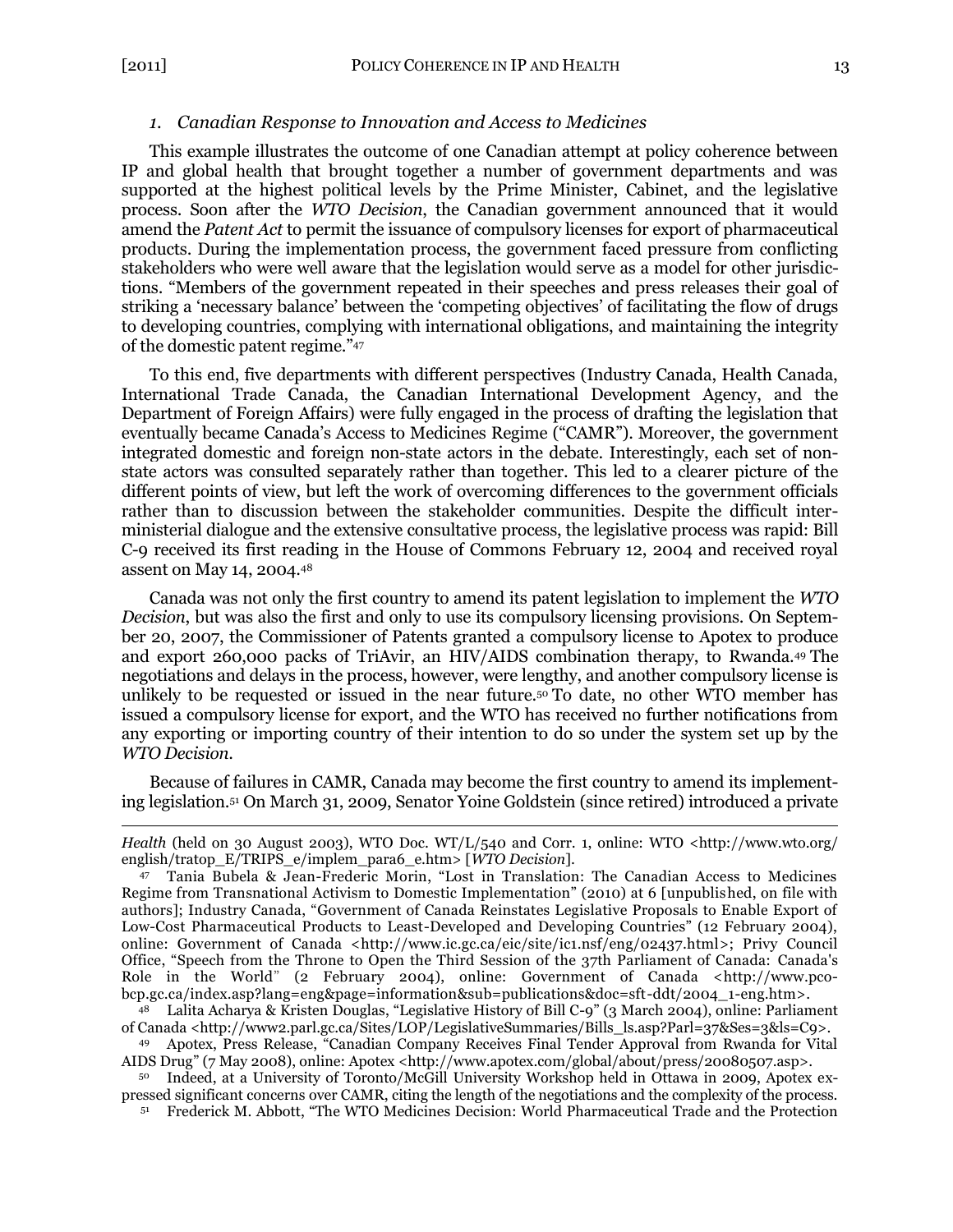### 1. *Canadian Response to Innovation and Access to Medicines*

This example illustrates the outcome of one Canadian attempt at policy coherence between IP and global health that brought together a number of government departments and was supported at the highest political levels by the Prime Minister, Cabinet, and the legislative process. Soon after the *WTO Decision*, the Canadian government announced that it would amend the *Patent Act* to permit the issuance of compulsory licenses for export of pharmaceutical products. During the implementation process, the government faced pressure from conflicting stakeholders who were well aware that the legislation would serve as a model for other jurisdictions. "Members of the government repeated in their speeches and press releases their goal of striking a 'necessary balance' between the 'competing objectives' of facilitating the flow of drugs to developing countries, complying with international obligations, and maintaining the integrity of the domestic patent regime."[47]

To this end, five departments with different perspectives (Industry Canada, Health Canada, International Trade Canada, the Canadian International Development Agency, and the Department of Foreign Affairs) were fully engaged in the process of drafting the legislation that eventually became Canada's Access to Medicines Regime ("CAMR"). Moreover, the government integrated domestic and foreign non-state actors in the debate. Interestingly, each set of non-state actors was consulted separately rather than together. This led to a clearer picture of the different points of view, but left the work of overcoming differences to the government officials rather than to discussion between the stakeholder communities. Despite the difficult inter-ministerial dialogue and the extensive consultative process, the legislative process was rapid: Bill C-9 received its first reading in the House of Commons February 12, 2004 and received royal assent on May 14, 2004.[48]

Canada was not only the first country to amend its patent legislation to implement the *WTO Decision*, but was also the first and only to use its compulsory licensing provisions. On September 20, 2007, the Commissioner of Patents granted a compulsory license to Apotex to produce and export 260,000 packs of TriAvir, an HIV/AIDS combination therapy, to Rwanda.[49] The negotiations and delays in the process, however, were lengthy, and another compulsory license is unlikely to be requested or issued in the near future.[50] To date, no other WTO member has issued a compulsory license for export, and the WTO has received no further notifications from any exporting or importing country of their intention to do so under the system set up by the *WTO Decision*.

Because of failures in CAMR, Canada may become the first country to amend its implementing legislation.[51] On March 31, 2009, Senator Yoine Goldstein (since retired) introduced a private

---

*Health* (held on 30 August 2003), WTO Doc. WT/L/540 and Corr. 1, online: WTO <http://www.wto.org/english/tratop_E/TRIPS_e/implem_para6_e.htm> [*WTO Decision*].

[47] Tania Bubela & Jean-Frederic Morin, "Lost in Translation: The Canadian Access to Medicines Regime from Transnational Activism to Domestic Implementation" (2010) at 6 [unpublished, on file with authors]; Industry Canada, "Government of Canada Reinstates Legislative Proposals to Enable Export of Low-Cost Pharmaceutical Products to Least-Developed and Developing Countries" (12 February 2004), online: Government of Canada <http://www.ic.gc.ca/eic/site/ic1.nsf/eng/02437.html>; Privy Council Office, "Speech from the Throne to Open the Third Session of the 37th Parliament of Canada: Canada's Role in the World" (2 February 2004), online: Government of Canada <http://www.pco-bcp.gc.ca/index.asp?lang=eng&page=information&sub=publications&doc=sft-ddt/2004_1-eng.htm>.

[48] Lalita Acharya & Kristen Douglas, "Legislative History of Bill C-9" (3 March 2004), online: Parliament of Canada <http://www2.parl.gc.ca/Sites/LOP/LegislativeSummaries/Bills_ls.asp?Parl=37&Ses=3&ls=C9>.

[49] Apotex, Press Release, "Canadian Company Receives Final Tender Approval from Rwanda for Vital AIDS Drug" (7 May 2008), online: Apotex <http://www.apotex.com/global/about/press/20080507.asp>.

[50] Indeed, at a University of Toronto/McGill University Workshop held in Ottawa in 2009, Apotex expressed significant concerns over CAMR, citing the length of the negotiations and the complexity of the process.

[51] Frederick M. Abbott, "The WTO Medicines Decision: World Pharmaceutical Trade and the Protection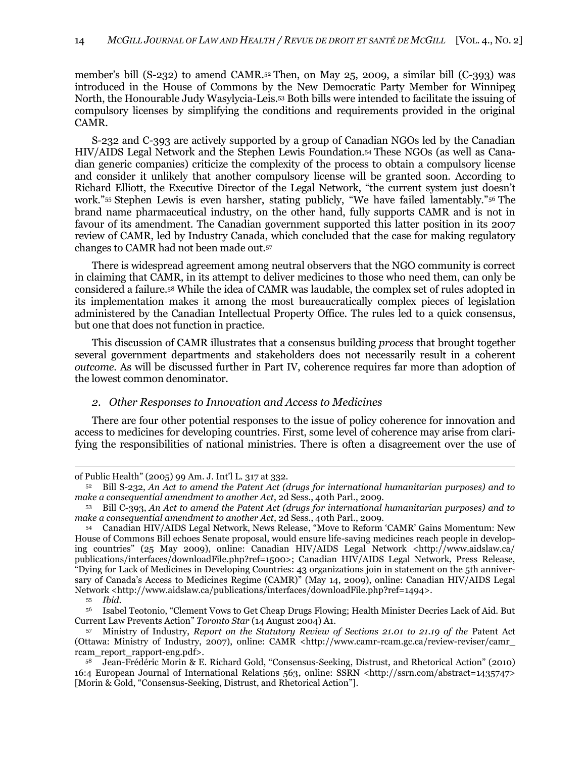member's bill (S-232) to amend CAMR.[52] Then, on May 25, 2009, a similar bill (C-393) was introduced in the House of Commons by the New Democratic Party Member for Winnipeg North, the Honourable Judy Wasylycia-Leis.[53] Both bills were intended to facilitate the issuing of compulsory licenses by simplifying the conditions and requirements provided in the original CAMR.

S-232 and C-393 are actively supported by a group of Canadian NGOs led by the Canadian HIV/AIDS Legal Network and the Stephen Lewis Foundation.[54] These NGOs (as well as Canadian generic companies) criticize the complexity of the process to obtain a compulsory license and consider it unlikely that another compulsory license will be granted soon. According to Richard Elliott, the Executive Director of the Legal Network, "the current system just doesn't work."[55] Stephen Lewis is even harsher, stating publicly, "We have failed lamentably."[56] The brand name pharmaceutical industry, on the other hand, fully supports CAMR and is not in favour of its amendment. The Canadian government supported this latter position in its 2007 review of CAMR, led by Industry Canada, which concluded that the case for making regulatory changes to CAMR had not been made out.[57]

There is widespread agreement among neutral observers that the NGO community is correct in claiming that CAMR, in its attempt to deliver medicines to those who need them, can only be considered a failure.[58] While the idea of CAMR was laudable, the complex set of rules adopted in its implementation makes it among the most bureaucratically complex pieces of legislation administered by the Canadian Intellectual Property Office. The rules led to a quick consensus, but one that does not function in practice.

This discussion of CAMR illustrates that a consensus building *process* that brought together several government departments and stakeholders does not necessarily result in a coherent *outcome*. As will be discussed further in Part IV, coherence requires far more than adoption of the lowest common denominator.

### *2. Other Responses to Innovation and Access to Medicines*

There are four other potential responses to the issue of policy coherence for innovation and access to medicines for developing countries. First, some level of coherence may arise from clarifying the responsibilities of national ministries. There is often a disagreement over the use of

---

of Public Health" (2005) 99 Am. J. Int'l L. 317 at 332.

[52] Bill S-232, *An Act to amend the Patent Act (drugs for international humanitarian purposes) and to make a consequential amendment to another Act*, 2d Sess., 40th Parl., 2009.

[53] Bill C-393, *An Act to amend the Patent Act (drugs for international humanitarian purposes) and to make a consequential amendment to another Act*, 2d Sess., 40th Parl., 2009.

[54] Canadian HIV/AIDS Legal Network, News Release, "Move to Reform 'CAMR' Gains Momentum: New House of Commons Bill echoes Senate proposal, would ensure life-saving medicines reach people in developing countries" (25 May 2009), online: Canadian HIV/AIDS Legal Network <http://www.aidslaw.ca/publications/interfaces/downloadFile.php?ref=1500>; Canadian HIV/AIDS Legal Network, Press Release, "Dying for Lack of Medicines in Developing Countries: 43 organizations join in statement on the 5th anniversary of Canada's Access to Medicines Regime (CAMR)" (May 14, 2009), online: Canadian HIV/AIDS Legal Network <http://www.aidslaw.ca/publications/interfaces/downloadFile.php?ref=1494>.

[55] *Ibid.*

[56] Isabel Teotonio, "Clement Vows to Get Cheap Drugs Flowing; Health Minister Decries Lack of Aid. But Current Law Prevents Action" *Toronto Star* (14 August 2004) A1.

[57] Ministry of Industry, *Report on the Statutory Review of Sections 21.01 to 21.19 of the* Patent Act (Ottawa: Ministry of Industry, 2007), online: CAMR <http://www.camr-rcam.gc.ca/review-reviser/camr_rcam_report_rapport-eng.pdf>.

[58] Jean-Frédéric Morin & E. Richard Gold, "Consensus-Seeking, Distrust, and Rhetorical Action" (2010) 16:4 European Journal of International Relations 563, online: SSRN <http://ssrn.com/abstract=1435747> [Morin & Gold, "Consensus-Seeking, Distrust, and Rhetorical Action"].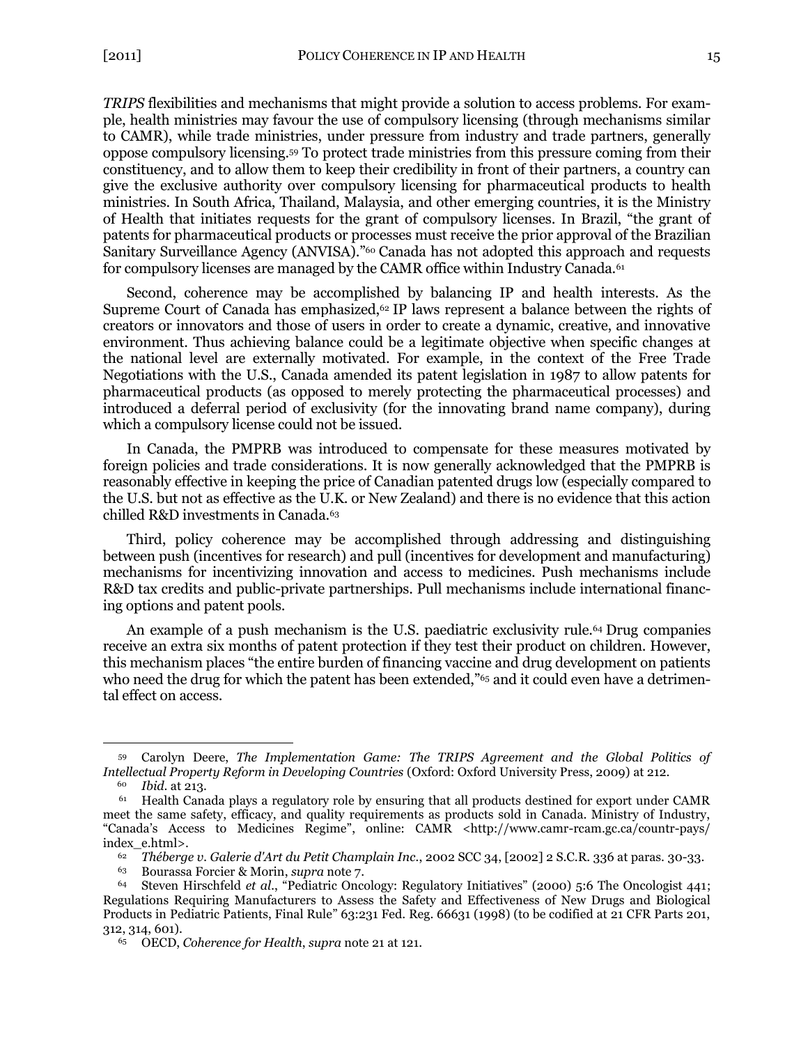*TRIPS* flexibilities and mechanisms that might provide a solution to access problems. For example, health ministries may favour the use of compulsory licensing (through mechanisms similar to CAMR), while trade ministries, under pressure from industry and trade partners, generally oppose compulsory licensing.[59] To protect trade ministries from this pressure coming from their constituency, and to allow them to keep their credibility in front of their partners, a country can give the exclusive authority over compulsory licensing for pharmaceutical products to health ministries. In South Africa, Thailand, Malaysia, and other emerging countries, it is the Ministry of Health that initiates requests for the grant of compulsory licenses. In Brazil, "the grant of patents for pharmaceutical products or processes must receive the prior approval of the Brazilian Sanitary Surveillance Agency (ANVISA)."[60] Canada has not adopted this approach and requests for compulsory licenses are managed by the CAMR office within Industry Canada.[61]

Second, coherence may be accomplished by balancing IP and health interests. As the Supreme Court of Canada has emphasized,[62] IP laws represent a balance between the rights of creators or innovators and those of users in order to create a dynamic, creative, and innovative environment. Thus achieving balance could be a legitimate objective when specific changes at the national level are externally motivated. For example, in the context of the Free Trade Negotiations with the U.S., Canada amended its patent legislation in 1987 to allow patents for pharmaceutical products (as opposed to merely protecting the pharmaceutical processes) and introduced a deferral period of exclusivity (for the innovating brand name company), during which a compulsory license could not be issued.

In Canada, the PMPRB was introduced to compensate for these measures motivated by foreign policies and trade considerations. It is now generally acknowledged that the PMPRB is reasonably effective in keeping the price of Canadian patented drugs low (especially compared to the U.S. but not as effective as the U.K. or New Zealand) and there is no evidence that this action chilled R&D investments in Canada.[63]

Third, policy coherence may be accomplished through addressing and distinguishing between push (incentives for research) and pull (incentives for development and manufacturing) mechanisms for incentivizing innovation and access to medicines. Push mechanisms include R&D tax credits and public-private partnerships. Pull mechanisms include international financing options and patent pools.

An example of a push mechanism is the U.S. paediatric exclusivity rule.[64] Drug companies receive an extra six months of patent protection if they test their product on children. However, this mechanism places "the entire burden of financing vaccine and drug development on patients who need the drug for which the patent has been extended,"[65] and it could even have a detrimental effect on access.

---

[59] Carolyn Deere, *The Implementation Game: The TRIPS Agreement and the Global Politics of Intellectual Property Reform in Developing Countries* (Oxford: Oxford University Press, 2009) at 212.

[60] *Ibid.* at 213.

[61] Health Canada plays a regulatory role by ensuring that all products destined for export under CAMR meet the same safety, efficacy, and quality requirements as products sold in Canada. Ministry of Industry, "Canada's Access to Medicines Regime", online: CAMR <http://www.camr-rcam.gc.ca/countr-pays/index_e.html>.

[62] *Théberge v. Galerie d'Art du Petit Champlain Inc.*, 2002 SCC 34, [2002] 2 S.C.R. 336 at paras. 30-33.

[63] Bourassa Forcier & Morin, *supra* note 7.

[64] Steven Hirschfeld *et al.*, "Pediatric Oncology: Regulatory Initiatives" (2000) 5:6 The Oncologist 441; Regulations Requiring Manufacturers to Assess the Safety and Effectiveness of New Drugs and Biological Products in Pediatric Patients, Final Rule" 63:231 Fed. Reg. 66631 (1998) (to be codified at 21 CFR Parts 201, 312, 314, 601).

[65] OECD, *Coherence for Health*, *supra* note 21 at 121.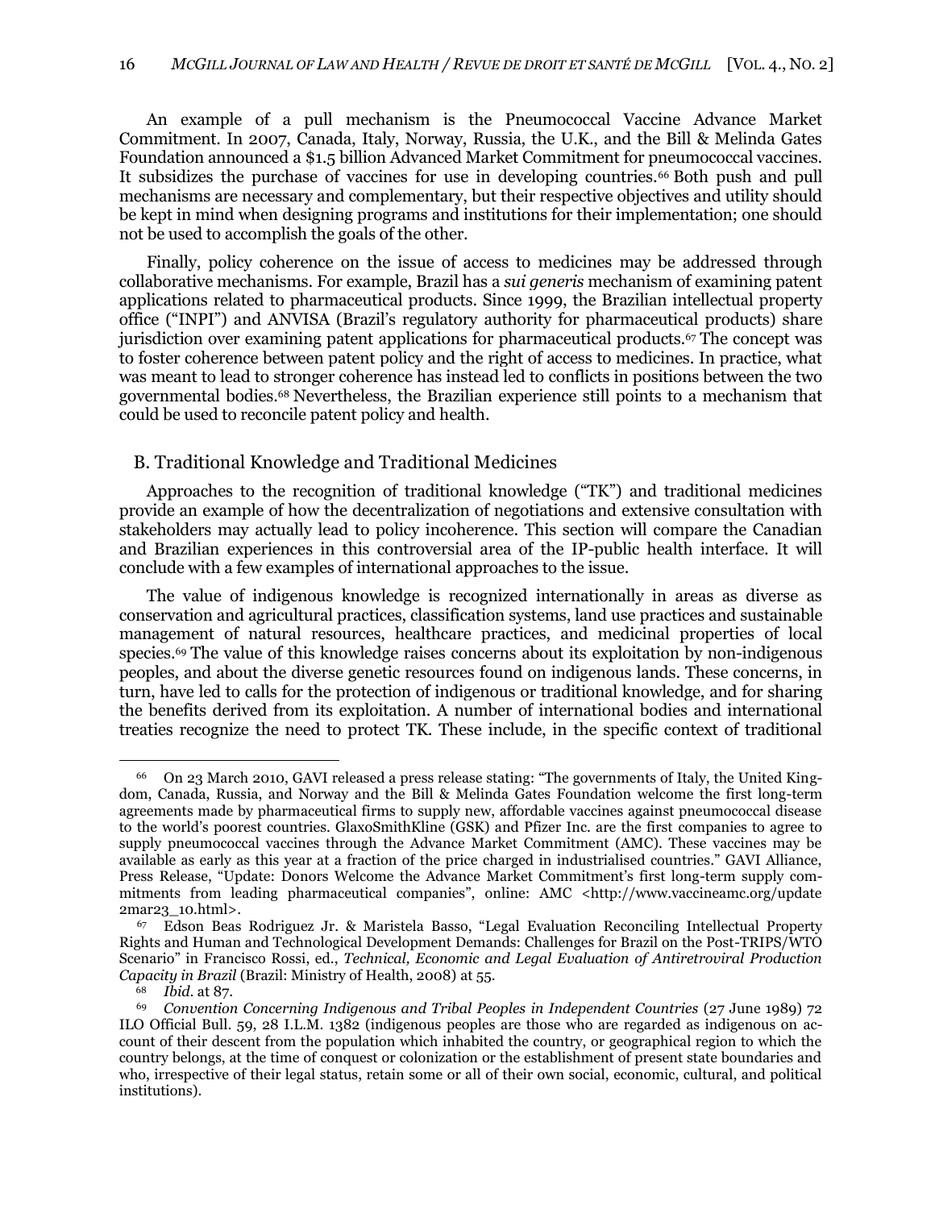An example of a pull mechanism is the Pneumococcal Vaccine Advance Market Commitment. In 2007, Canada, Italy, Norway, Russia, the U.K., and the Bill & Melinda Gates Foundation announced a $1.5 billion Advanced Market Commitment for pneumococcal vaccines. It subsidizes the purchase of vaccines for use in developing countries.[66] Both push and pull mechanisms are necessary and complementary, but their respective objectives and utility should be kept in mind when designing programs and institutions for their implementation; one should not be used to accomplish the goals of the other.

Finally, policy coherence on the issue of access to medicines may be addressed through collaborative mechanisms. For example, Brazil has a *sui generis* mechanism of examining patent applications related to pharmaceutical products. Since 1999, the Brazilian intellectual property office ("INPI") and ANVISA (Brazil's regulatory authority for pharmaceutical products) share jurisdiction over examining patent applications for pharmaceutical products.[67] The concept was to foster coherence between patent policy and the right of access to medicines. In practice, what was meant to lead to stronger coherence has instead led to conflicts in positions between the two governmental bodies.[68] Nevertheless, the Brazilian experience still points to a mechanism that could be used to reconcile patent policy and health.

## B. Traditional Knowledge and Traditional Medicines

Approaches to the recognition of traditional knowledge ("TK") and traditional medicines provide an example of how the decentralization of negotiations and extensive consultation with stakeholders may actually lead to policy incoherence. This section will compare the Canadian and Brazilian experiences in this controversial area of the IP-public health interface. It will conclude with a few examples of international approaches to the issue.

The value of indigenous knowledge is recognized internationally in areas as diverse as conservation and agricultural practices, classification systems, land use practices and sustainable management of natural resources, healthcare practices, and medicinal properties of local species.[69] The value of this knowledge raises concerns about its exploitation by non-indigenous peoples, and about the diverse genetic resources found on indigenous lands. These concerns, in turn, have led to calls for the protection of indigenous or traditional knowledge, and for sharing the benefits derived from its exploitation. A number of international bodies and international treaties recognize the need to protect TK. These include, in the specific context of traditional

---

[66] On 23 March 2010, GAVI released a press release stating: "The governments of Italy, the United Kingdom, Canada, Russia, and Norway and the Bill & Melinda Gates Foundation welcome the first long-term agreements made by pharmaceutical firms to supply new, affordable vaccines against pneumococcal disease to the world's poorest countries. GlaxoSmithKline (GSK) and Pfizer Inc. are the first companies to agree to supply pneumococcal vaccines through the Advance Market Commitment (AMC). These vaccines may be available as early as this year at a fraction of the price charged in industrialised countries." GAVI Alliance, Press Release, "Update: Donors Welcome the Advance Market Commitment's first long-term supply commitments from leading pharmaceutical companies", online: AMC <http://www.vaccineamc.org/update2mar23_10.html>.

[67] Edson Beas Rodriguez Jr. & Maristela Basso, "Legal Evaluation Reconciling Intellectual Property Rights and Human and Technological Development Demands: Challenges for Brazil on the Post-TRIPS/WTO Scenario" in Francisco Rossi, ed., *Technical, Economic and Legal Evaluation of Antiretroviral Production Capacity in Brazil* (Brazil: Ministry of Health, 2008) at 55.

[68] *Ibid.* at 87.

[69] *Convention Concerning Indigenous and Tribal Peoples in Independent Countries* (27 June 1989) 72 ILO Official Bull. 59, 28 I.L.M. 1382 (indigenous peoples are those who are regarded as indigenous on account of their descent from the population which inhabited the country, or geographical region to which the country belongs, at the time of conquest or colonization or the establishment of present state boundaries and who, irrespective of their legal status, retain some or all of their own social, economic, cultural, and political institutions).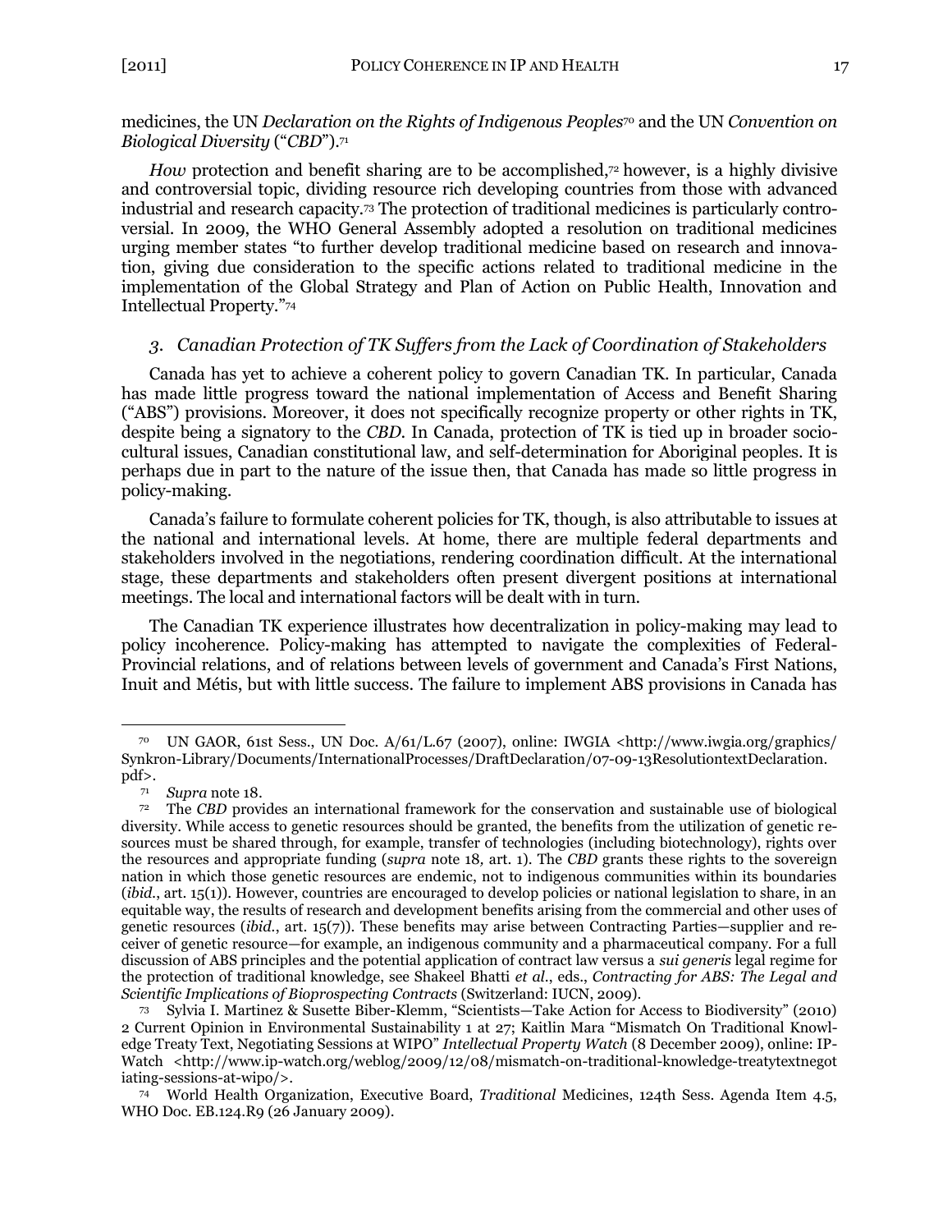medicines, the UN *Declaration on the Rights of Indigenous Peoples*[70] and the UN *Convention on Biological Diversity* ("*CBD*").[71]

*How* protection and benefit sharing are to be accomplished,[72] however, is a highly divisive and controversial topic, dividing resource rich developing countries from those with advanced industrial and research capacity.[73] The protection of traditional medicines is particularly controversial. In 2009, the WHO General Assembly adopted a resolution on traditional medicines urging member states "to further develop traditional medicine based on research and innovation, giving due consideration to the specific actions related to traditional medicine in the implementation of the Global Strategy and Plan of Action on Public Health, Innovation and Intellectual Property."[74]

### *3. Canadian Protection of TK Suffers from the Lack of Coordination of Stakeholders*

Canada has yet to achieve a coherent policy to govern Canadian TK. In particular, Canada has made little progress toward the national implementation of Access and Benefit Sharing ("ABS") provisions. Moreover, it does not specifically recognize property or other rights in TK, despite being a signatory to the *CBD*. In Canada, protection of TK is tied up in broader socio-cultural issues, Canadian constitutional law, and self-determination for Aboriginal peoples. It is perhaps due in part to the nature of the issue then, that Canada has made so little progress in policy-making.

Canada's failure to formulate coherent policies for TK, though, is also attributable to issues at the national and international levels. At home, there are multiple federal departments and stakeholders involved in the negotiations, rendering coordination difficult. At the international stage, these departments and stakeholders often present divergent positions at international meetings. The local and international factors will be dealt with in turn.

The Canadian TK experience illustrates how decentralization in policy-making may lead to policy incoherence. Policy-making has attempted to navigate the complexities of Federal-Provincial relations, and of relations between levels of government and Canada's First Nations, Inuit and Métis, but with little success. The failure to implement ABS provisions in Canada has

---

[70] UN GAOR, 61st Sess., UN Doc. A/61/L.67 (2007), online: IWGIA <http://www.iwgia.org/graphics/Synkron-Library/Documents/InternationalProcesses/DraftDeclaration/07-09-13ResolutiontextDeclaration.pdf>.

[71] *Supra* note 18.

[72] The *CBD* provides an international framework for the conservation and sustainable use of biological diversity. While access to genetic resources should be granted, the benefits from the utilization of genetic resources must be shared through, for example, transfer of technologies (including biotechnology), rights over the resources and appropriate funding (*supra* note 18, art. 1). The *CBD* grants these rights to the sovereign nation in which those genetic resources are endemic, not to indigenous communities within its boundaries (*ibid.*, art. 15(1)). However, countries are encouraged to develop policies or national legislation to share, in an equitable way, the results of research and development benefits arising from the commercial and other uses of genetic resources (*ibid.*, art. 15(7)). These benefits may arise between Contracting Parties—supplier and receiver of genetic resource—for example, an indigenous community and a pharmaceutical company. For a full discussion of ABS principles and the potential application of contract law versus a *sui generis* legal regime for the protection of traditional knowledge, see Shakeel Bhatti *et al.*, eds., *Contracting for ABS: The Legal and Scientific Implications of Bioprospecting Contracts* (Switzerland: IUCN, 2009).

[73] Sylvia I. Martinez & Susette Biber-Klemm, "Scientists—Take Action for Access to Biodiversity" (2010) 2 Current Opinion in Environmental Sustainability 1 at 27; Kaitlin Mara "Mismatch On Traditional Knowledge Treaty Text, Negotiating Sessions at WIPO" *Intellectual Property Watch* (8 December 2009), online: IP-Watch <http://www.ip-watch.org/weblog/2009/12/08/mismatch-on-traditional-knowledge-treatytextnegotiating-sessions-at-wipo/>.

[74] World Health Organization, Executive Board, *Traditional* Medicines, 124th Sess. Agenda Item 4.5, WHO Doc. EB.124.R9 (26 January 2009).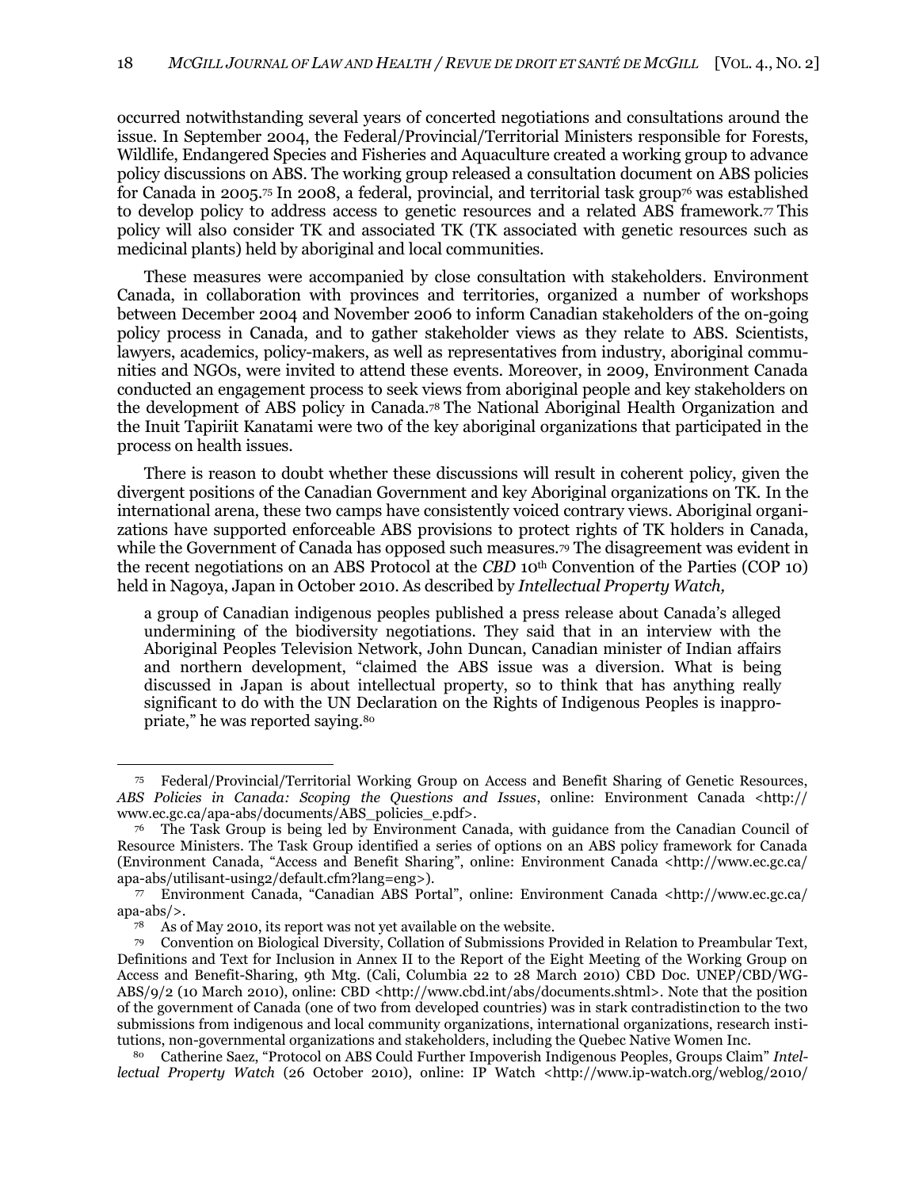occurred notwithstanding several years of concerted negotiations and consultations around the issue. In September 2004, the Federal/Provincial/Territorial Ministers responsible for Forests, Wildlife, Endangered Species and Fisheries and Aquaculture created a working group to advance policy discussions on ABS. The working group released a consultation document on ABS policies for Canada in 2005.[75] In 2008, a federal, provincial, and territorial task group[76] was established to develop policy to address access to genetic resources and a related ABS framework.[77] This policy will also consider TK and associated TK (TK associated with genetic resources such as medicinal plants) held by aboriginal and local communities.

These measures were accompanied by close consultation with stakeholders. Environment Canada, in collaboration with provinces and territories, organized a number of workshops between December 2004 and November 2006 to inform Canadian stakeholders of the on-going policy process in Canada, and to gather stakeholder views as they relate to ABS. Scientists, lawyers, academics, policy-makers, as well as representatives from industry, aboriginal communities and NGOs, were invited to attend these events. Moreover, in 2009, Environment Canada conducted an engagement process to seek views from aboriginal people and key stakeholders on the development of ABS policy in Canada.[78] The National Aboriginal Health Organization and the Inuit Tapiriit Kanatami were two of the key aboriginal organizations that participated in the process on health issues.

There is reason to doubt whether these discussions will result in coherent policy, given the divergent positions of the Canadian Government and key Aboriginal organizations on TK. In the international arena, these two camps have consistently voiced contrary views. Aboriginal organizations have supported enforceable ABS provisions to protect rights of TK holders in Canada, while the Government of Canada has opposed such measures.[79] The disagreement was evident in the recent negotiations on an ABS Protocol at the *CBD* 10th Convention of the Parties (COP 10) held in Nagoya, Japan in October 2010. As described by *Intellectual Property Watch,*

> a group of Canadian indigenous peoples published a press release about Canada's alleged undermining of the biodiversity negotiations. They said that in an interview with the Aboriginal Peoples Television Network, John Duncan, Canadian minister of Indian affairs and northern development, "claimed the ABS issue was a diversion. What is being discussed in Japan is about intellectual property, so to think that has anything really significant to do with the UN Declaration on the Rights of Indigenous Peoples is inappropriate," he was reported saying.[80]

---

[75] Federal/Provincial/Territorial Working Group on Access and Benefit Sharing of Genetic Resources, *ABS Policies in Canada: Scoping the Questions and Issues*, online: Environment Canada <http://www.ec.gc.ca/apa-abs/documents/ABS_policies_e.pdf>.

[76] The Task Group is being led by Environment Canada, with guidance from the Canadian Council of Resource Ministers. The Task Group identified a series of options on an ABS policy framework for Canada (Environment Canada, "Access and Benefit Sharing", online: Environment Canada <http://www.ec.gc.ca/apa-abs/utilisant-using2/default.cfm?lang=eng>).

[77] Environment Canada, "Canadian ABS Portal", online: Environment Canada <http://www.ec.gc.ca/apa-abs/>.

[78] As of May 2010, its report was not yet available on the website.

[79] Convention on Biological Diversity, Collation of Submissions Provided in Relation to Preambular Text, Definitions and Text for Inclusion in Annex II to the Report of the Eight Meeting of the Working Group on Access and Benefit-Sharing, 9th Mtg. (Cali, Columbia 22 to 28 March 2010) CBD Doc. UNEP/CBD/WG-ABS/9/2 (10 March 2010), online: CBD <http://www.cbd.int/abs/documents.shtml>. Note that the position of the government of Canada (one of two from developed countries) was in stark contradistinction to the two submissions from indigenous and local community organizations, international organizations, research institutions, non-governmental organizations and stakeholders, including the Quebec Native Women Inc.

[80] Catherine Saez, "Protocol on ABS Could Further Impoverish Indigenous Peoples, Groups Claim" *Intellectual Property Watch* (26 October 2010), online: IP Watch <http://www.ip-watch.org/weblog/2010/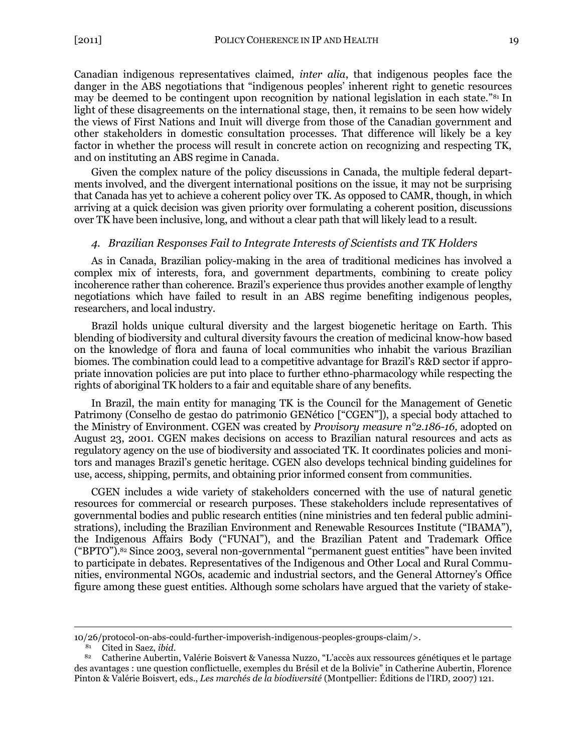Canadian indigenous representatives claimed, *inter alia*, that indigenous peoples face the danger in the ABS negotiations that "indigenous peoples' inherent right to genetic resources may be deemed to be contingent upon recognition by national legislation in each state."[81] In light of these disagreements on the international stage, then, it remains to be seen how widely the views of First Nations and Inuit will diverge from those of the Canadian government and other stakeholders in domestic consultation processes. That difference will likely be a key factor in whether the process will result in concrete action on recognizing and respecting TK, and on instituting an ABS regime in Canada.

Given the complex nature of the policy discussions in Canada, the multiple federal departments involved, and the divergent international positions on the issue, it may not be surprising that Canada has yet to achieve a coherent policy over TK. As opposed to CAMR, though, in which arriving at a quick decision was given priority over formulating a coherent position, discussions over TK have been inclusive, long, and without a clear path that will likely lead to a result.

#### *4. Brazilian Responses Fail to Integrate Interests of Scientists and TK Holders*

As in Canada, Brazilian policy-making in the area of traditional medicines has involved a complex mix of interests, fora, and government departments, combining to create policy incoherence rather than coherence. Brazil's experience thus provides another example of lengthy negotiations which have failed to result in an ABS regime benefiting indigenous peoples, researchers, and local industry.

Brazil holds unique cultural diversity and the largest biogenetic heritage on Earth. This blending of biodiversity and cultural diversity favours the creation of medicinal know-how based on the knowledge of flora and fauna of local communities who inhabit the various Brazilian biomes. The combination could lead to a competitive advantage for Brazil's R&D sector if appropriate innovation policies are put into place to further ethno-pharmacology while respecting the rights of aboriginal TK holders to a fair and equitable share of any benefits.

In Brazil, the main entity for managing TK is the Council for the Management of Genetic Patrimony (Conselho de gestao do patrimonio GENético ["CGEN"]), a special body attached to the Ministry of Environment. CGEN was created by *Provisory measure n°2.186-16,* adopted on August 23, 2001. CGEN makes decisions on access to Brazilian natural resources and acts as regulatory agency on the use of biodiversity and associated TK. It coordinates policies and monitors and manages Brazil's genetic heritage. CGEN also develops technical binding guidelines for use, access, shipping, permits, and obtaining prior informed consent from communities.

CGEN includes a wide variety of stakeholders concerned with the use of natural genetic resources for commercial or research purposes. These stakeholders include representatives of governmental bodies and public research entities (nine ministries and ten federal public administrations), including the Brazilian Environment and Renewable Resources Institute ("IBAMA"), the Indigenous Affairs Body ("FUNAI"), and the Brazilian Patent and Trademark Office ("BPTO").[82] Since 2003, several non-governmental "permanent guest entities" have been invited to participate in debates. Representatives of the Indigenous and Other Local and Rural Communities, environmental NGOs, academic and industrial sectors, and the General Attorney's Office figure among these guest entities. Although some scholars have argued that the variety of stake-

---

10/26/protocol-on-abs-could-further-impoverish-indigenous-peoples-groups-claim/>.

[81] Cited in Saez, *ibid*.

[82] Catherine Aubertin, Valérie Boisvert & Vanessa Nuzzo, "L'accès aux ressources génétiques et le partage des avantages : une question conflictuelle, exemples du Brésil et de la Bolivie" in Catherine Aubertin, Florence Pinton & Valérie Boisvert, eds., *Les marchés de la biodiversité* (Montpellier: Éditions de l'IRD, 2007) 121.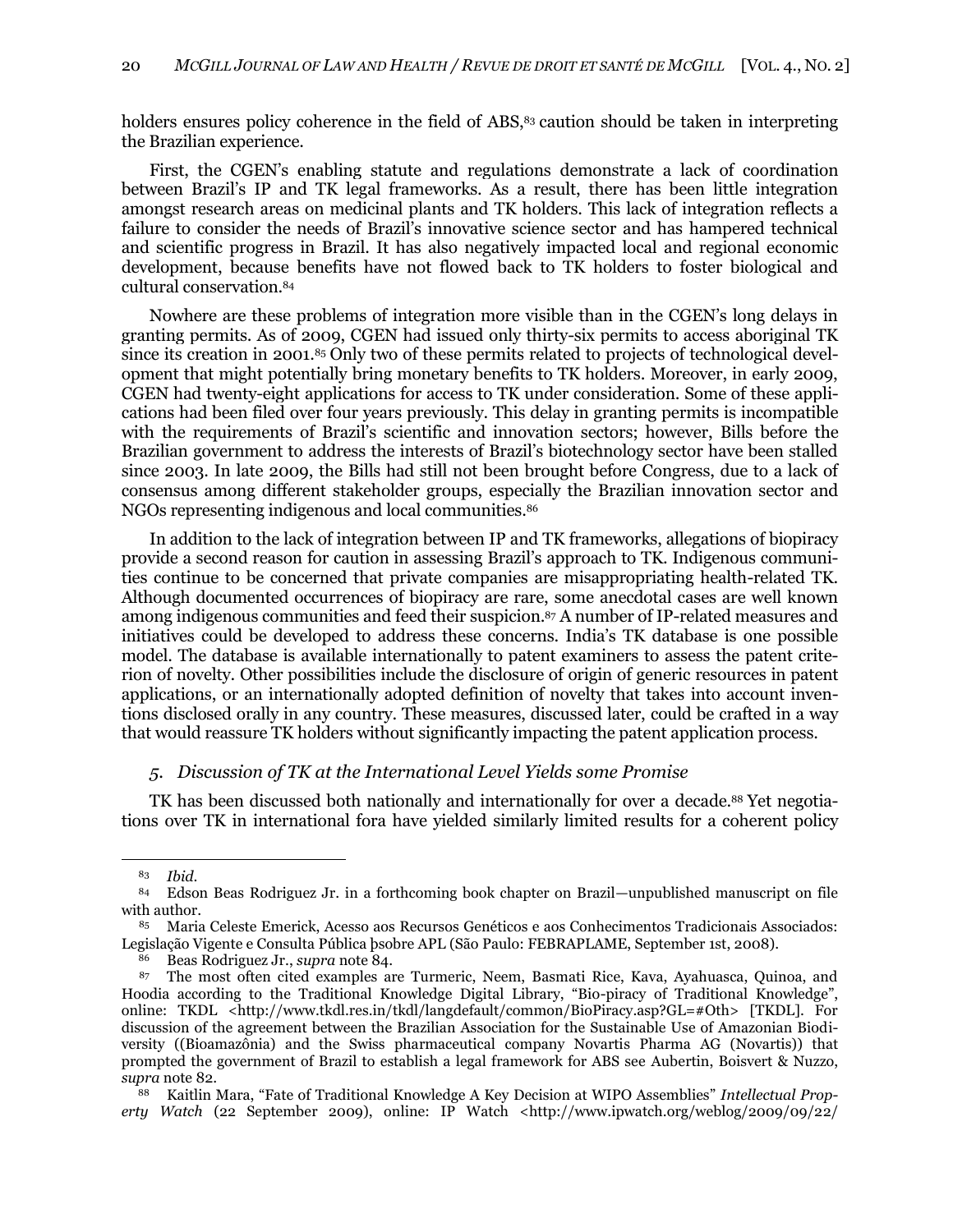holders ensures policy coherence in the field of ABS,[83] caution should be taken in interpreting the Brazilian experience.

First, the CGEN's enabling statute and regulations demonstrate a lack of coordination between Brazil's IP and TK legal frameworks. As a result, there has been little integration amongst research areas on medicinal plants and TK holders. This lack of integration reflects a failure to consider the needs of Brazil's innovative science sector and has hampered technical and scientific progress in Brazil. It has also negatively impacted local and regional economic development, because benefits have not flowed back to TK holders to foster biological and cultural conservation.[84]

Nowhere are these problems of integration more visible than in the CGEN's long delays in granting permits. As of 2009, CGEN had issued only thirty-six permits to access aboriginal TK since its creation in 2001.[85] Only two of these permits related to projects of technological development that might potentially bring monetary benefits to TK holders. Moreover, in early 2009, CGEN had twenty-eight applications for access to TK under consideration. Some of these applications had been filed over four years previously. This delay in granting permits is incompatible with the requirements of Brazil's scientific and innovation sectors; however, Bills before the Brazilian government to address the interests of Brazil's biotechnology sector have been stalled since 2003. In late 2009, the Bills had still not been brought before Congress, due to a lack of consensus among different stakeholder groups, especially the Brazilian innovation sector and NGOs representing indigenous and local communities.[86]

In addition to the lack of integration between IP and TK frameworks, allegations of biopiracy provide a second reason for caution in assessing Brazil's approach to TK. Indigenous communities continue to be concerned that private companies are misappropriating health-related TK. Although documented occurrences of biopiracy are rare, some anecdotal cases are well known among indigenous communities and feed their suspicion.[87] A number of IP-related measures and initiatives could be developed to address these concerns. India's TK database is one possible model. The database is available internationally to patent examiners to assess the patent criterion of novelty. Other possibilities include the disclosure of origin of generic resources in patent applications, or an internationally adopted definition of novelty that takes into account inventions disclosed orally in any country. These measures, discussed later, could be crafted in a way that would reassure TK holders without significantly impacting the patent application process.

### 5. *Discussion of TK at the International Level Yields some Promise*

TK has been discussed both nationally and internationally for over a decade.[88] Yet negotiations over TK in international fora have yielded similarly limited results for a coherent policy

---

[83] *Ibid.*

[84] Edson Beas Rodriguez Jr. in a forthcoming book chapter on Brazil—unpublished manuscript on file with author.

[85] Maria Celeste Emerick, Acesso aos Recursos Genéticos e aos Conhecimentos Tradicionais Associados: Legislação Vigente e Consulta Pública þsobre APL (São Paulo: FEBRAPLAME, September 1st, 2008).

[86] Beas Rodriguez Jr., *supra* note 84.

[87] The most often cited examples are Turmeric, Neem, Basmati Rice, Kava, Ayahuasca, Quinoa, and Hoodia according to the Traditional Knowledge Digital Library, "Bio-piracy of Traditional Knowledge", online: TKDL <http://www.tkdl.res.in/tkdl/langdefault/common/BioPiracy.asp?GL=#Oth> [TKDL]. For discussion of the agreement between the Brazilian Association for the Sustainable Use of Amazonian Biodiversity ((Bioamazônia) and the Swiss pharmaceutical company Novartis Pharma AG (Novartis)) that prompted the government of Brazil to establish a legal framework for ABS see Aubertin, Boisvert & Nuzzo, *supra* note 82.

[88] Kaitlin Mara, "Fate of Traditional Knowledge A Key Decision at WIPO Assemblies" *Intellectual Property Watch* (22 September 2009), online: IP Watch <http://www.ipwatch.org/weblog/2009/09/22/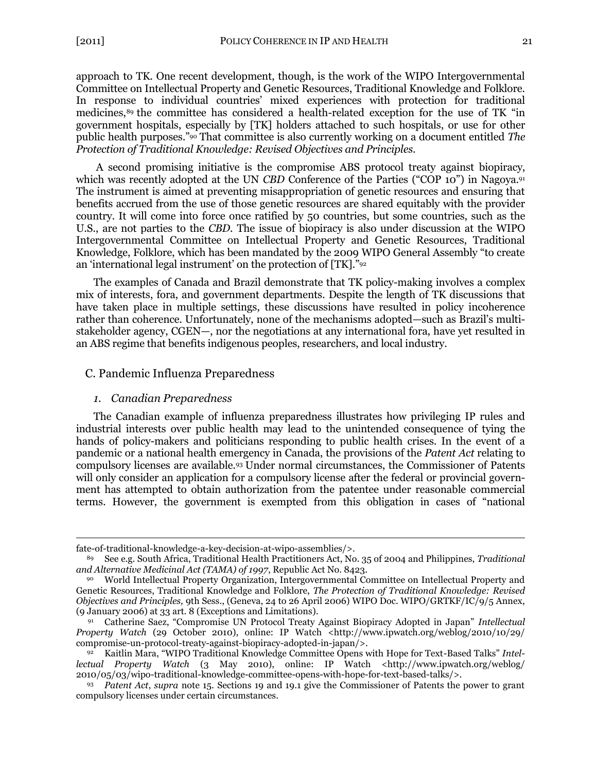approach to TK. One recent development, though, is the work of the WIPO Intergovernmental Committee on Intellectual Property and Genetic Resources, Traditional Knowledge and Folklore. In response to individual countries' mixed experiences with protection for traditional medicines,[89] the committee has considered a health-related exception for the use of TK "in government hospitals, especially by [TK] holders attached to such hospitals, or use for other public health purposes."[90] That committee is also currently working on a document entitled *The Protection of Traditional Knowledge: Revised Objectives and Principles*.

A second promising initiative is the compromise ABS protocol treaty against biopiracy, which was recently adopted at the UN *CBD* Conference of the Parties ("COP 10") in Nagoya.[91] The instrument is aimed at preventing misappropriation of genetic resources and ensuring that benefits accrued from the use of those genetic resources are shared equitably with the provider country. It will come into force once ratified by 50 countries, but some countries, such as the U.S., are not parties to the *CBD*. The issue of biopiracy is also under discussion at the WIPO Intergovernmental Committee on Intellectual Property and Genetic Resources, Traditional Knowledge, Folklore, which has been mandated by the 2009 WIPO General Assembly "to create an 'international legal instrument' on the protection of [TK]."[92]

The examples of Canada and Brazil demonstrate that TK policy-making involves a complex mix of interests, fora, and government departments. Despite the length of TK discussions that have taken place in multiple settings, these discussions have resulted in policy incoherence rather than coherence. Unfortunately, none of the mechanisms adopted—such as Brazil's multi-stakeholder agency, CGEN—, nor the negotiations at any international fora, have yet resulted in an ABS regime that benefits indigenous peoples, researchers, and local industry.

## C. Pandemic Influenza Preparedness

### *1. Canadian Preparedness*

The Canadian example of influenza preparedness illustrates how privileging IP rules and industrial interests over public health may lead to the unintended consequence of tying the hands of policy-makers and politicians responding to public health crises. In the event of a pandemic or a national health emergency in Canada, the provisions of the *Patent Act* relating to compulsory licenses are available.[93] Under normal circumstances, the Commissioner of Patents will only consider an application for a compulsory license after the federal or provincial government has attempted to obtain authorization from the patentee under reasonable commercial terms. However, the government is exempted from this obligation in cases of "national

---

fate-of-traditional-knowledge-a-key-decision-at-wipo-assemblies/>.

[89] See e.g. South Africa, Traditional Health Practitioners Act, No. 35 of 2004 and Philippines, *Traditional and Alternative Medicinal Act (TAMA) of 1997*, Republic Act No. 8423.

[90] World Intellectual Property Organization, Intergovernmental Committee on Intellectual Property and Genetic Resources, Traditional Knowledge and Folklore, *The Protection of Traditional Knowledge: Revised Objectives and Principles,* 9th Sess., (Geneva, 24 to 26 April 2006) WIPO Doc. WIPO/GRTKF/IC/9/5 Annex, (9 January 2006) at 33 art. 8 (Exceptions and Limitations).

[91] Catherine Saez, "Compromise UN Protocol Treaty Against Biopiracy Adopted in Japan" *Intellectual Property Watch* (29 October 2010), online: IP Watch <http://www.ipwatch.org/weblog/2010/10/29/compromise-un-protocol-treaty-against-biopiracy-adopted-in-japan/>.

[92] Kaitlin Mara, "WIPO Traditional Knowledge Committee Opens with Hope for Text-Based Talks" *Intellectual Property Watch* (3 May 2010), online: IP Watch <http://www.ipwatch.org/weblog/2010/05/03/wipo-traditional-knowledge-committee-opens-with-hope-for-text-based-talks/>.

[93] *Patent Act*, *supra* note 15. Sections 19 and 19.1 give the Commissioner of Patents the power to grant compulsory licenses under certain circumstances.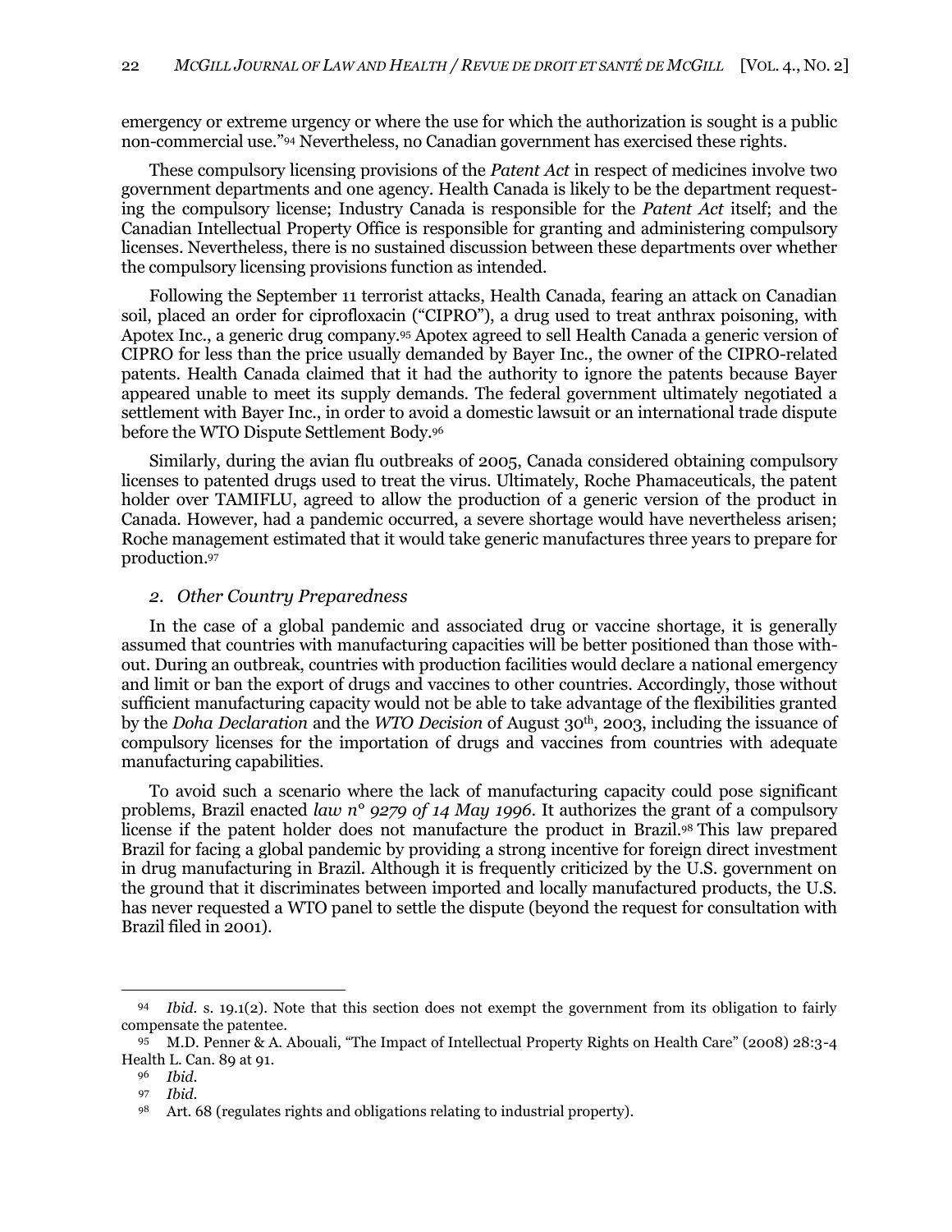emergency or extreme urgency or where the use for which the authorization is sought is a public non-commercial use."[94] Nevertheless, no Canadian government has exercised these rights.

These compulsory licensing provisions of the *Patent Act* in respect of medicines involve two government departments and one agency. Health Canada is likely to be the department requesting the compulsory license; Industry Canada is responsible for the *Patent Act* itself; and the Canadian Intellectual Property Office is responsible for granting and administering compulsory licenses. Nevertheless, there is no sustained discussion between these departments over whether the compulsory licensing provisions function as intended.

Following the September 11 terrorist attacks, Health Canada, fearing an attack on Canadian soil, placed an order for ciprofloxacin ("CIPRO"), a drug used to treat anthrax poisoning, with Apotex Inc., a generic drug company.[95] Apotex agreed to sell Health Canada a generic version of CIPRO for less than the price usually demanded by Bayer Inc., the owner of the CIPRO-related patents. Health Canada claimed that it had the authority to ignore the patents because Bayer appeared unable to meet its supply demands. The federal government ultimately negotiated a settlement with Bayer Inc., in order to avoid a domestic lawsuit or an international trade dispute before the WTO Dispute Settlement Body.[96]

Similarly, during the avian flu outbreaks of 2005, Canada considered obtaining compulsory licenses to patented drugs used to treat the virus. Ultimately, Roche Phamaceuticals, the patent holder over TAMIFLU, agreed to allow the production of a generic version of the product in Canada. However, had a pandemic occurred, a severe shortage would have nevertheless arisen; Roche management estimated that it would take generic manufactures three years to prepare for production.[97]

### *2. Other Country Preparedness*

In the case of a global pandemic and associated drug or vaccine shortage, it is generally assumed that countries with manufacturing capacities will be better positioned than those without. During an outbreak, countries with production facilities would declare a national emergency and limit or ban the export of drugs and vaccines to other countries. Accordingly, those without sufficient manufacturing capacity would not be able to take advantage of the flexibilities granted by the *Doha Declaration* and the *WTO Decision* of August 30th, 2003, including the issuance of compulsory licenses for the importation of drugs and vaccines from countries with adequate manufacturing capabilities.

To avoid such a scenario where the lack of manufacturing capacity could pose significant problems, Brazil enacted *law n° 9279 of 14 May 1996*. It authorizes the grant of a compulsory license if the patent holder does not manufacture the product in Brazil.[98] This law prepared Brazil for facing a global pandemic by providing a strong incentive for foreign direct investment in drug manufacturing in Brazil. Although it is frequently criticized by the U.S. government on the ground that it discriminates between imported and locally manufactured products, the U.S. has never requested a WTO panel to settle the dispute (beyond the request for consultation with Brazil filed in 2001).

---

[94] *Ibid.* s. 19.1(2). Note that this section does not exempt the government from its obligation to fairly compensate the patentee.

[95] M.D. Penner & A. Abouali, "The Impact of Intellectual Property Rights on Health Care" (2008) 28:3-4 Health L. Can. 89 at 91.

[96] *Ibid.*

[97] *Ibid.*

[98] Art. 68 (regulates rights and obligations relating to industrial property).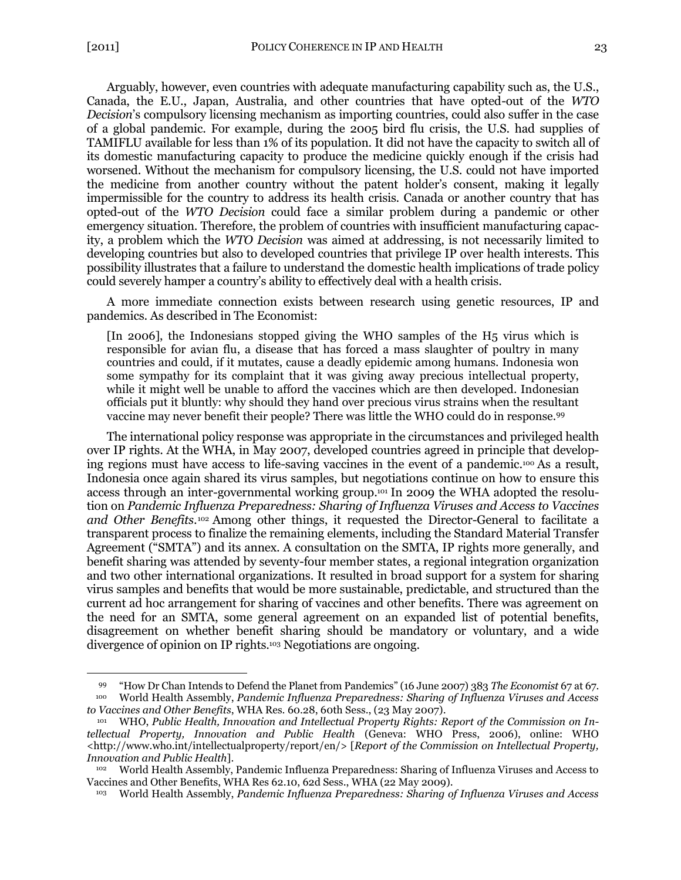Arguably, however, even countries with adequate manufacturing capability such as, the U.S., Canada, the E.U., Japan, Australia, and other countries that have opted-out of the *WTO Decision*'s compulsory licensing mechanism as importing countries, could also suffer in the case of a global pandemic. For example, during the 2005 bird flu crisis, the U.S. had supplies of TAMIFLU available for less than 1% of its population. It did not have the capacity to switch all of its domestic manufacturing capacity to produce the medicine quickly enough if the crisis had worsened. Without the mechanism for compulsory licensing, the U.S. could not have imported the medicine from another country without the patent holder's consent, making it legally impermissible for the country to address its health crisis. Canada or another country that has opted-out of the *WTO Decision* could face a similar problem during a pandemic or other emergency situation. Therefore, the problem of countries with insufficient manufacturing capacity, a problem which the *WTO Decision* was aimed at addressing, is not necessarily limited to developing countries but also to developed countries that privilege IP over health interests. This possibility illustrates that a failure to understand the domestic health implications of trade policy could severely hamper a country's ability to effectively deal with a health crisis.

A more immediate connection exists between research using genetic resources, IP and pandemics. As described in The Economist:

> [In 2006], the Indonesians stopped giving the WHO samples of the H5 virus which is responsible for avian flu, a disease that has forced a mass slaughter of poultry in many countries and could, if it mutates, cause a deadly epidemic among humans. Indonesia won some sympathy for its complaint that it was giving away precious intellectual property, while it might well be unable to afford the vaccines which are then developed. Indonesian officials put it bluntly: why should they hand over precious virus strains when the resultant vaccine may never benefit their people? There was little the WHO could do in response.[99]

The international policy response was appropriate in the circumstances and privileged health over IP rights. At the WHA, in May 2007, developed countries agreed in principle that developing regions must have access to life-saving vaccines in the event of a pandemic.[100] As a result, Indonesia once again shared its virus samples, but negotiations continue on how to ensure this access through an inter-governmental working group.[101] In 2009 the WHA adopted the resolution on *Pandemic Influenza Preparedness: Sharing of Influenza Viruses and Access to Vaccines and Other Benefits*.[102] Among other things, it requested the Director-General to facilitate a transparent process to finalize the remaining elements, including the Standard Material Transfer Agreement ("SMTA") and its annex. A consultation on the SMTA, IP rights more generally, and benefit sharing was attended by seventy-four member states, a regional integration organization and two other international organizations. It resulted in broad support for a system for sharing virus samples and benefits that would be more sustainable, predictable, and structured than the current ad hoc arrangement for sharing of vaccines and other benefits. There was agreement on the need for an SMTA, some general agreement on an expanded list of potential benefits, disagreement on whether benefit sharing should be mandatory or voluntary, and a wide divergence of opinion on IP rights.[103] Negotiations are ongoing.

---

[99] "How Dr Chan Intends to Defend the Planet from Pandemics" (16 June 2007) 383 *The Economist* 67 at 67.

[100] World Health Assembly, *Pandemic Influenza Preparedness: Sharing of Influenza Viruses and Access to Vaccines and Other Benefits*, WHA Res. 60.28, 60th Sess., (23 May 2007).

[101] WHO, *Public Health, Innovation and Intellectual Property Rights: Report of the Commission on Intellectual Property, Innovation and Public Health* (Geneva: WHO Press, 2006), online: WHO <http://www.who.int/intellectualproperty/report/en/> [*Report of the Commission on Intellectual Property, Innovation and Public Health*].

[102] World Health Assembly, Pandemic Influenza Preparedness: Sharing of Influenza Viruses and Access to Vaccines and Other Benefits, WHA Res 62.10, 62d Sess., WHA (22 May 2009).

[103] World Health Assembly, *Pandemic Influenza Preparedness: Sharing of Influenza Viruses and Access*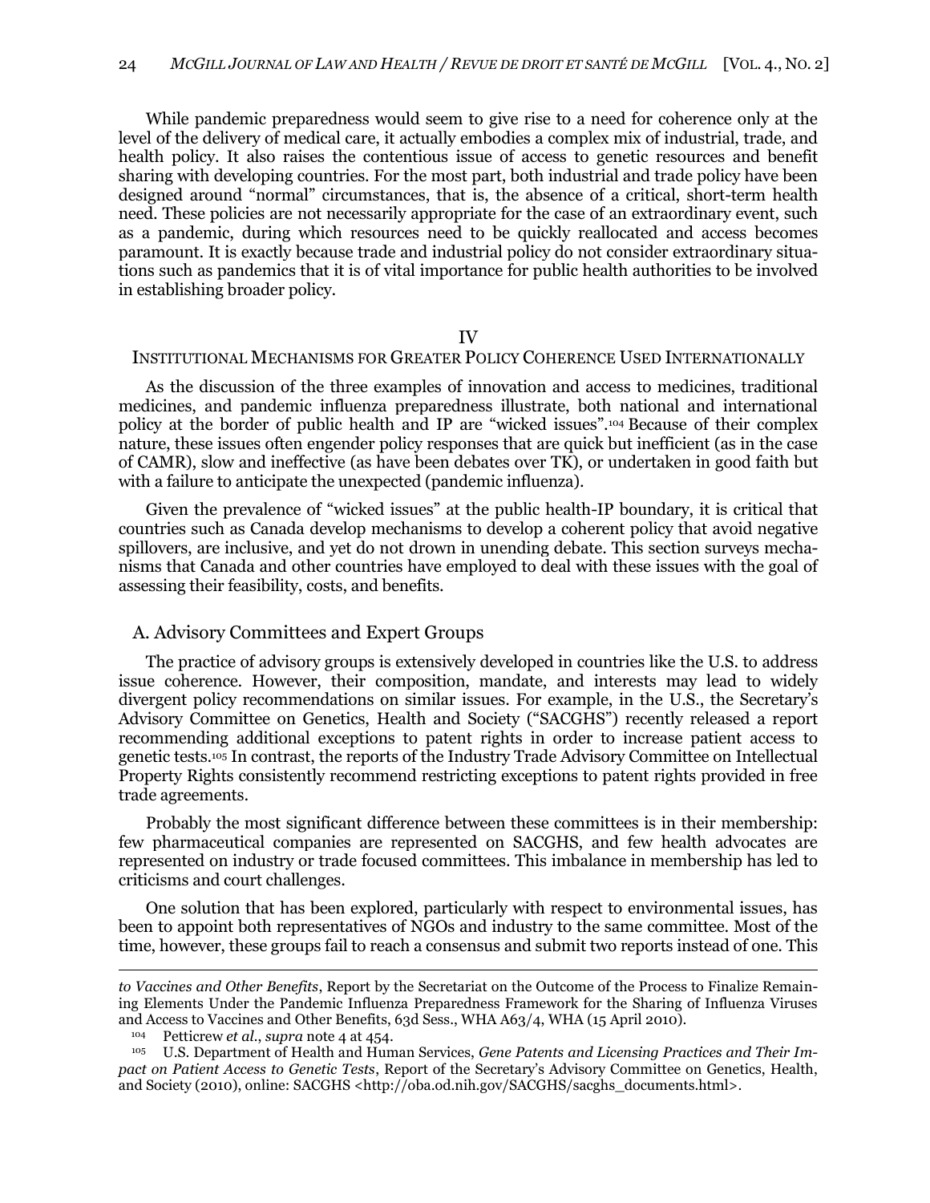While pandemic preparedness would seem to give rise to a need for coherence only at the level of the delivery of medical care, it actually embodies a complex mix of industrial, trade, and health policy. It also raises the contentious issue of access to genetic resources and benefit sharing with developing countries. For the most part, both industrial and trade policy have been designed around "normal" circumstances, that is, the absence of a critical, short-term health need. These policies are not necessarily appropriate for the case of an extraordinary event, such as a pandemic, during which resources need to be quickly reallocated and access becomes paramount. It is exactly because trade and industrial policy do not consider extraordinary situations such as pandemics that it is of vital importance for public health authorities to be involved in establishing broader policy.

## IV
## INSTITUTIONAL MECHANISMS FOR GREATER POLICY COHERENCE USED INTERNATIONALLY

As the discussion of the three examples of innovation and access to medicines, traditional medicines, and pandemic influenza preparedness illustrate, both national and international policy at the border of public health and IP are "wicked issues".[104] Because of their complex nature, these issues often engender policy responses that are quick but inefficient (as in the case of CAMR), slow and ineffective (as have been debates over TK), or undertaken in good faith but with a failure to anticipate the unexpected (pandemic influenza).

Given the prevalence of "wicked issues" at the public health-IP boundary, it is critical that countries such as Canada develop mechanisms to develop a coherent policy that avoid negative spillovers, are inclusive, and yet do not drown in unending debate. This section surveys mechanisms that Canada and other countries have employed to deal with these issues with the goal of assessing their feasibility, costs, and benefits.

### A. Advisory Committees and Expert Groups

The practice of advisory groups is extensively developed in countries like the U.S. to address issue coherence. However, their composition, mandate, and interests may lead to widely divergent policy recommendations on similar issues. For example, in the U.S., the Secretary's Advisory Committee on Genetics, Health and Society ("SACGHS") recently released a report recommending additional exceptions to patent rights in order to increase patient access to genetic tests.[105] In contrast, the reports of the Industry Trade Advisory Committee on Intellectual Property Rights consistently recommend restricting exceptions to patent rights provided in free trade agreements.

Probably the most significant difference between these committees is in their membership: few pharmaceutical companies are represented on SACGHS, and few health advocates are represented on industry or trade focused committees. This imbalance in membership has led to criticisms and court challenges.

One solution that has been explored, particularly with respect to environmental issues, has been to appoint both representatives of NGOs and industry to the same committee. Most of the time, however, these groups fail to reach a consensus and submit two reports instead of one. This

---

*to Vaccines and Other Benefits*, Report by the Secretariat on the Outcome of the Process to Finalize Remaining Elements Under the Pandemic Influenza Preparedness Framework for the Sharing of Influenza Viruses and Access to Vaccines and Other Benefits, 63d Sess., WHA A63/4, WHA (15 April 2010).

[104] Petticrew *et al.*, *supra* note 4 at 454.

[105] U.S. Department of Health and Human Services, *Gene Patents and Licensing Practices and Their Impact on Patient Access to Genetic Tests*, Report of the Secretary's Advisory Committee on Genetics, Health, and Society (2010), online: SACGHS <http://oba.od.nih.gov/SACGHS/sacghs_documents.html>.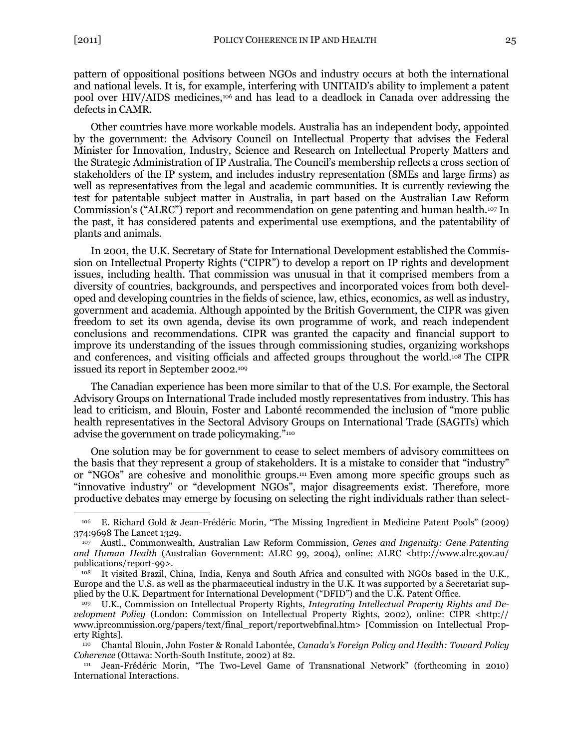pattern of oppositional positions between NGOs and industry occurs at both the international and national levels. It is, for example, interfering with UNITAID's ability to implement a patent pool over HIV/AIDS medicines,[106] and has lead to a deadlock in Canada over addressing the defects in CAMR.

Other countries have more workable models. Australia has an independent body, appointed by the government: the Advisory Council on Intellectual Property that advises the Federal Minister for Innovation, Industry, Science and Research on Intellectual Property Matters and the Strategic Administration of IP Australia. The Council's membership reflects a cross section of stakeholders of the IP system, and includes industry representation (SMEs and large firms) as well as representatives from the legal and academic communities. It is currently reviewing the test for patentable subject matter in Australia, in part based on the Australian Law Reform Commission's ("ALRC") report and recommendation on gene patenting and human health.[107] In the past, it has considered patents and experimental use exemptions, and the patentability of plants and animals.

In 2001, the U.K. Secretary of State for International Development established the Commission on Intellectual Property Rights ("CIPR") to develop a report on IP rights and development issues, including health. That commission was unusual in that it comprised members from a diversity of countries, backgrounds, and perspectives and incorporated voices from both developed and developing countries in the fields of science, law, ethics, economics, as well as industry, government and academia. Although appointed by the British Government, the CIPR was given freedom to set its own agenda, devise its own programme of work, and reach independent conclusions and recommendations. CIPR was granted the capacity and financial support to improve its understanding of the issues through commissioning studies, organizing workshops and conferences, and visiting officials and affected groups throughout the world.[108] The CIPR issued its report in September 2002.[109]

The Canadian experience has been more similar to that of the U.S. For example, the Sectoral Advisory Groups on International Trade included mostly representatives from industry. This has lead to criticism, and Blouin, Foster and Labonté recommended the inclusion of "more public health representatives in the Sectoral Advisory Groups on International Trade (SAGITs) which advise the government on trade policymaking."[110]

One solution may be for government to cease to select members of advisory committees on the basis that they represent a group of stakeholders. It is a mistake to consider that "industry" or "NGOs" are cohesive and monolithic groups.[111] Even among more specific groups such as "innovative industry" or "development NGOs", major disagreements exist. Therefore, more productive debates may emerge by focusing on selecting the right individuals rather than select-

---

[106] E. Richard Gold & Jean-Frédéric Morin, "The Missing Ingredient in Medicine Patent Pools" (2009) 374:9698 The Lancet 1329.

[107] Austl., Commonwealth, Australian Law Reform Commission, *Genes and Ingenuity: Gene Patenting and Human Health* (Australian Government: ALRC 99, 2004), online: ALRC <http://www.alrc.gov.au/publications/report-99>.

[108] It visited Brazil, China, India, Kenya and South Africa and consulted with NGOs based in the U.K., Europe and the U.S. as well as the pharmaceutical industry in the U.K. It was supported by a Secretariat supplied by the U.K. Department for International Development ("DFID") and the U.K. Patent Office.

[109] U.K., Commission on Intellectual Property Rights, *Integrating Intellectual Property Rights and Development Policy* (London: Commission on Intellectual Property Rights, 2002), online: CIPR <http://www.iprcommission.org/papers/text/final_report/reportwebfinal.htm> [Commission on Intellectual Property Rights].

[110] Chantal Blouin, John Foster & Ronald Labontée, *Canada's Foreign Policy and Health: Toward Policy Coherence* (Ottawa: North-South Institute, 2002) at 82.

[111] Jean-Frédéric Morin, "The Two-Level Game of Transnational Network" (forthcoming in 2010) International Interactions.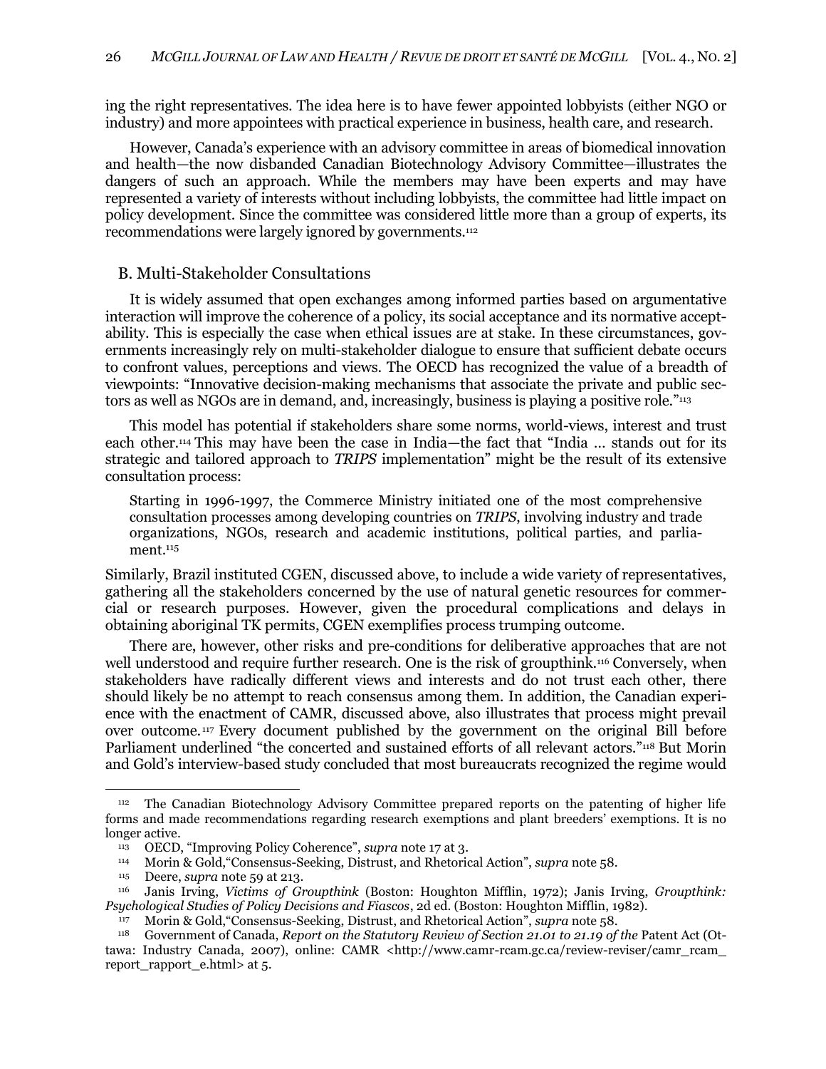ing the right representatives. The idea here is to have fewer appointed lobbyists (either NGO or industry) and more appointees with practical experience in business, health care, and research.

However, Canada's experience with an advisory committee in areas of biomedical innovation and health—the now disbanded Canadian Biotechnology Advisory Committee—illustrates the dangers of such an approach. While the members may have been experts and may have represented a variety of interests without including lobbyists, the committee had little impact on policy development. Since the committee was considered little more than a group of experts, its recommendations were largely ignored by governments.[112]

### B. Multi-Stakeholder Consultations

It is widely assumed that open exchanges among informed parties based on argumentative interaction will improve the coherence of a policy, its social acceptance and its normative acceptability. This is especially the case when ethical issues are at stake. In these circumstances, governments increasingly rely on multi-stakeholder dialogue to ensure that sufficient debate occurs to confront values, perceptions and views. The OECD has recognized the value of a breadth of viewpoints: "Innovative decision-making mechanisms that associate the private and public sectors as well as NGOs are in demand, and, increasingly, business is playing a positive role."[113]

This model has potential if stakeholders share some norms, world-views, interest and trust each other.[114] This may have been the case in India—the fact that "India … stands out for its strategic and tailored approach to *TRIPS* implementation" might be the result of its extensive consultation process:

> Starting in 1996-1997, the Commerce Ministry initiated one of the most comprehensive consultation processes among developing countries on *TRIPS*, involving industry and trade organizations, NGOs, research and academic institutions, political parties, and parliament.[115]

Similarly, Brazil instituted CGEN, discussed above, to include a wide variety of representatives, gathering all the stakeholders concerned by the use of natural genetic resources for commercial or research purposes. However, given the procedural complications and delays in obtaining aboriginal TK permits, CGEN exemplifies process trumping outcome.

There are, however, other risks and pre-conditions for deliberative approaches that are not well understood and require further research. One is the risk of groupthink.[116] Conversely, when stakeholders have radically different views and interests and do not trust each other, there should likely be no attempt to reach consensus among them. In addition, the Canadian experience with the enactment of CAMR, discussed above, also illustrates that process might prevail over outcome.[117] Every document published by the government on the original Bill before Parliament underlined "the concerted and sustained efforts of all relevant actors."[118] But Morin and Gold's interview-based study concluded that most bureaucrats recognized the regime would

---

[112] The Canadian Biotechnology Advisory Committee prepared reports on the patenting of higher life forms and made recommendations regarding research exemptions and plant breeders' exemptions. It is no longer active.

[113] OECD, "Improving Policy Coherence", *supra* note 17 at 3.

[114] Morin & Gold,"Consensus-Seeking, Distrust, and Rhetorical Action", *supra* note 58.

[115] Deere, *supra* note 59 at 213.

[116] Janis Irving, *Victims of Groupthink* (Boston: Houghton Mifflin, 1972); Janis Irving, *Groupthink: Psychological Studies of Policy Decisions and Fiascos*, 2d ed. (Boston: Houghton Mifflin, 1982).

[117] Morin & Gold,"Consensus-Seeking, Distrust, and Rhetorical Action", *supra* note 58.

[118] Government of Canada, *Report on the Statutory Review of Section 21.01 to 21.19 of the* Patent Act (Ottawa: Industry Canada, 2007), online: CAMR <http://www.camr-rcam.gc.ca/review-reviser/camr_rcam_report_rapport_e.html> at 5.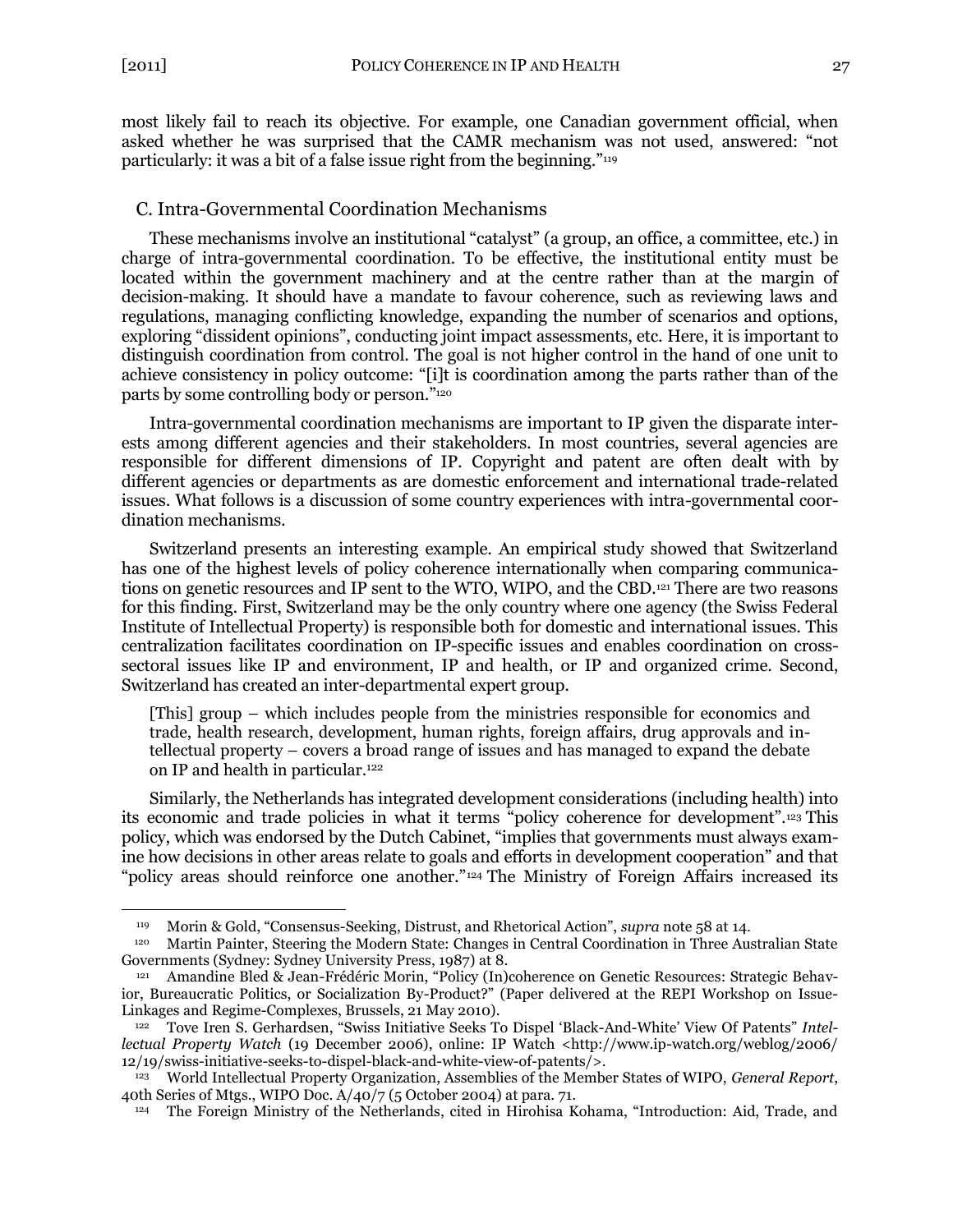most likely fail to reach its objective. For example, one Canadian government official, when asked whether he was surprised that the CAMR mechanism was not used, answered: "not particularly: it was a bit of a false issue right from the beginning."[119]

### C. Intra-Governmental Coordination Mechanisms

These mechanisms involve an institutional "catalyst" (a group, an office, a committee, etc.) in charge of intra-governmental coordination. To be effective, the institutional entity must be located within the government machinery and at the centre rather than at the margin of decision-making. It should have a mandate to favour coherence, such as reviewing laws and regulations, managing conflicting knowledge, expanding the number of scenarios and options, exploring "dissident opinions", conducting joint impact assessments, etc. Here, it is important to distinguish coordination from control. The goal is not higher control in the hand of one unit to achieve consistency in policy outcome: "[i]t is coordination among the parts rather than of the parts by some controlling body or person."[120]

Intra-governmental coordination mechanisms are important to IP given the disparate interests among different agencies and their stakeholders. In most countries, several agencies are responsible for different dimensions of IP. Copyright and patent are often dealt with by different agencies or departments as are domestic enforcement and international trade-related issues. What follows is a discussion of some country experiences with intra-governmental coordination mechanisms.

Switzerland presents an interesting example. An empirical study showed that Switzerland has one of the highest levels of policy coherence internationally when comparing communications on genetic resources and IP sent to the WTO, WIPO, and the CBD.[121] There are two reasons for this finding. First, Switzerland may be the only country where one agency (the Swiss Federal Institute of Intellectual Property) is responsible both for domestic and international issues. This centralization facilitates coordination on IP-specific issues and enables coordination on cross-sectoral issues like IP and environment, IP and health, or IP and organized crime. Second, Switzerland has created an inter-departmental expert group.

> [This] group – which includes people from the ministries responsible for economics and trade, health research, development, human rights, foreign affairs, drug approvals and intellectual property – covers a broad range of issues and has managed to expand the debate on IP and health in particular.[122]

Similarly, the Netherlands has integrated development considerations (including health) into its economic and trade policies in what it terms "policy coherence for development".[123] This policy, which was endorsed by the Dutch Cabinet, "implies that governments must always examine how decisions in other areas relate to goals and efforts in development cooperation" and that "policy areas should reinforce one another."[124] The Ministry of Foreign Affairs increased its

---

[119] Morin & Gold, "Consensus-Seeking, Distrust, and Rhetorical Action", *supra* note 58 at 14.

[120] Martin Painter, Steering the Modern State: Changes in Central Coordination in Three Australian State Governments (Sydney: Sydney University Press, 1987) at 8.

[121] Amandine Bled & Jean-Frédéric Morin, "Policy (In)coherence on Genetic Resources: Strategic Behavior, Bureaucratic Politics, or Socialization By-Product?" (Paper delivered at the REPI Workshop on Issue-Linkages and Regime-Complexes, Brussels, 21 May 2010).

[122] Tove Iren S. Gerhardsen, "Swiss Initiative Seeks To Dispel 'Black-And-White' View Of Patents" *Intellectual Property Watch* (19 December 2006), online: IP Watch <http://www.ip-watch.org/weblog/2006/12/19/swiss-initiative-seeks-to-dispel-black-and-white-view-of-patents/>.

[123] World Intellectual Property Organization, Assemblies of the Member States of WIPO, *General Report*, 40th Series of Mtgs., WIPO Doc. A/40/7 (5 October 2004) at para. 71.

[124] The Foreign Ministry of the Netherlands, cited in Hirohisa Kohama, "Introduction: Aid, Trade, and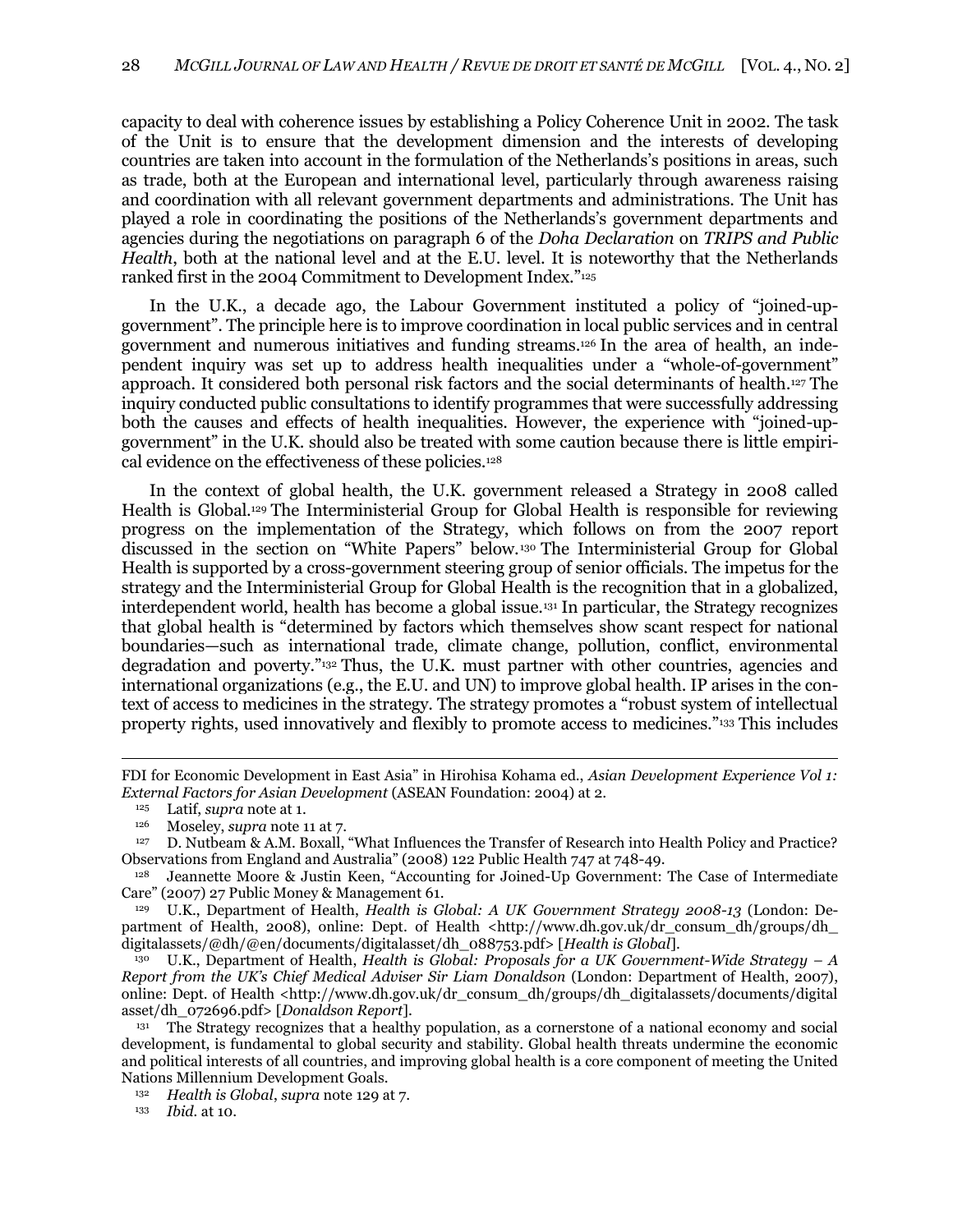capacity to deal with coherence issues by establishing a Policy Coherence Unit in 2002. The task of the Unit is to ensure that the development dimension and the interests of developing countries are taken into account in the formulation of the Netherlands's positions in areas, such as trade, both at the European and international level, particularly through awareness raising and coordination with all relevant government departments and administrations. The Unit has played a role in coordinating the positions of the Netherlands's government departments and agencies during the negotiations on paragraph 6 of the *Doha Declaration* on *TRIPS and Public Health*, both at the national level and at the E.U. level. It is noteworthy that the Netherlands ranked first in the 2004 Commitment to Development Index."[125]

In the U.K., a decade ago, the Labour Government instituted a policy of "joined-up-government". The principle here is to improve coordination in local public services and in central government and numerous initiatives and funding streams.[126] In the area of health, an independent inquiry was set up to address health inequalities under a "whole-of-government" approach. It considered both personal risk factors and the social determinants of health.[127] The inquiry conducted public consultations to identify programmes that were successfully addressing both the causes and effects of health inequalities. However, the experience with "joined-up-government" in the U.K. should also be treated with some caution because there is little empirical evidence on the effectiveness of these policies.[128]

In the context of global health, the U.K. government released a Strategy in 2008 called Health is Global.[129] The Interministerial Group for Global Health is responsible for reviewing progress on the implementation of the Strategy, which follows on from the 2007 report discussed in the section on "White Papers" below.[130] The Interministerial Group for Global Health is supported by a cross-government steering group of senior officials. The impetus for the strategy and the Interministerial Group for Global Health is the recognition that in a globalized, interdependent world, health has become a global issue.[131] In particular, the Strategy recognizes that global health is "determined by factors which themselves show scant respect for national boundaries—such as international trade, climate change, pollution, conflict, environmental degradation and poverty."[132] Thus, the U.K. must partner with other countries, agencies and international organizations (e.g., the E.U. and UN) to improve global health. IP arises in the context of access to medicines in the strategy. The strategy promotes a "robust system of intellectual property rights, used innovatively and flexibly to promote access to medicines."[133] This includes

---

FDI for Economic Development in East Asia" in Hirohisa Kohama ed., *Asian Development Experience Vol 1: External Factors for Asian Development* (ASEAN Foundation: 2004) at 2.

[125] Latif, *supra* note at 1.

[126] Moseley, *supra* note 11 at 7.

[127] D. Nutbeam & A.M. Boxall, "What Influences the Transfer of Research into Health Policy and Practice? Observations from England and Australia" (2008) 122 Public Health 747 at 748-49.

[128] Jeannette Moore & Justin Keen, "Accounting for Joined-Up Government: The Case of Intermediate Care" (2007) 27 Public Money & Management 61.

[129] U.K., Department of Health, *Health is Global: A UK Government Strategy 2008-13* (London: Department of Health, 2008), online: Dept. of Health <http://www.dh.gov.uk/dr_consum_dh/groups/dh_digitalassets/@dh/@en/documents/digitalasset/dh_088753.pdf> [*Health is Global*].

[130] U.K., Department of Health, *Health is Global: Proposals for a UK Government-Wide Strategy – A Report from the UK's Chief Medical Adviser Sir Liam Donaldson* (London: Department of Health, 2007), online: Dept. of Health <http://www.dh.gov.uk/dr_consum_dh/groups/dh_digitalassets/documents/digital asset/dh_072696.pdf> [*Donaldson Report*].

[131] The Strategy recognizes that a healthy population, as a cornerstone of a national economy and social development, is fundamental to global security and stability. Global health threats undermine the economic and political interests of all countries, and improving global health is a core component of meeting the United Nations Millennium Development Goals.

[132] *Health is Global*, *supra* note 129 at 7.

[133] *Ibid.* at 10.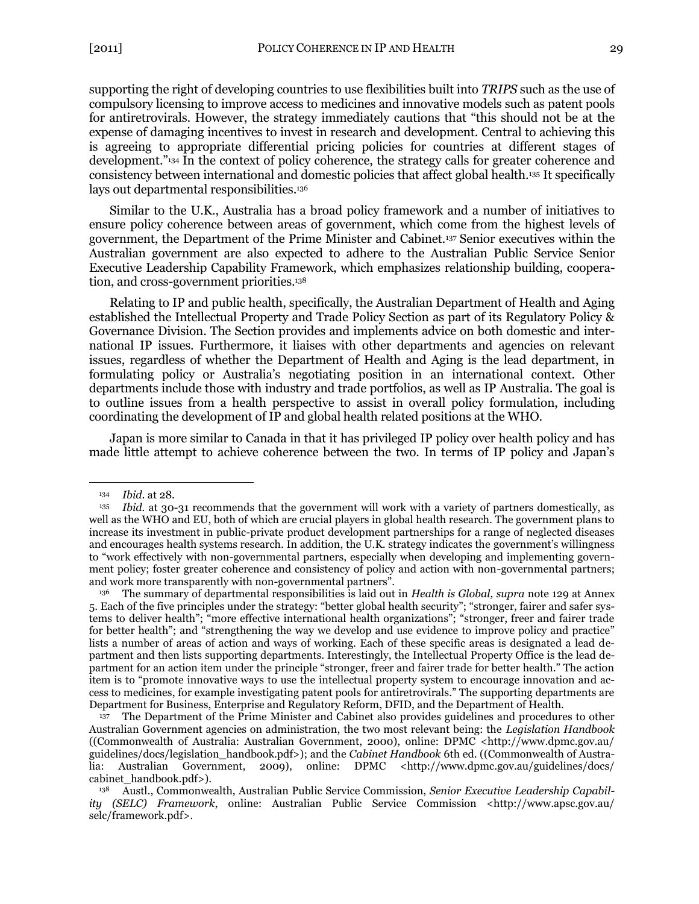supporting the right of developing countries to use flexibilities built into *TRIPS* such as the use of compulsory licensing to improve access to medicines and innovative models such as patent pools for antiretrovirals. However, the strategy immediately cautions that "this should not be at the expense of damaging incentives to invest in research and development. Central to achieving this is agreeing to appropriate differential pricing policies for countries at different stages of development."[134] In the context of policy coherence, the strategy calls for greater coherence and consistency between international and domestic policies that affect global health.[135] It specifically lays out departmental responsibilities.[136]

Similar to the U.K., Australia has a broad policy framework and a number of initiatives to ensure policy coherence between areas of government, which come from the highest levels of government, the Department of the Prime Minister and Cabinet.[137] Senior executives within the Australian government are also expected to adhere to the Australian Public Service Senior Executive Leadership Capability Framework, which emphasizes relationship building, cooperation, and cross-government priorities.[138]

Relating to IP and public health, specifically, the Australian Department of Health and Aging established the Intellectual Property and Trade Policy Section as part of its Regulatory Policy & Governance Division. The Section provides and implements advice on both domestic and international IP issues. Furthermore, it liaises with other departments and agencies on relevant issues, regardless of whether the Department of Health and Aging is the lead department, in formulating policy or Australia's negotiating position in an international context. Other departments include those with industry and trade portfolios, as well as IP Australia. The goal is to outline issues from a health perspective to assist in overall policy formulation, including coordinating the development of IP and global health related positions at the WHO.

Japan is more similar to Canada in that it has privileged IP policy over health policy and has made little attempt to achieve coherence between the two. In terms of IP policy and Japan's

---

[134] *Ibid.* at 28.

[135] *Ibid.* at 30-31 recommends that the government will work with a variety of partners domestically, as well as the WHO and EU, both of which are crucial players in global health research. The government plans to increase its investment in public-private product development partnerships for a range of neglected diseases and encourages health systems research. In addition, the U.K. strategy indicates the government's willingness to "work effectively with non-governmental partners, especially when developing and implementing government policy; foster greater coherence and consistency of policy and action with non-governmental partners; and work more transparently with non-governmental partners".

[136] The summary of departmental responsibilities is laid out in *Health is Global, supra* note 129 at Annex 5. Each of the five principles under the strategy: "better global health security"; "stronger, fairer and safer systems to deliver health"; "more effective international health organizations"; "stronger, freer and fairer trade for better health"; and "strengthening the way we develop and use evidence to improve policy and practice" lists a number of areas of action and ways of working. Each of these specific areas is designated a lead department and then lists supporting departments. Interestingly, the Intellectual Property Office is the lead department for an action item under the principle "stronger, freer and fairer trade for better health." The action item is to "promote innovative ways to use the intellectual property system to encourage innovation and access to medicines, for example investigating patent pools for antiretrovirals." The supporting departments are Department for Business, Enterprise and Regulatory Reform, DFID, and the Department of Health.

[137] The Department of the Prime Minister and Cabinet also provides guidelines and procedures to other Australian Government agencies on administration, the two most relevant being: the *Legislation Handbook* ((Commonwealth of Australia: Australian Government, 2000), online: DPMC <http://www.dpmc.gov.au/guidelines/docs/legislation_handbook.pdf>); and the *Cabinet Handbook* 6th ed. ((Commonwealth of Australia: Australian Government, 2009), online: DPMC <http://www.dpmc.gov.au/guidelines/docs/cabinet_handbook.pdf>).

[138] Austl., Commonwealth, Australian Public Service Commission, *Senior Executive Leadership Capability (SELC) Framework*, online: Australian Public Service Commission <http://www.apsc.gov.au/selc/framework.pdf>.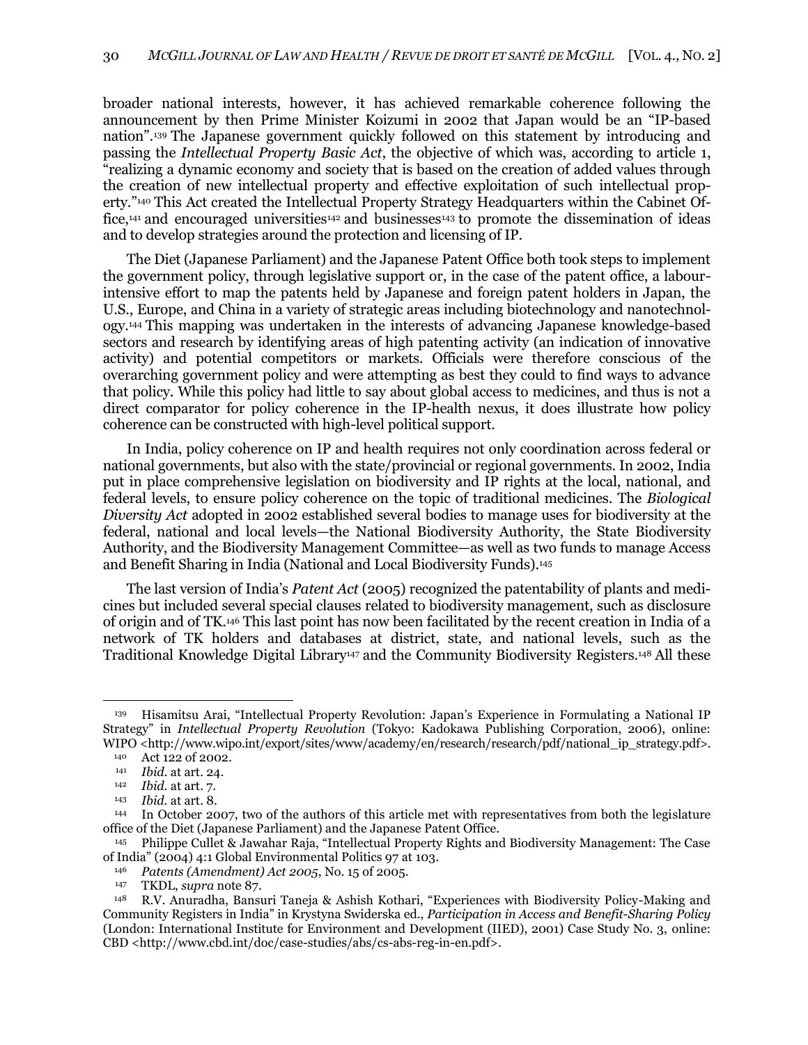broader national interests, however, it has achieved remarkable coherence following the announcement by then Prime Minister Koizumi in 2002 that Japan would be an "IP-based nation".[139] The Japanese government quickly followed on this statement by introducing and passing the *Intellectual Property Basic Act*, the objective of which was, according to article 1, "realizing a dynamic economy and society that is based on the creation of added values through the creation of new intellectual property and effective exploitation of such intellectual property."[140] This Act created the Intellectual Property Strategy Headquarters within the Cabinet Office,[141] and encouraged universities[142] and businesses[143] to promote the dissemination of ideas and to develop strategies around the protection and licensing of IP.

The Diet (Japanese Parliament) and the Japanese Patent Office both took steps to implement the government policy, through legislative support or, in the case of the patent office, a labour-intensive effort to map the patents held by Japanese and foreign patent holders in Japan, the U.S., Europe, and China in a variety of strategic areas including biotechnology and nanotechnology.[144] This mapping was undertaken in the interests of advancing Japanese knowledge-based sectors and research by identifying areas of high patenting activity (an indication of innovative activity) and potential competitors or markets. Officials were therefore conscious of the overarching government policy and were attempting as best they could to find ways to advance that policy. While this policy had little to say about global access to medicines, and thus is not a direct comparator for policy coherence in the IP-health nexus, it does illustrate how policy coherence can be constructed with high-level political support.

In India, policy coherence on IP and health requires not only coordination across federal or national governments, but also with the state/provincial or regional governments. In 2002, India put in place comprehensive legislation on biodiversity and IP rights at the local, national, and federal levels, to ensure policy coherence on the topic of traditional medicines. The *Biological Diversity Act* adopted in 2002 established several bodies to manage uses for biodiversity at the federal, national and local levels—the National Biodiversity Authority, the State Biodiversity Authority, and the Biodiversity Management Committee—as well as two funds to manage Access and Benefit Sharing in India (National and Local Biodiversity Funds).[145]

The last version of India's *Patent Act* (2005) recognized the patentability of plants and medicines but included several special clauses related to biodiversity management, such as disclosure of origin and of TK.[146] This last point has now been facilitated by the recent creation in India of a network of TK holders and databases at district, state, and national levels, such as the Traditional Knowledge Digital Library[147] and the Community Biodiversity Registers.[148] All these

---

[139] Hisamitsu Arai, "Intellectual Property Revolution: Japan's Experience in Formulating a National IP Strategy" in *Intellectual Property Revolution* (Tokyo: Kadokawa Publishing Corporation, 2006), online: WIPO <http://www.wipo.int/export/sites/www/academy/en/research/research/pdf/national_ip_strategy.pdf>.

[140] Act 122 of 2002.

[141] *Ibid.* at art. 24.

[142] *Ibid.* at art. 7.

[143] *Ibid.* at art. 8.

[144] In October 2007, two of the authors of this article met with representatives from both the legislature office of the Diet (Japanese Parliament) and the Japanese Patent Office.

[145] Philippe Cullet & Jawahar Raja, "Intellectual Property Rights and Biodiversity Management: The Case of India" (2004) 4:1 Global Environmental Politics 97 at 103.

[146] *Patents (Amendment) Act 2005*, No. 15 of 2005.

[147] TKDL, *supra* note 87.

[148] R.V. Anuradha, Bansuri Taneja & Ashish Kothari, "Experiences with Biodiversity Policy-Making and Community Registers in India" in Krystyna Swiderska ed., *Participation in Access and Benefit-Sharing Policy* (London: International Institute for Environment and Development (IIED), 2001) Case Study No. 3, online: CBD <http://www.cbd.int/doc/case-studies/abs/cs-abs-reg-in-en.pdf>.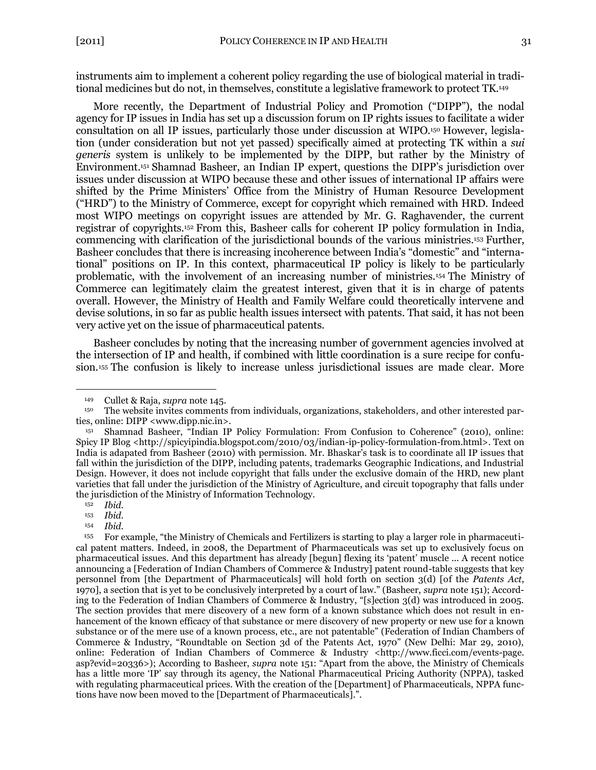instruments aim to implement a coherent policy regarding the use of biological material in traditional medicines but do not, in themselves, constitute a legislative framework to protect TK.[149]

More recently, the Department of Industrial Policy and Promotion ("DIPP"), the nodal agency for IP issues in India has set up a discussion forum on IP rights issues to facilitate a wider consultation on all IP issues, particularly those under discussion at WIPO.[150] However, legislation (under consideration but not yet passed) specifically aimed at protecting TK within a *sui generis* system is unlikely to be implemented by the DIPP, but rather by the Ministry of Environment.[151] Shamnad Basheer, an Indian IP expert, questions the DIPP's jurisdiction over issues under discussion at WIPO because these and other issues of international IP affairs were shifted by the Prime Ministers' Office from the Ministry of Human Resource Development ("HRD") to the Ministry of Commerce, except for copyright which remained with HRD. Indeed most WIPO meetings on copyright issues are attended by Mr. G. Raghavender, the current registrar of copyrights.[152] From this, Basheer calls for coherent IP policy formulation in India, commencing with clarification of the jurisdictional bounds of the various ministries.[153] Further, Basheer concludes that there is increasing incoherence between India's "domestic" and "international" positions on IP. In this context, pharmaceutical IP policy is likely to be particularly problematic, with the involvement of an increasing number of ministries.[154] The Ministry of Commerce can legitimately claim the greatest interest, given that it is in charge of patents overall. However, the Ministry of Health and Family Welfare could theoretically intervene and devise solutions, in so far as public health issues intersect with patents. That said, it has not been very active yet on the issue of pharmaceutical patents.

Basheer concludes by noting that the increasing number of government agencies involved at the intersection of IP and health, if combined with little coordination is a sure recipe for confusion.[155] The confusion is likely to increase unless jurisdictional issues are made clear. More

---

[149] Cullet & Raja, *supra* note 145.

[150] The website invites comments from individuals, organizations, stakeholders, and other interested parties, online: DIPP <www.dipp.nic.in>.

[151] Shamnad Basheer, "Indian IP Policy Formulation: From Confusion to Coherence" (2010), online: Spicy IP Blog <http://spicyipindia.blogspot.com/2010/03/indian-ip-policy-formulation-from.html>. Text on India is adapated from Basheer (2010) with permission. Mr. Bhaskar's task is to coordinate all IP issues that fall within the jurisdiction of the DIPP, including patents, trademarks Geographic Indications, and Industrial Design. However, it does not include copyright that falls under the exclusive domain of the HRD, new plant varieties that fall under the jurisdiction of the Ministry of Agriculture, and circuit topography that falls under the jurisdiction of the Ministry of Information Technology.

[152] *Ibid.*

[153] *Ibid.*

[154] *Ibid.*

[155] For example, "the Ministry of Chemicals and Fertilizers is starting to play a larger role in pharmaceutical patent matters. Indeed, in 2008, the Department of Pharmaceuticals was set up to exclusively focus on pharmaceutical issues. And this department has already [begun] flexing its 'patent' muscle … A recent notice announcing a [Federation of Indian Chambers of Commerce & Industry] patent round-table suggests that key personnel from [the Department of Pharmaceuticals] will hold forth on section 3(d) [of the *Patents Act*, 1970], a section that is yet to be conclusively interpreted by a court of law." (Basheer, *supra* note 151); According to the Federation of Indian Chambers of Commerce & Industry, "[s]ection 3(d) was introduced in 2005. The section provides that mere discovery of a new form of a known substance which does not result in enhancement of the known efficacy of that substance or mere discovery of new property or new use for a known substance or of the mere use of a known process, etc., are not patentable" (Federation of Indian Chambers of Commerce & Industry, "Roundtable on Section 3d of the Patents Act, 1970" (New Delhi: Mar 29, 2010), online: Federation of Indian Chambers of Commerce & Industry <http://www.ficci.com/events-page.asp?evid=20336>); According to Basheer, *supra* note 151: "Apart from the above, the Ministry of Chemicals has a little more 'IP' say through its agency, the National Pharmaceutical Pricing Authority (NPPA), tasked with regulating pharmaceutical prices. With the creation of the [Department] of Pharmaceuticals, NPPA functions have now been moved to the [Department of Pharmaceuticals].".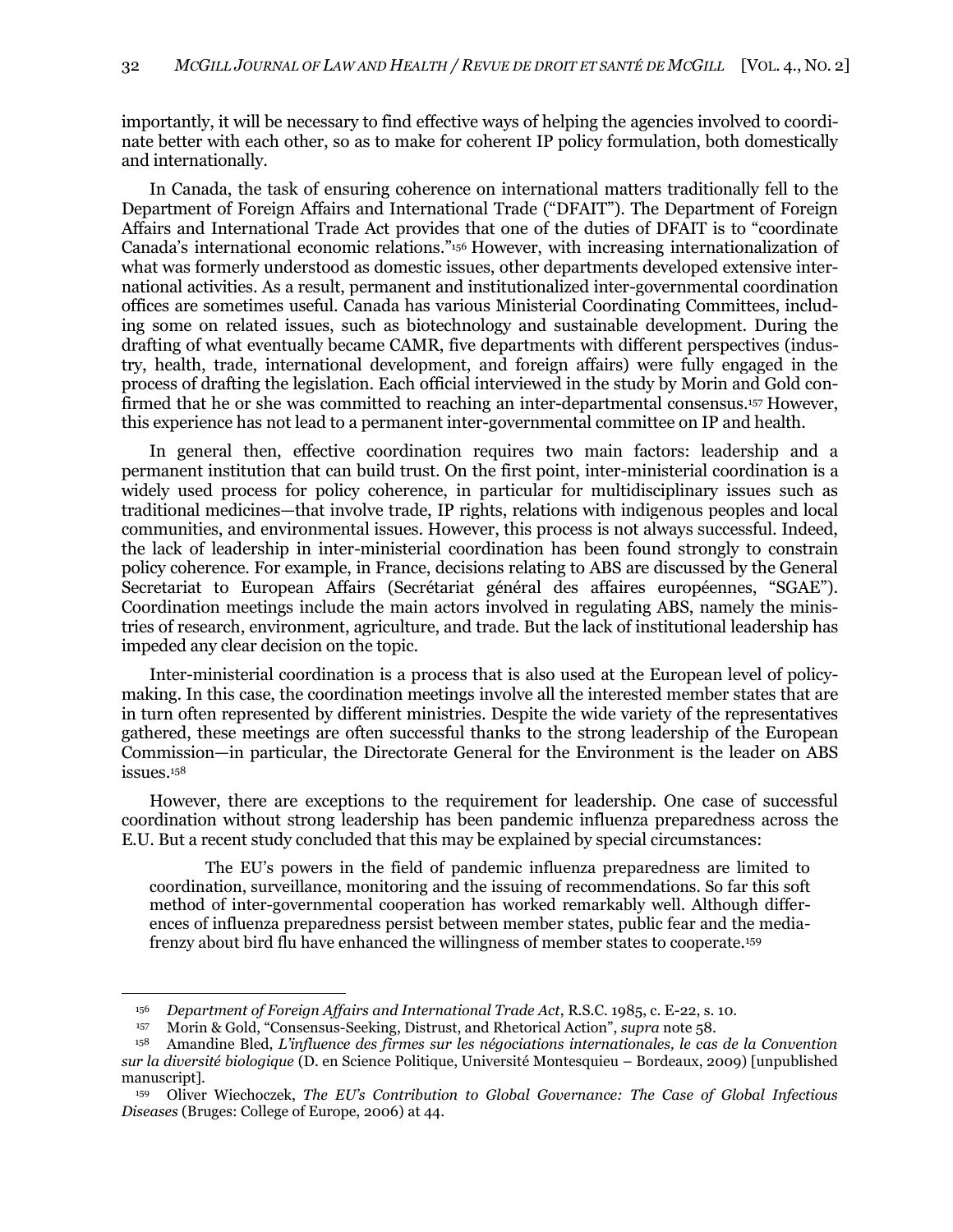importantly, it will be necessary to find effective ways of helping the agencies involved to coordinate better with each other, so as to make for coherent IP policy formulation, both domestically and internationally.

In Canada, the task of ensuring coherence on international matters traditionally fell to the Department of Foreign Affairs and International Trade ("DFAIT"). The Department of Foreign Affairs and International Trade Act provides that one of the duties of DFAIT is to "coordinate Canada's international economic relations."[156] However, with increasing internationalization of what was formerly understood as domestic issues, other departments developed extensive international activities. As a result, permanent and institutionalized inter-governmental coordination offices are sometimes useful. Canada has various Ministerial Coordinating Committees, including some on related issues, such as biotechnology and sustainable development. During the drafting of what eventually became CAMR, five departments with different perspectives (industry, health, trade, international development, and foreign affairs) were fully engaged in the process of drafting the legislation. Each official interviewed in the study by Morin and Gold confirmed that he or she was committed to reaching an inter-departmental consensus.[157] However, this experience has not lead to a permanent inter-governmental committee on IP and health.

In general then, effective coordination requires two main factors: leadership and a permanent institution that can build trust. On the first point, inter-ministerial coordination is a widely used process for policy coherence, in particular for multidisciplinary issues such as traditional medicines—that involve trade, IP rights, relations with indigenous peoples and local communities, and environmental issues. However, this process is not always successful. Indeed, the lack of leadership in inter-ministerial coordination has been found strongly to constrain policy coherence. For example, in France, decisions relating to ABS are discussed by the General Secretariat to European Affairs (Secrétariat général des affaires européennes, "SGAE"). Coordination meetings include the main actors involved in regulating ABS, namely the ministries of research, environment, agriculture, and trade. But the lack of institutional leadership has impeded any clear decision on the topic.

Inter-ministerial coordination is a process that is also used at the European level of policy-making. In this case, the coordination meetings involve all the interested member states that are in turn often represented by different ministries. Despite the wide variety of the representatives gathered, these meetings are often successful thanks to the strong leadership of the European Commission—in particular, the Directorate General for the Environment is the leader on ABS issues.[158]

However, there are exceptions to the requirement for leadership. One case of successful coordination without strong leadership has been pandemic influenza preparedness across the E.U. But a recent study concluded that this may be explained by special circumstances:

> The EU's powers in the field of pandemic influenza preparedness are limited to coordination, surveillance, monitoring and the issuing of recommendations. So far this soft method of inter-governmental cooperation has worked remarkably well. Although differences of influenza preparedness persist between member states, public fear and the media-frenzy about bird flu have enhanced the willingness of member states to cooperate.[159]

---

[156] *Department of Foreign Affairs and International Trade Act*, R.S.C. 1985, c. E-22, s. 10.

[157] Morin & Gold, "Consensus-Seeking, Distrust, and Rhetorical Action", *supra* note 58.

[158] Amandine Bled, *L'influence des firmes sur les négociations internationales, le cas de la Convention sur la diversité biologique* (D. en Science Politique, Université Montesquieu – Bordeaux, 2009) [unpublished manuscript].

[159] Oliver Wiechoczek, *The EU's Contribution to Global Governance: The Case of Global Infectious Diseases* (Bruges: College of Europe, 2006) at 44.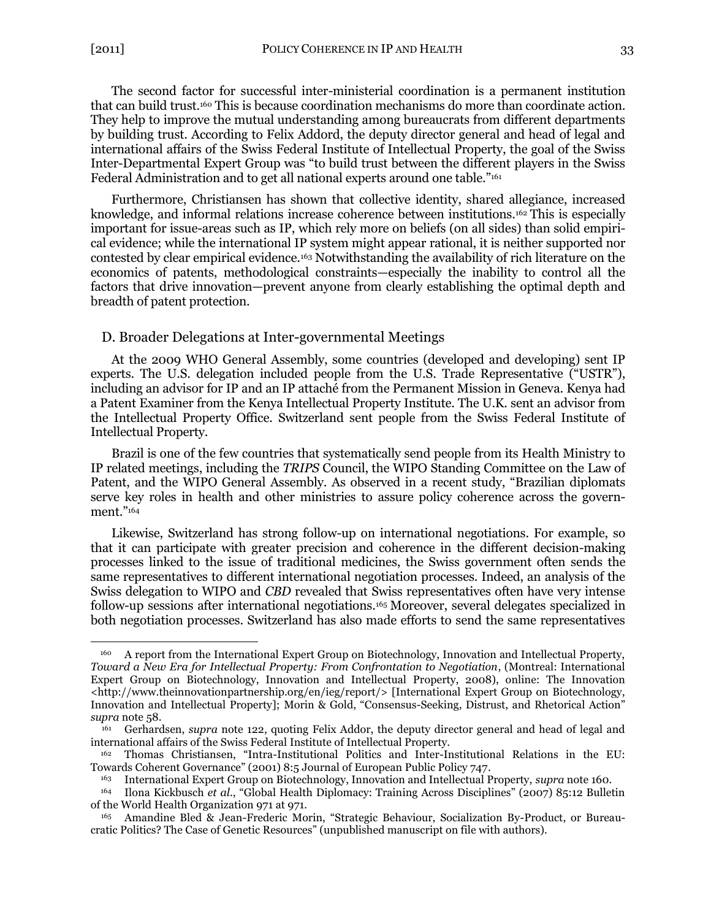The second factor for successful inter-ministerial coordination is a permanent institution that can build trust.[160] This is because coordination mechanisms do more than coordinate action. They help to improve the mutual understanding among bureaucrats from different departments by building trust. According to Felix Addord, the deputy director general and head of legal and international affairs of the Swiss Federal Institute of Intellectual Property, the goal of the Swiss Inter-Departmental Expert Group was "to build trust between the different players in the Swiss Federal Administration and to get all national experts around one table."[161]

Furthermore, Christiansen has shown that collective identity, shared allegiance, increased knowledge, and informal relations increase coherence between institutions.[162] This is especially important for issue-areas such as IP, which rely more on beliefs (on all sides) than solid empirical evidence; while the international IP system might appear rational, it is neither supported nor contested by clear empirical evidence.[163] Notwithstanding the availability of rich literature on the economics of patents, methodological constraints—especially the inability to control all the factors that drive innovation—prevent anyone from clearly establishing the optimal depth and breadth of patent protection.

## D. Broader Delegations at Inter-governmental Meetings

At the 2009 WHO General Assembly, some countries (developed and developing) sent IP experts. The U.S. delegation included people from the U.S. Trade Representative ("USTR"), including an advisor for IP and an IP attaché from the Permanent Mission in Geneva. Kenya had a Patent Examiner from the Kenya Intellectual Property Institute. The U.K. sent an advisor from the Intellectual Property Office. Switzerland sent people from the Swiss Federal Institute of Intellectual Property.

Brazil is one of the few countries that systematically send people from its Health Ministry to IP related meetings, including the *TRIPS* Council, the WIPO Standing Committee on the Law of Patent, and the WIPO General Assembly. As observed in a recent study, "Brazilian diplomats serve key roles in health and other ministries to assure policy coherence across the government."[164]

Likewise, Switzerland has strong follow-up on international negotiations. For example, so that it can participate with greater precision and coherence in the different decision-making processes linked to the issue of traditional medicines, the Swiss government often sends the same representatives to different international negotiation processes. Indeed, an analysis of the Swiss delegation to WIPO and *CBD* revealed that Swiss representatives often have very intense follow-up sessions after international negotiations.[165] Moreover, several delegates specialized in both negotiation processes. Switzerland has also made efforts to send the same representatives

---

[160] A report from the International Expert Group on Biotechnology, Innovation and Intellectual Property, *Toward a New Era for Intellectual Property: From Confrontation to Negotiation*, (Montreal: International Expert Group on Biotechnology, Innovation and Intellectual Property, 2008), online: The Innovation <http://www.theinnovationpartnership.org/en/ieg/report/> [International Expert Group on Biotechnology, Innovation and Intellectual Property]; Morin & Gold, "Consensus-Seeking, Distrust, and Rhetorical Action" *supra* note 58.

[161] Gerhardsen, *supra* note 122, quoting Felix Addor, the deputy director general and head of legal and international affairs of the Swiss Federal Institute of Intellectual Property.

[162] Thomas Christiansen, "Intra-Institutional Politics and Inter-Institutional Relations in the EU: Towards Coherent Governance" (2001) 8:5 Journal of European Public Policy 747.

[163] International Expert Group on Biotechnology, Innovation and Intellectual Property, *supra* note 160.

[164] Ilona Kickbusch *et al*., "Global Health Diplomacy: Training Across Disciplines" (2007) 85:12 Bulletin of the World Health Organization 971 at 971.

[165] Amandine Bled & Jean-Frederic Morin, "Strategic Behaviour, Socialization By-Product, or Bureaucratic Politics? The Case of Genetic Resources" (unpublished manuscript on file with authors).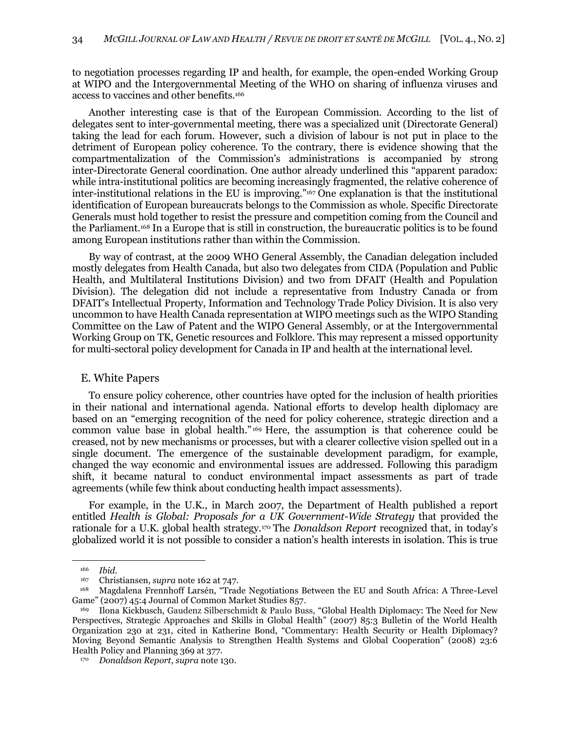to negotiation processes regarding IP and health, for example, the open-ended Working Group at WIPO and the Intergovernmental Meeting of the WHO on sharing of influenza viruses and access to vaccines and other benefits.[166]

Another interesting case is that of the European Commission. According to the list of delegates sent to inter-governmental meeting, there was a specialized unit (Directorate General) taking the lead for each forum. However, such a division of labour is not put in place to the detriment of European policy coherence. To the contrary, there is evidence showing that the compartmentalization of the Commission's administrations is accompanied by strong inter-Directorate General coordination. One author already underlined this "apparent paradox: while intra-institutional politics are becoming increasingly fragmented, the relative coherence of inter-institutional relations in the EU is improving."[167] One explanation is that the institutional identification of European bureaucrats belongs to the Commission as whole. Specific Directorate Generals must hold together to resist the pressure and competition coming from the Council and the Parliament.[168] In a Europe that is still in construction, the bureaucratic politics is to be found among European institutions rather than within the Commission.

By way of contrast, at the 2009 WHO General Assembly, the Canadian delegation included mostly delegates from Health Canada, but also two delegates from CIDA (Population and Public Health, and Multilateral Institutions Division) and two from DFAIT (Health and Population Division). The delegation did not include a representative from Industry Canada or from DFAIT's Intellectual Property, Information and Technology Trade Policy Division. It is also very uncommon to have Health Canada representation at WIPO meetings such as the WIPO Standing Committee on the Law of Patent and the WIPO General Assembly, or at the Intergovernmental Working Group on TK, Genetic resources and Folklore. This may represent a missed opportunity for multi-sectoral policy development for Canada in IP and health at the international level.

## E. White Papers

To ensure policy coherence, other countries have opted for the inclusion of health priorities in their national and international agenda. National efforts to develop health diplomacy are based on an "emerging recognition of the need for policy coherence, strategic direction and a common value base in global health."[169] Here, the assumption is that coherence could be ceased, not by new mechanisms or processes, but with a clearer collective vision spelled out in a single document. The emergence of the sustainable development paradigm, for example, changed the way economic and environmental issues are addressed. Following this paradigm shift, it became natural to conduct environmental impact assessments as part of trade agreements (while few think about conducting health impact assessments).

For example, in the U.K., in March 2007, the Department of Health published a report entitled *Health is Global: Proposals for a UK Government-Wide Strategy* that provided the rationale for a U.K. global health strategy.[170] The *Donaldson Report* recognized that, in today's globalized world it is not possible to consider a nation's health interests in isolation. This is true

---

[166] *Ibid.*

[167] Christiansen, *supra* note 162 at 747.

[168] Magdalena Frennhoff Larsén, "Trade Negotiations Between the EU and South Africa: A Three-Level Game" (2007) 45:4 Journal of Common Market Studies 857.

[169] Ilona Kickbusch, Gaudenz Silberschmidt & Paulo Buss, "Global Health Diplomacy: The Need for New Perspectives, Strategic Approaches and Skills in Global Health" (2007) 85:3 Bulletin of the World Health Organization 230 at 231, cited in Katherine Bond, "Commentary: Health Security or Health Diplomacy? Moving Beyond Semantic Analysis to Strengthen Health Systems and Global Cooperation" (2008) 23:6 Health Policy and Planning 369 at 377.

[170] *Donaldson Report*, *supra* note 130.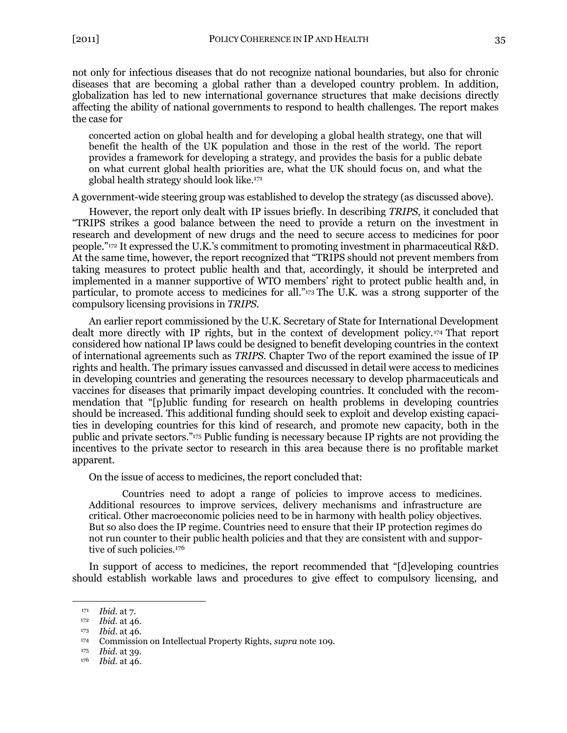not only for infectious diseases that do not recognize national boundaries, but also for chronic diseases that are becoming a global rather than a developed country problem. In addition, globalization has led to new international governance structures that make decisions directly affecting the ability of national governments to respond to health challenges. The report makes the case for

> concerted action on global health and for developing a global health strategy, one that will benefit the health of the UK population and those in the rest of the world. The report provides a framework for developing a strategy, and provides the basis for a public debate on what current global health priorities are, what the UK should focus on, and what the global health strategy should look like.[171]

A government-wide steering group was established to develop the strategy (as discussed above).

However, the report only dealt with IP issues briefly. In describing *TRIPS*, it concluded that "TRIPS strikes a good balance between the need to provide a return on the investment in research and development of new drugs and the need to secure access to medicines for poor people."[172] It expressed the U.K.'s commitment to promoting investment in pharmaceutical R&D. At the same time, however, the report recognized that "TRIPS should not prevent members from taking measures to protect public health and that, accordingly, it should be interpreted and implemented in a manner supportive of WTO members' right to protect public health and, in particular, to promote access to medicines for all."[173] The U.K. was a strong supporter of the compulsory licensing provisions in *TRIPS*.

An earlier report commissioned by the U.K. Secretary of State for International Development dealt more directly with IP rights, but in the context of development policy.[174] That report considered how national IP laws could be designed to benefit developing countries in the context of international agreements such as *TRIPS*. Chapter Two of the report examined the issue of IP rights and health. The primary issues canvassed and discussed in detail were access to medicines in developing countries and generating the resources necessary to develop pharmaceuticals and vaccines for diseases that primarily impact developing countries. It concluded with the recommendation that "[p]ublic funding for research on health problems in developing countries should be increased. This additional funding should seek to exploit and develop existing capacities in developing countries for this kind of research, and promote new capacity, both in the public and private sectors."[175] Public funding is necessary because IP rights are not providing the incentives to the private sector to research in this area because there is no profitable market apparent.

On the issue of access to medicines, the report concluded that:

> Countries need to adopt a range of policies to improve access to medicines. Additional resources to improve services, delivery mechanisms and infrastructure are critical. Other macroeconomic policies need to be in harmony with health policy objectives. But so also does the IP regime. Countries need to ensure that their IP protection regimes do not run counter to their public health policies and that they are consistent with and supportive of such policies.[176]

In support of access to medicines, the report recommended that "[d]eveloping countries should establish workable laws and procedures to give effect to compulsory licensing, and

---

[171] *Ibid.* at 7.

[172] *Ibid.* at 46.

[173] *Ibid.* at 46.

[174] Commission on Intellectual Property Rights, *supra* note 109.

[175] *Ibid.* at 39.

[176] *Ibid.* at 46.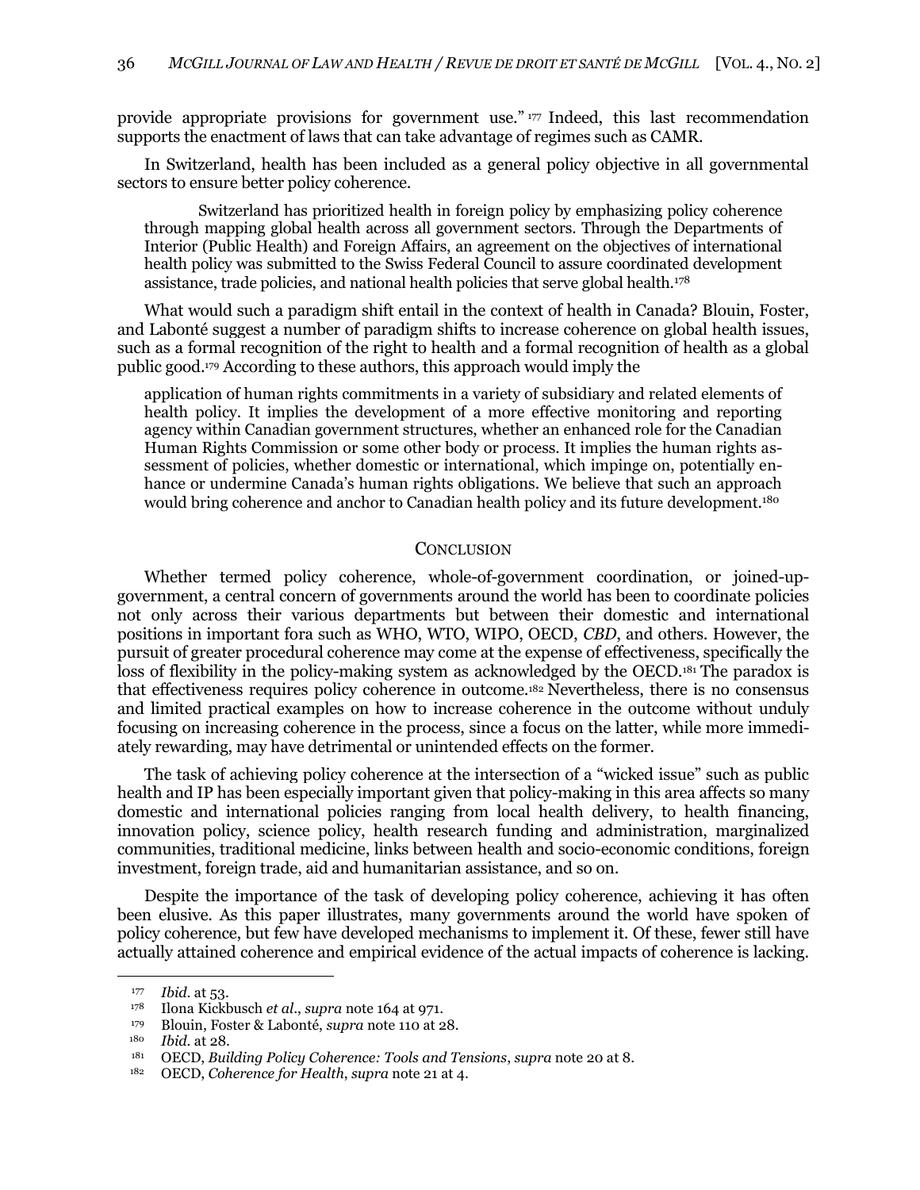provide appropriate provisions for government use."[177] Indeed, this last recommendation supports the enactment of laws that can take advantage of regimes such as CAMR.

In Switzerland, health has been included as a general policy objective in all governmental sectors to ensure better policy coherence.

> Switzerland has prioritized health in foreign policy by emphasizing policy coherence through mapping global health across all government sectors. Through the Departments of Interior (Public Health) and Foreign Affairs, an agreement on the objectives of international health policy was submitted to the Swiss Federal Council to assure coordinated development assistance, trade policies, and national health policies that serve global health.[178]

What would such a paradigm shift entail in the context of health in Canada? Blouin, Foster, and Labonté suggest a number of paradigm shifts to increase coherence on global health issues, such as a formal recognition of the right to health and a formal recognition of health as a global public good.[179] According to these authors, this approach would imply the

> application of human rights commitments in a variety of subsidiary and related elements of health policy. It implies the development of a more effective monitoring and reporting agency within Canadian government structures, whether an enhanced role for the Canadian Human Rights Commission or some other body or process. It implies the human rights assessment of policies, whether domestic or international, which impinge on, potentially enhance or undermine Canada's human rights obligations. We believe that such an approach would bring coherence and anchor to Canadian health policy and its future development.[180]

## CONCLUSION

Whether termed policy coherence, whole-of-government coordination, or joined-up-government, a central concern of governments around the world has been to coordinate policies not only across their various departments but between their domestic and international positions in important fora such as WHO, WTO, WIPO, OECD, *CBD*, and others. However, the pursuit of greater procedural coherence may come at the expense of effectiveness, specifically the loss of flexibility in the policy-making system as acknowledged by the OECD.[181] The paradox is that effectiveness requires policy coherence in outcome.[182] Nevertheless, there is no consensus and limited practical examples on how to increase coherence in the outcome without unduly focusing on increasing coherence in the process, since a focus on the latter, while more immediately rewarding, may have detrimental or unintended effects on the former.

The task of achieving policy coherence at the intersection of a "wicked issue" such as public health and IP has been especially important given that policy-making in this area affects so many domestic and international policies ranging from local health delivery, to health financing, innovation policy, science policy, health research funding and administration, marginalized communities, traditional medicine, links between health and socio-economic conditions, foreign investment, foreign trade, aid and humanitarian assistance, and so on.

Despite the importance of the task of developing policy coherence, achieving it has often been elusive. As this paper illustrates, many governments around the world have spoken of policy coherence, but few have developed mechanisms to implement it. Of these, fewer still have actually attained coherence and empirical evidence of the actual impacts of coherence is lacking.

---

[177] *Ibid.* at 53.

[178] Ilona Kickbusch *et al.*, *supra* note 164 at 971.

[179] Blouin, Foster & Labonté, *supra* note 110 at 28.

[180] *Ibid.* at 28.

[181] OECD, *Building Policy Coherence: Tools and Tensions*, *supra* note 20 at 8.

[182] OECD, *Coherence for Health*, *supra* note 21 at 4.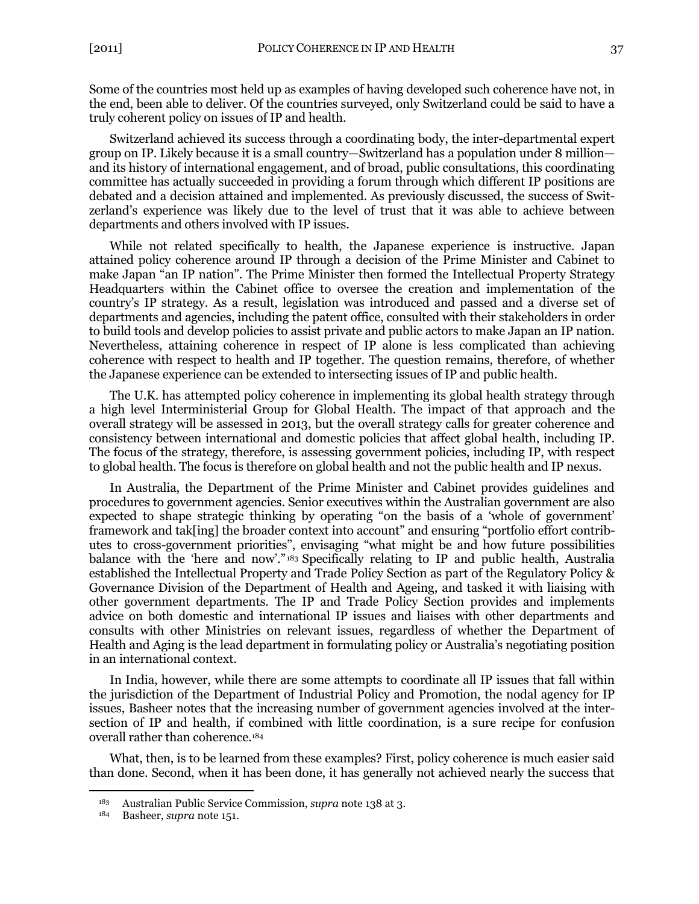Some of the countries most held up as examples of having developed such coherence have not, in the end, been able to deliver. Of the countries surveyed, only Switzerland could be said to have a truly coherent policy on issues of IP and health.

Switzerland achieved its success through a coordinating body, the inter-departmental expert group on IP. Likely because it is a small country—Switzerland has a population under 8 million—and its history of international engagement, and of broad, public consultations, this coordinating committee has actually succeeded in providing a forum through which different IP positions are debated and a decision attained and implemented. As previously discussed, the success of Switzerland's experience was likely due to the level of trust that it was able to achieve between departments and others involved with IP issues.

While not related specifically to health, the Japanese experience is instructive. Japan attained policy coherence around IP through a decision of the Prime Minister and Cabinet to make Japan "an IP nation". The Prime Minister then formed the Intellectual Property Strategy Headquarters within the Cabinet office to oversee the creation and implementation of the country's IP strategy. As a result, legislation was introduced and passed and a diverse set of departments and agencies, including the patent office, consulted with their stakeholders in order to build tools and develop policies to assist private and public actors to make Japan an IP nation. Nevertheless, attaining coherence in respect of IP alone is less complicated than achieving coherence with respect to health and IP together. The question remains, therefore, of whether the Japanese experience can be extended to intersecting issues of IP and public health.

The U.K. has attempted policy coherence in implementing its global health strategy through a high level Interministerial Group for Global Health. The impact of that approach and the overall strategy will be assessed in 2013, but the overall strategy calls for greater coherence and consistency between international and domestic policies that affect global health, including IP. The focus of the strategy, therefore, is assessing government policies, including IP, with respect to global health. The focus is therefore on global health and not the public health and IP nexus.

In Australia, the Department of the Prime Minister and Cabinet provides guidelines and procedures to government agencies. Senior executives within the Australian government are also expected to shape strategic thinking by operating "on the basis of a 'whole of government' framework and tak[ing] the broader context into account" and ensuring "portfolio effort contributes to cross-government priorities", envisaging "what might be and how future possibilities balance with the 'here and now'."[183] Specifically relating to IP and public health, Australia established the Intellectual Property and Trade Policy Section as part of the Regulatory Policy & Governance Division of the Department of Health and Ageing, and tasked it with liaising with other government departments. The IP and Trade Policy Section provides and implements advice on both domestic and international IP issues and liaises with other departments and consults with other Ministries on relevant issues, regardless of whether the Department of Health and Aging is the lead department in formulating policy or Australia's negotiating position in an international context.

In India, however, while there are some attempts to coordinate all IP issues that fall within the jurisdiction of the Department of Industrial Policy and Promotion, the nodal agency for IP issues, Basheer notes that the increasing number of government agencies involved at the intersection of IP and health, if combined with little coordination, is a sure recipe for confusion overall rather than coherence.[184]

What, then, is to be learned from these examples? First, policy coherence is much easier said than done. Second, when it has been done, it has generally not achieved nearly the success that

---

[183] Australian Public Service Commission, *supra* note 138 at 3.

[184] Basheer, *supra* note 151.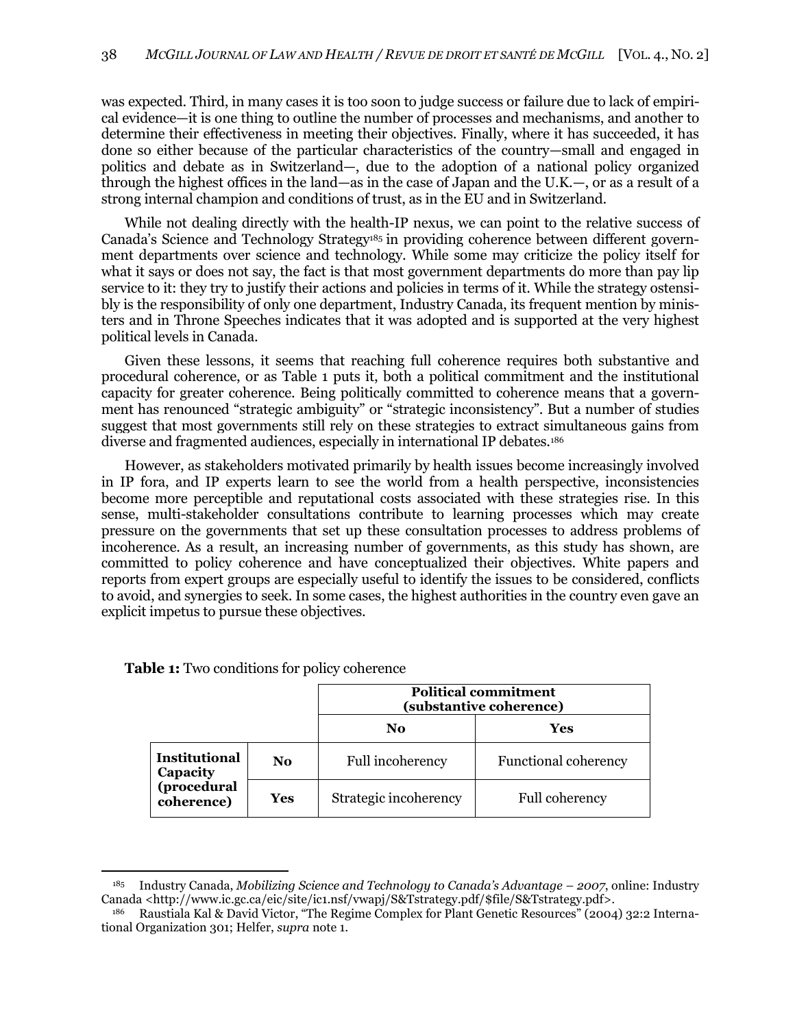was expected. Third, in many cases it is too soon to judge success or failure due to lack of empirical evidence—it is one thing to outline the number of processes and mechanisms, and another to determine their effectiveness in meeting their objectives. Finally, where it has succeeded, it has done so either because of the particular characteristics of the country—small and engaged in politics and debate as in Switzerland—, due to the adoption of a national policy organized through the highest offices in the land—as in the case of Japan and the U.K.—, or as a result of a strong internal champion and conditions of trust, as in the EU and in Switzerland.

While not dealing directly with the health-IP nexus, we can point to the relative success of Canada's Science and Technology Strategy[185] in providing coherence between different government departments over science and technology. While some may criticize the policy itself for what it says or does not say, the fact is that most government departments do more than pay lip service to it: they try to justify their actions and policies in terms of it. While the strategy ostensibly is the responsibility of only one department, Industry Canada, its frequent mention by ministers and in Throne Speeches indicates that it was adopted and is supported at the very highest political levels in Canada.

Given these lessons, it seems that reaching full coherence requires both substantive and procedural coherence, or as Table 1 puts it, both a political commitment and the institutional capacity for greater coherence. Being politically committed to coherence means that a government has renounced "strategic ambiguity" or "strategic inconsistency". But a number of studies suggest that most governments still rely on these strategies to extract simultaneous gains from diverse and fragmented audiences, especially in international IP debates.[186]

However, as stakeholders motivated primarily by health issues become increasingly involved in IP fora, and IP experts learn to see the world from a health perspective, inconsistencies become more perceptible and reputational costs associated with these strategies rise. In this sense, multi-stakeholder consultations contribute to learning processes which may create pressure on the governments that set up these consultation processes to address problems of incoherence. As a result, an increasing number of governments, as this study has shown, are committed to policy coherence and have conceptualized their objectives. White papers and reports from expert groups are especially useful to identify the issues to be considered, conflicts to avoid, and synergies to seek. In some cases, the highest authorities in the country even gave an explicit impetus to pursue these objectives.

**Table 1:** Two conditions for policy coherence

| | | **Political commitment (substantive coherence)** | |
|---|---|---|---|
| | | **No** | **Yes** |
| **Institutional Capacity (procedural coherence)** | **No** | Full incoherency | Functional coherency |
| | **Yes** | Strategic incoherency | Full coherency |

[185] Industry Canada, *Mobilizing Science and Technology to Canada's Advantage – 2007*, online: Industry Canada <http://www.ic.gc.ca/eic/site/ic1.nsf/vwapj/S&Tstrategy.pdf/$file/S&Tstrategy.pdf>.

[186] Raustiala Kal & David Victor, "The Regime Complex for Plant Genetic Resources" (2004) 32:2 International Organization 301; Helfer, *supra* note 1.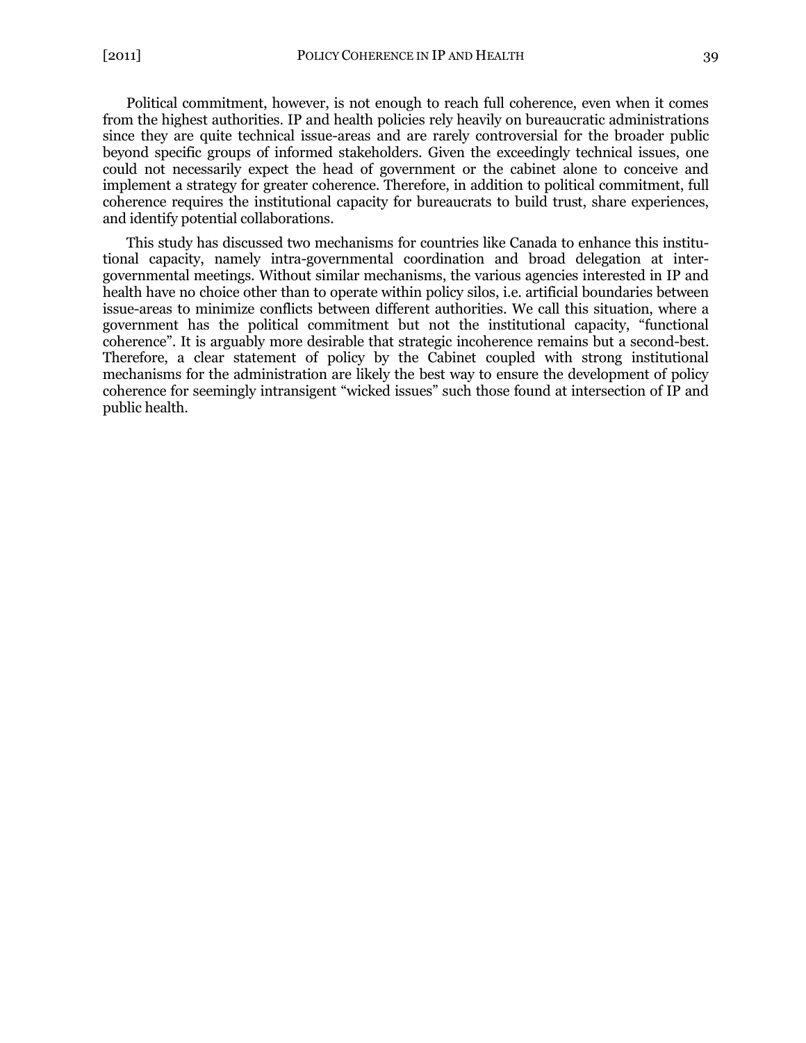Political commitment, however, is not enough to reach full coherence, even when it comes from the highest authorities. IP and health policies rely heavily on bureaucratic administrations since they are quite technical issue-areas and are rarely controversial for the broader public beyond specific groups of informed stakeholders. Given the exceedingly technical issues, one could not necessarily expect the head of government or the cabinet alone to conceive and implement a strategy for greater coherence. Therefore, in addition to political commitment, full coherence requires the institutional capacity for bureaucrats to build trust, share experiences, and identify potential collaborations.

This study has discussed two mechanisms for countries like Canada to enhance this institutional capacity, namely intra-governmental coordination and broad delegation at inter-governmental meetings. Without similar mechanisms, the various agencies interested in IP and health have no choice other than to operate within policy silos, i.e. artificial boundaries between issue-areas to minimize conflicts between different authorities. We call this situation, where a government has the political commitment but not the institutional capacity, "functional coherence". It is arguably more desirable that strategic incoherence remains but a second-best. Therefore, a clear statement of policy by the Cabinet coupled with strong institutional mechanisms for the administration are likely the best way to ensure the development of policy coherence for seemingly intransigent "wicked issues" such those found at intersection of IP and public health.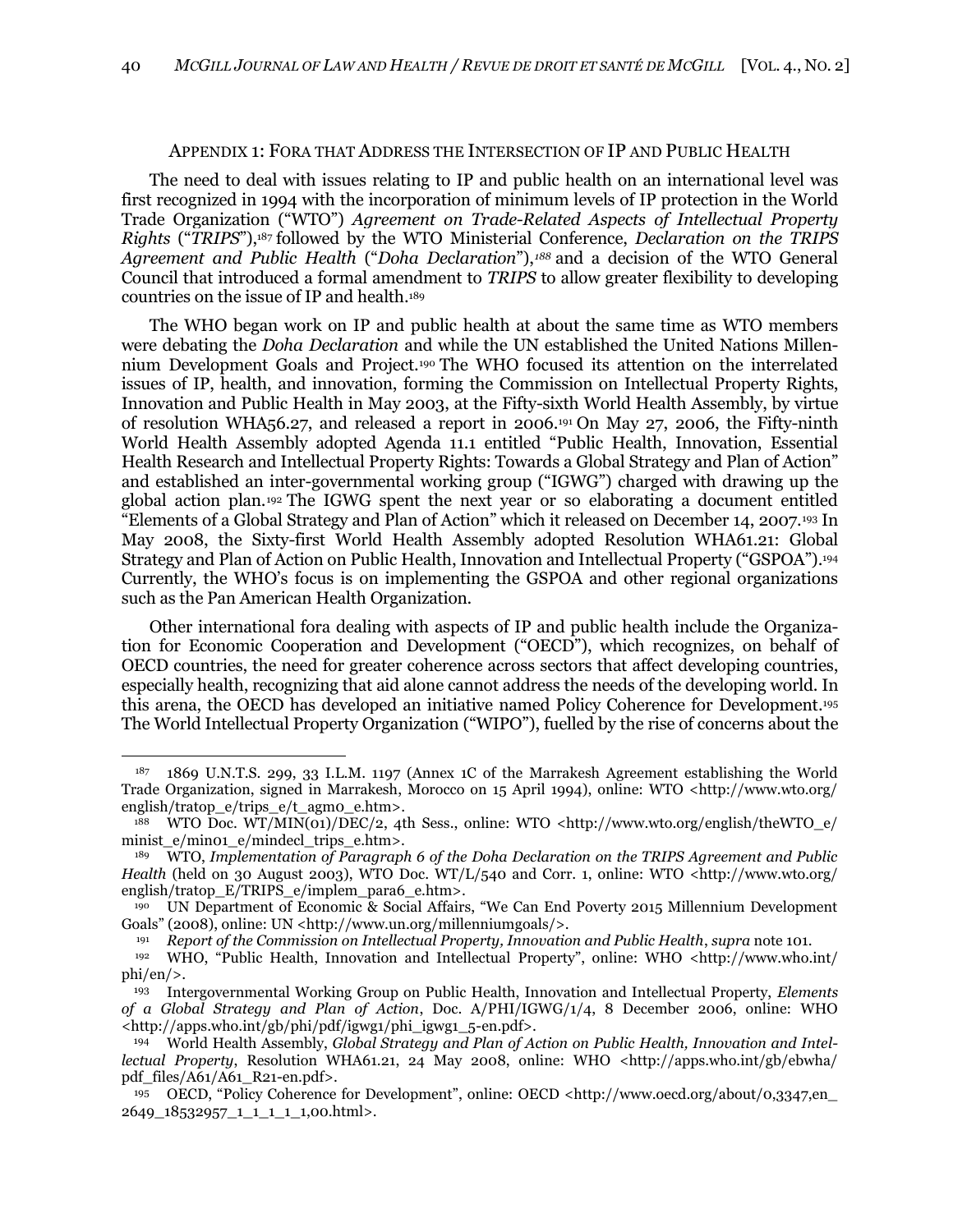## Appendix 1: Fora that Address the Intersection of IP and Public Health

The need to deal with issues relating to IP and public health on an international level was first recognized in 1994 with the incorporation of minimum levels of IP protection in the World Trade Organization ("WTO") *Agreement on Trade-Related Aspects of Intellectual Property Rights* ("*TRIPS*"),[187] followed by the WTO Ministerial Conference, *Declaration on the TRIPS Agreement and Public Health* ("*Doha Declaration*"),[188] and a decision of the WTO General Council that introduced a formal amendment to *TRIPS* to allow greater flexibility to developing countries on the issue of IP and health.[189]

The WHO began work on IP and public health at about the same time as WTO members were debating the *Doha Declaration* and while the UN established the United Nations Millennium Development Goals and Project.[190] The WHO focused its attention on the interrelated issues of IP, health, and innovation, forming the Commission on Intellectual Property Rights, Innovation and Public Health in May 2003, at the Fifty-sixth World Health Assembly, by virtue of resolution WHA56.27, and released a report in 2006.[191] On May 27, 2006, the Fifty-ninth World Health Assembly adopted Agenda 11.1 entitled "Public Health, Innovation, Essential Health Research and Intellectual Property Rights: Towards a Global Strategy and Plan of Action" and established an inter-governmental working group ("IGWG") charged with drawing up the global action plan.[192] The IGWG spent the next year or so elaborating a document entitled "Elements of a Global Strategy and Plan of Action" which it released on December 14, 2007.[193] In May 2008, the Sixty-first World Health Assembly adopted Resolution WHA61.21: Global Strategy and Plan of Action on Public Health, Innovation and Intellectual Property ("GSPOA").[194] Currently, the WHO's focus is on implementing the GSPOA and other regional organizations such as the Pan American Health Organization.

Other international fora dealing with aspects of IP and public health include the Organization for Economic Cooperation and Development ("OECD"), which recognizes, on behalf of OECD countries, the need for greater coherence across sectors that affect developing countries, especially health, recognizing that aid alone cannot address the needs of the developing world. In this arena, the OECD has developed an initiative named Policy Coherence for Development.[195] The World Intellectual Property Organization ("WIPO"), fuelled by the rise of concerns about the

---

[187] 1869 U.N.T.S. 299, 33 I.L.M. 1197 (Annex 1C of the Marrakesh Agreement establishing the World Trade Organization, signed in Marrakesh, Morocco on 15 April 1994), online: WTO <http://www.wto.org/english/tratop_e/trips_e/t_agm0_e.htm>.

[188] WTO Doc. WT/MIN(01)/DEC/2, 4th Sess., online: WTO <http://www.wto.org/english/theWTO_e/minist_e/min01_e/mindecl_trips_e.htm>.

[189] WTO, *Implementation of Paragraph 6 of the Doha Declaration on the TRIPS Agreement and Public Health* (held on 30 August 2003), WTO Doc. WT/L/540 and Corr. 1, online: WTO <http://www.wto.org/english/tratop_E/TRIPS_e/implem_para6_e.htm>.

[190] UN Department of Economic & Social Affairs, "We Can End Poverty 2015 Millennium Development Goals" (2008), online: UN <http://www.un.org/millenniumgoals/>.

[191] *Report of the Commission on Intellectual Property, Innovation and Public Health*, *supra* note 101.

[192] WHO, "Public Health, Innovation and Intellectual Property", online: WHO <http://www.who.int/phi/en/>.

[193] Intergovernmental Working Group on Public Health, Innovation and Intellectual Property, *Elements of a Global Strategy and Plan of Action*, Doc. A/PHI/IGWG/1/4, 8 December 2006, online: WHO <http://apps.who.int/gb/phi/pdf/igwg1/phi_igwg1_5-en.pdf>.

[194] World Health Assembly, *Global Strategy and Plan of Action on Public Health, Innovation and Intellectual Property*, Resolution WHA61.21, 24 May 2008, online: WHO <http://apps.who.int/gb/ebwha/pdf_files/A61/A61_R21-en.pdf>.

[195] OECD, "Policy Coherence for Development", online: OECD <http://www.oecd.org/about/0,3347,en_2649_18532957_1_1_1_1_1,00.html>.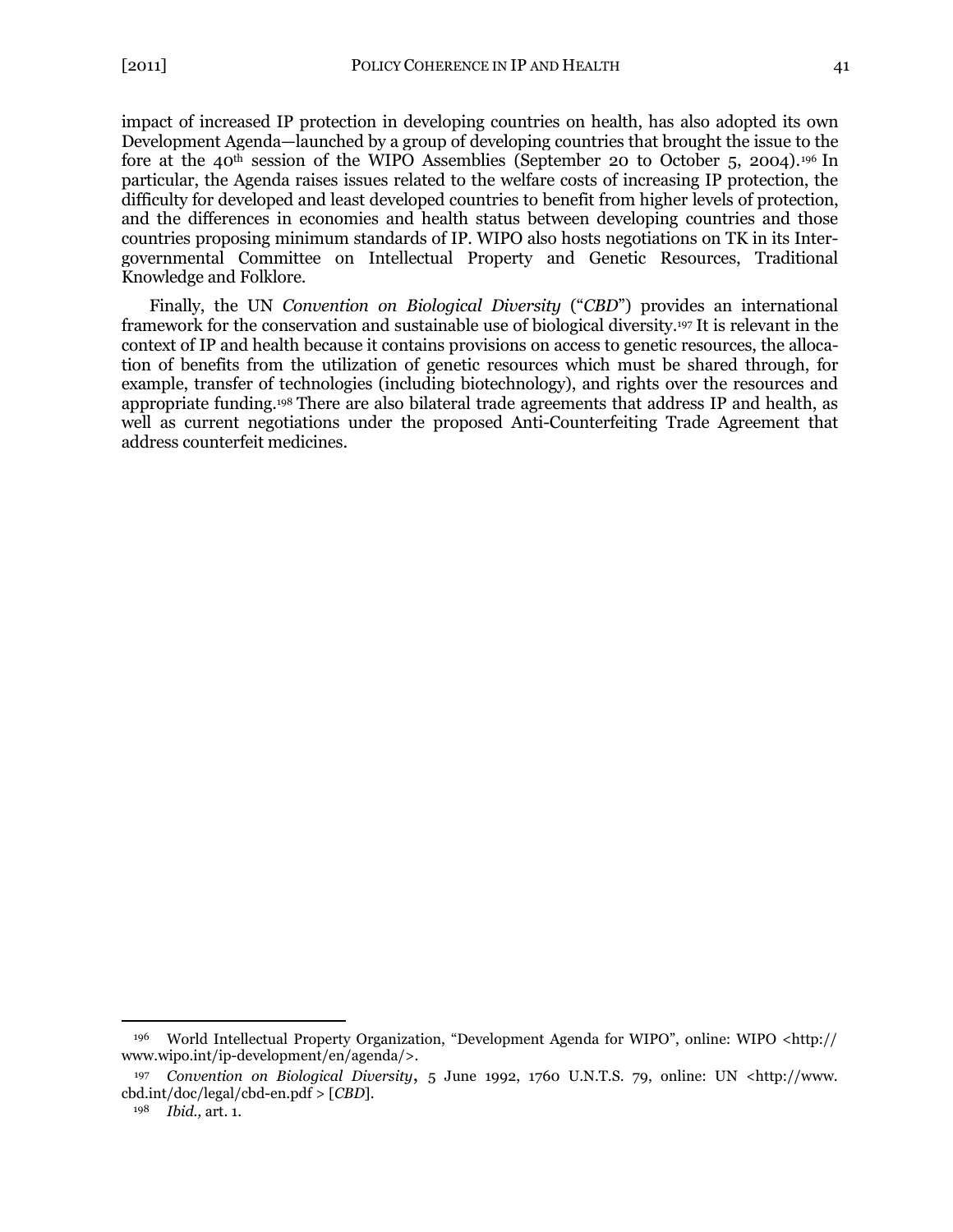impact of increased IP protection in developing countries on health, has also adopted its own Development Agenda—launched by a group of developing countries that brought the issue to the fore at the 40th session of the WIPO Assemblies (September 20 to October 5, 2004).[196] In particular, the Agenda raises issues related to the welfare costs of increasing IP protection, the difficulty for developed and least developed countries to benefit from higher levels of protection, and the differences in economies and health status between developing countries and those countries proposing minimum standards of IP. WIPO also hosts negotiations on TK in its Intergovernmental Committee on Intellectual Property and Genetic Resources, Traditional Knowledge and Folklore.

Finally, the UN *Convention on Biological Diversity* ("*CBD*") provides an international framework for the conservation and sustainable use of biological diversity.[197] It is relevant in the context of IP and health because it contains provisions on access to genetic resources, the allocation of benefits from the utilization of genetic resources which must be shared through, for example, transfer of technologies (including biotechnology), and rights over the resources and appropriate funding.[198] There are also bilateral trade agreements that address IP and health, as well as current negotiations under the proposed Anti-Counterfeiting Trade Agreement that address counterfeit medicines.

---

[196] World Intellectual Property Organization, "Development Agenda for WIPO", online: WIPO <http://www.wipo.int/ip-development/en/agenda/>.

[197] *Convention on Biological Diversity*, 5 June 1992, 1760 U.N.T.S. 79, online: UN <http://www.cbd.int/doc/legal/cbd-en.pdf > [*CBD*].

[198] *Ibid.,* art. 1.